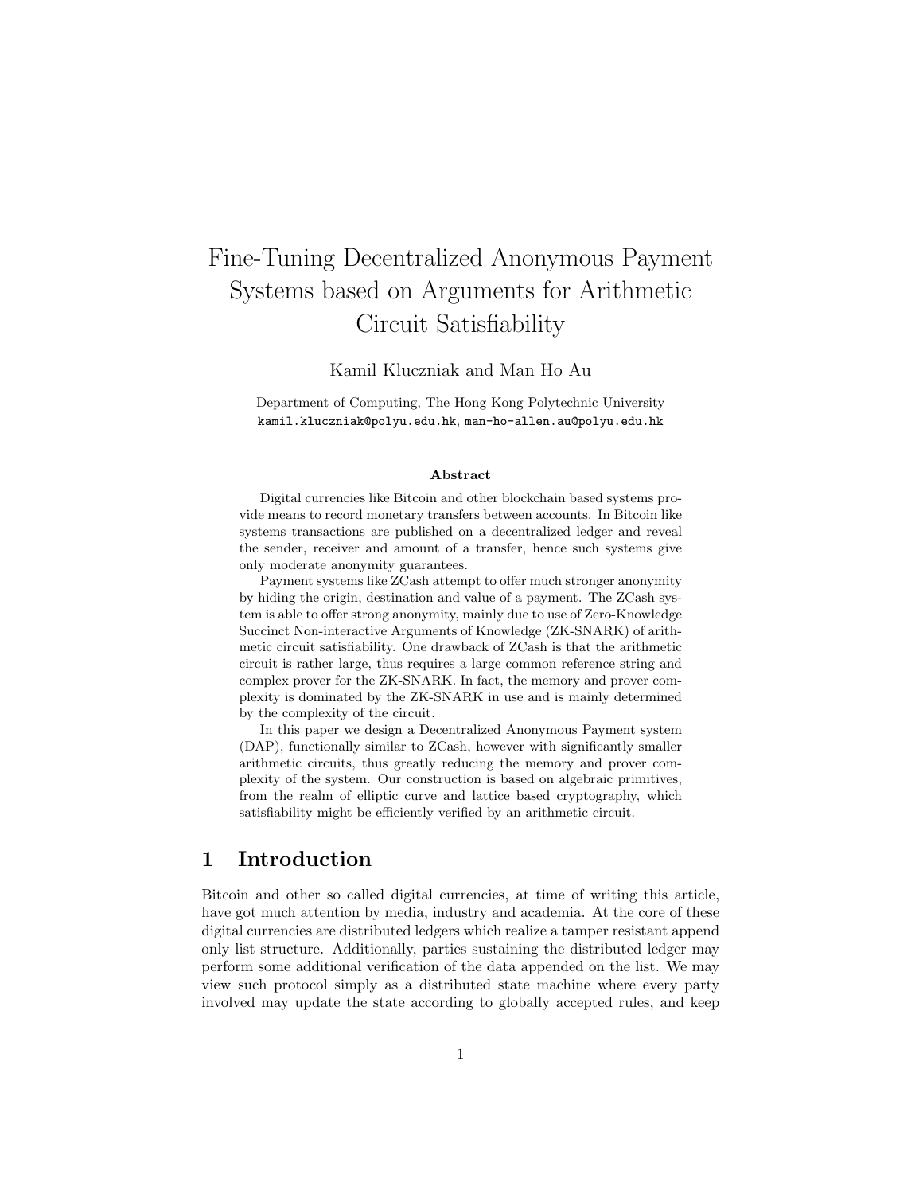# Fine-Tuning Decentralized Anonymous Payment Systems based on Arguments for Arithmetic Circuit Satisfiability

Kamil Kluczniak and Man Ho Au

Department of Computing, The Hong Kong Polytechnic University
`kamil.kluczniak@polyu.edu.hk`, `man-ho-allen.au@polyu.edu.hk`

### Abstract

Digital currencies like Bitcoin and other blockchain based systems provide means to record monetary transfers between accounts. In Bitcoin like systems transactions are published on a decentralized ledger and reveal the sender, receiver and amount of a transfer, hence such systems give only moderate anonymity guarantees.

Payment systems like ZCash attempt to offer much stronger anonymity by hiding the origin, destination and value of a payment. The ZCash system is able to offer strong anonymity, mainly due to use of Zero-Knowledge Succinct Non-interactive Arguments of Knowledge (ZK-SNARK) of arithmetic circuit satisfiability. One drawback of ZCash is that the arithmetic circuit is rather large, thus requires a large common reference string and complex prover for the ZK-SNARK. In fact, the memory and prover complexity is dominated by the ZK-SNARK in use and is mainly determined by the complexity of the circuit.

In this paper we design a Decentralized Anonymous Payment system (DAP), functionally similar to ZCash, however with significantly smaller arithmetic circuits, thus greatly reducing the memory and prover complexity of the system. Our construction is based on algebraic primitives, from the realm of elliptic curve and lattice based cryptography, which satisfiability might be efficiently verified by an arithmetic circuit.

## 1 Introduction

Bitcoin and other so called digital currencies, at time of writing this article, have got much attention by media, industry and academia. At the core of these digital currencies are distributed ledgers which realize a tamper resistant append only list structure. Additionally, parties sustaining the distributed ledger may perform some additional verification of the data appended on the list. We may view such protocol simply as a distributed state machine where every party involved may update the state according to globally accepted rules, and keep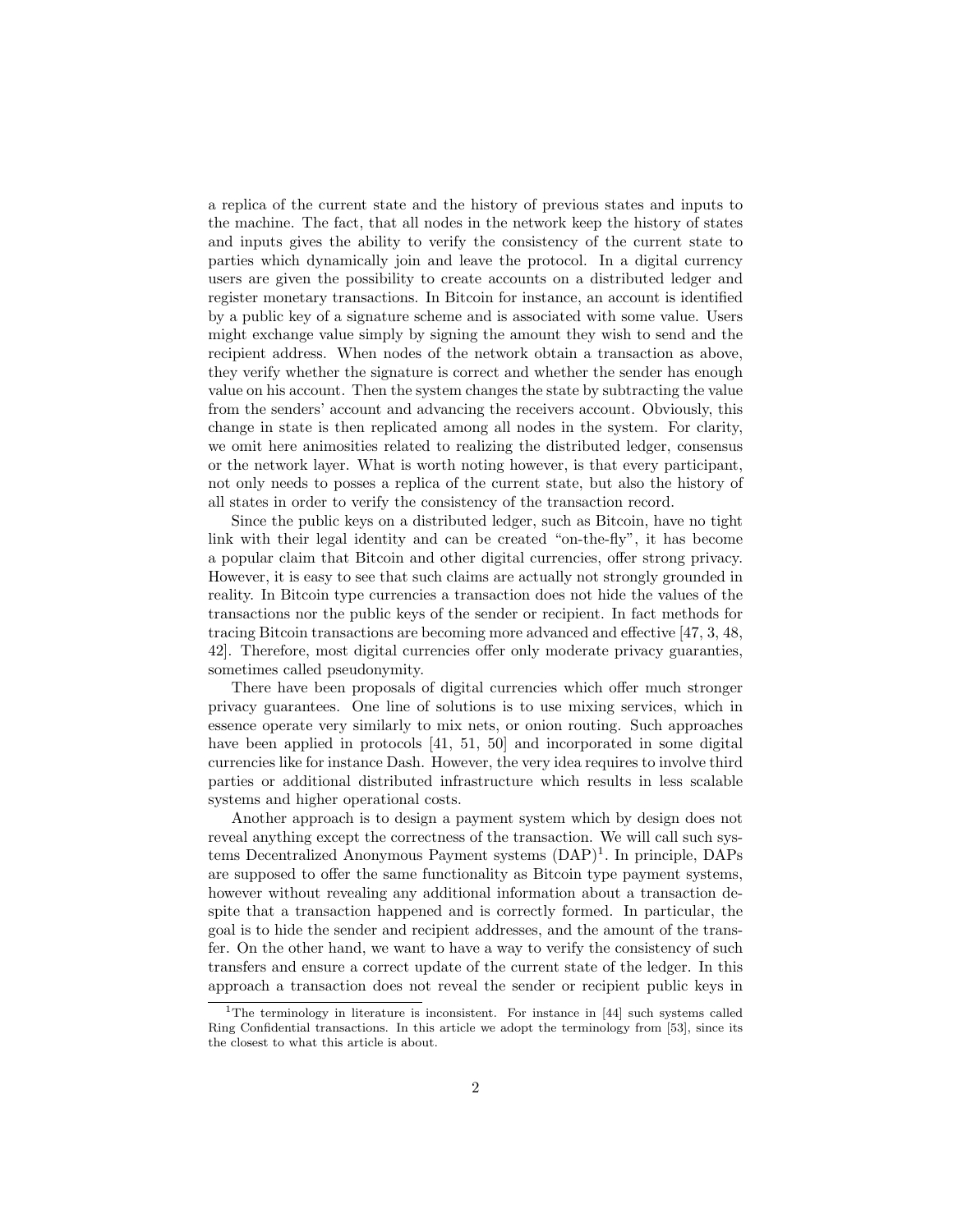a replica of the current state and the history of previous states and inputs to the machine. The fact, that all nodes in the network keep the history of states and inputs gives the ability to verify the consistency of the current state to parties which dynamically join and leave the protocol. In a digital currency users are given the possibility to create accounts on a distributed ledger and register monetary transactions. In Bitcoin for instance, an account is identified by a public key of a signature scheme and is associated with some value. Users might exchange value simply by signing the amount they wish to send and the recipient address. When nodes of the network obtain a transaction as above, they verify whether the signature is correct and whether the sender has enough value on his account. Then the system changes the state by subtracting the value from the senders' account and advancing the receivers account. Obviously, this change in state is then replicated among all nodes in the system. For clarity, we omit here animosities related to realizing the distributed ledger, consensus or the network layer. What is worth noting however, is that every participant, not only needs to posses a replica of the current state, but also the history of all states in order to verify the consistency of the transaction record.

Since the public keys on a distributed ledger, such as Bitcoin, have no tight link with their legal identity and can be created "on-the-fly", it has become a popular claim that Bitcoin and other digital currencies, offer strong privacy. However, it is easy to see that such claims are actually not strongly grounded in reality. In Bitcoin type currencies a transaction does not hide the values of the transactions nor the public keys of the sender or recipient. In fact methods for tracing Bitcoin transactions are becoming more advanced and effective [47, 3, 48, 42]. Therefore, most digital currencies offer only moderate privacy guaranties, sometimes called pseudonymity.

There have been proposals of digital currencies which offer much stronger privacy guarantees. One line of solutions is to use mixing services, which in essence operate very similarly to mix nets, or onion routing. Such approaches have been applied in protocols [41, 51, 50] and incorporated in some digital currencies like for instance Dash. However, the very idea requires to involve third parties or additional distributed infrastructure which results in less scalable systems and higher operational costs.

Another approach is to design a payment system which by design does not reveal anything except the correctness of the transaction. We will call such systems Decentralized Anonymous Payment systems (DAP)[1]. In principle, DAPs are supposed to offer the same functionality as Bitcoin type payment systems, however without revealing any additional information about a transaction despite that a transaction happened and is correctly formed. In particular, the goal is to hide the sender and recipient addresses, and the amount of the transfer. On the other hand, we want to have a way to verify the consistency of such transfers and ensure a correct update of the current state of the ledger. In this approach a transaction does not reveal the sender or recipient public keys in

[1]The terminology in literature is inconsistent. For instance in [44] such systems called Ring Confidential transactions. In this article we adopt the terminology from [53], since its the closest to what this article is about.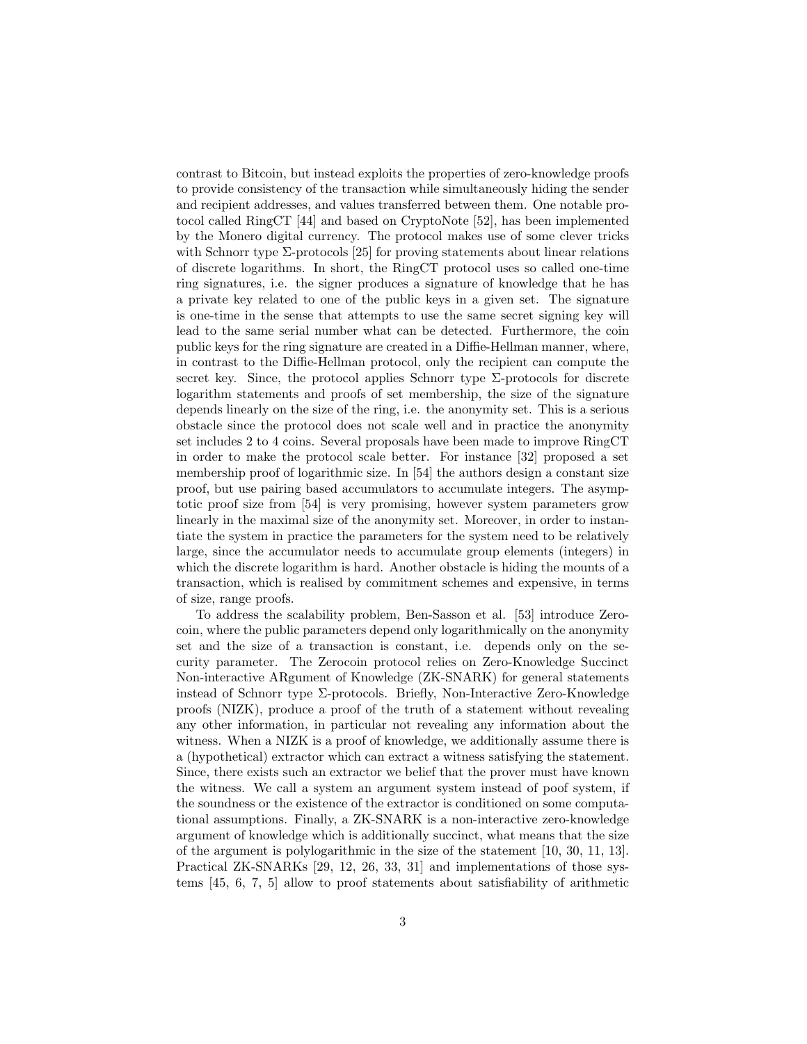contrast to Bitcoin, but instead exploits the properties of zero-knowledge proofs to provide consistency of the transaction while simultaneously hiding the sender and recipient addresses, and values transferred between them. One notable protocol called RingCT [44] and based on CryptoNote [52], has been implemented by the Monero digital currency. The protocol makes use of some clever tricks with Schnorr type $\Sigma$-protocols [25] for proving statements about linear relations of discrete logarithms. In short, the RingCT protocol uses so called one-time ring signatures, i.e. the signer produces a signature of knowledge that he has a private key related to one of the public keys in a given set. The signature is one-time in the sense that attempts to use the same secret signing key will lead to the same serial number what can be detected. Furthermore, the coin public keys for the ring signature are created in a Diffie-Hellman manner, where, in contrast to the Diffie-Hellman protocol, only the recipient can compute the secret key. Since, the protocol applies Schnorr type $\Sigma$-protocols for discrete logarithm statements and proofs of set membership, the size of the signature depends linearly on the size of the ring, i.e. the anonymity set. This is a serious obstacle since the protocol does not scale well and in practice the anonymity set includes 2 to 4 coins. Several proposals have been made to improve RingCT in order to make the protocol scale better. For instance [32] proposed a set membership proof of logarithmic size. In [54] the authors design a constant size proof, but use pairing based accumulators to accumulate integers. The asymptotic proof size from [54] is very promising, however system parameters grow linearly in the maximal size of the anonymity set. Moreover, in order to instantiate the system in practice the parameters for the system need to be relatively large, since the accumulator needs to accumulate group elements (integers) in which the discrete logarithm is hard. Another obstacle is hiding the mounts of a transaction, which is realised by commitment schemes and expensive, in terms of size, range proofs.

To address the scalability problem, Ben-Sasson et al. [53] introduce Zerocoin, where the public parameters depend only logarithmically on the anonymity set and the size of a transaction is constant, i.e. depends only on the security parameter. The Zerocoin protocol relies on Zero-Knowledge Succinct Non-interactive ARgument of Knowledge (ZK-SNARK) for general statements instead of Schnorr type $\Sigma$-protocols. Briefly, Non-Interactive Zero-Knowledge proofs (NIZK), produce a proof of the truth of a statement without revealing any other information, in particular not revealing any information about the witness. When a NIZK is a proof of knowledge, we additionally assume there is a (hypothetical) extractor which can extract a witness satisfying the statement. Since, there exists such an extractor we belief that the prover must have known the witness. We call a system an argument system instead of poof system, if the soundness or the existence of the extractor is conditioned on some computational assumptions. Finally, a ZK-SNARK is a non-interactive zero-knowledge argument of knowledge which is additionally succinct, what means that the size of the argument is polylogarithmic in the size of the statement [10, 30, 11, 13]. Practical ZK-SNARKs [29, 12, 26, 33, 31] and implementations of those systems [45, 6, 7, 5] allow to proof statements about satisfiability of arithmetic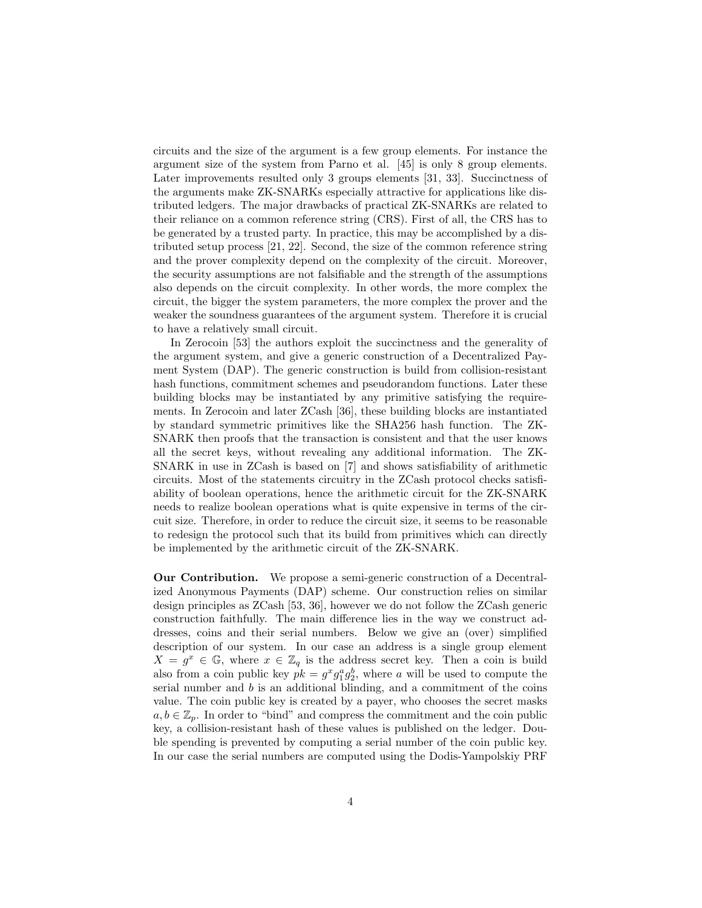circuits and the size of the argument is a few group elements. For instance the argument size of the system from Parno et al. [45] is only 8 group elements. Later improvements resulted only 3 groups elements [31, 33]. Succinctness of the arguments make ZK-SNARKs especially attractive for applications like distributed ledgers. The major drawbacks of practical ZK-SNARKs are related to their reliance on a common reference string (CRS). First of all, the CRS has to be generated by a trusted party. In practice, this may be accomplished by a distributed setup process [21, 22]. Second, the size of the common reference string and the prover complexity depend on the complexity of the circuit. Moreover, the security assumptions are not falsifiable and the strength of the assumptions also depends on the circuit complexity. In other words, the more complex the circuit, the bigger the system parameters, the more complex the prover and the weaker the soundness guarantees of the argument system. Therefore it is crucial to have a relatively small circuit.

In Zerocoin [53] the authors exploit the succinctness and the generality of the argument system, and give a generic construction of a Decentralized Payment System (DAP). The generic construction is build from collision-resistant hash functions, commitment schemes and pseudorandom functions. Later these building blocks may be instantiated by any primitive satisfying the requirements. In Zerocoin and later ZCash [36], these building blocks are instantiated by standard symmetric primitives like the SHA256 hash function. The ZK-SNARK then proofs that the transaction is consistent and that the user knows all the secret keys, without revealing any additional information. The ZK-SNARK in use in ZCash is based on [7] and shows satisfiability of arithmetic circuits. Most of the statements circuitry in the ZCash protocol checks satisfiability of boolean operations, hence the arithmetic circuit for the ZK-SNARK needs to realize boolean operations what is quite expensive in terms of the circuit size. Therefore, in order to reduce the circuit size, it seems to be reasonable to redesign the protocol such that its build from primitives which can directly be implemented by the arithmetic circuit of the ZK-SNARK.

**Our Contribution.** We propose a semi-generic construction of a Decentralized Anonymous Payments (DAP) scheme. Our construction relies on similar design principles as ZCash [53, 36], however we do not follow the ZCash generic construction faithfully. The main difference lies in the way we construct addresses, coins and their serial numbers. Below we give an (over) simplified description of our system. In our case an address is a single group element $X = g^x \in \mathbb{G}$, where $x \in \mathbb{Z}_q$ is the address secret key. Then a coin is build also from a coin public key $pk = g^x g_1^a g_2^b$, where $a$ will be used to compute the serial number and $b$ is an additional blinding, and a commitment of the coins value. The coin public key is created by a payer, who chooses the secret masks $a, b \in \mathbb{Z}_p$. In order to "bind" and compress the commitment and the coin public key, a collision-resistant hash of these values is published on the ledger. Double spending is prevented by computing a serial number of the coin public key. In our case the serial numbers are computed using the Dodis-Yampolskiy PRF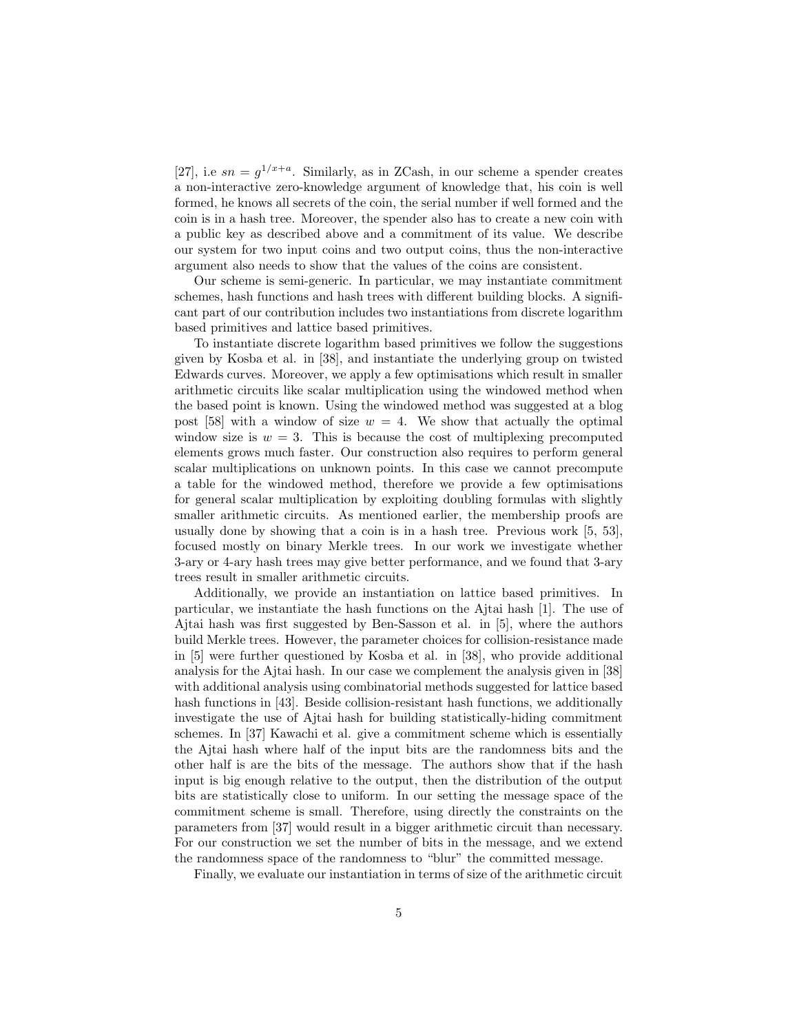[27], i.e $sn = g^{1/x+a}$. Similarly, as in ZCash, in our scheme a spender creates a non-interactive zero-knowledge argument of knowledge that, his coin is well formed, he knows all secrets of the coin, the serial number if well formed and the coin is in a hash tree. Moreover, the spender also has to create a new coin with a public key as described above and a commitment of its value. We describe our system for two input coins and two output coins, thus the non-interactive argument also needs to show that the values of the coins are consistent.

Our scheme is semi-generic. In particular, we may instantiate commitment schemes, hash functions and hash trees with different building blocks. A significant part of our contribution includes two instantiations from discrete logarithm based primitives and lattice based primitives.

To instantiate discrete logarithm based primitives we follow the suggestions given by Kosba et al. in [38], and instantiate the underlying group on twisted Edwards curves. Moreover, we apply a few optimisations which result in smaller arithmetic circuits like scalar multiplication using the windowed method when the based point is known. Using the windowed method was suggested at a blog post [58] with a window of size $w = 4$. We show that actually the optimal window size is $w = 3$. This is because the cost of multiplexing precomputed elements grows much faster. Our construction also requires to perform general scalar multiplications on unknown points. In this case we cannot precompute a table for the windowed method, therefore we provide a few optimisations for general scalar multiplication by exploiting doubling formulas with slightly smaller arithmetic circuits. As mentioned earlier, the membership proofs are usually done by showing that a coin is in a hash tree. Previous work [5, 53], focused mostly on binary Merkle trees. In our work we investigate whether 3-ary or 4-ary hash trees may give better performance, and we found that 3-ary trees result in smaller arithmetic circuits.

Additionally, we provide an instantiation on lattice based primitives. In particular, we instantiate the hash functions on the Ajtai hash [1]. The use of Ajtai hash was first suggested by Ben-Sasson et al. in [5], where the authors build Merkle trees. However, the parameter choices for collision-resistance made in [5] were further questioned by Kosba et al. in [38], who provide additional analysis for the Ajtai hash. In our case we complement the analysis given in [38] with additional analysis using combinatorial methods suggested for lattice based hash functions in [43]. Beside collision-resistant hash functions, we additionally investigate the use of Ajtai hash for building statistically-hiding commitment schemes. In [37] Kawachi et al. give a commitment scheme which is essentially the Ajtai hash where half of the input bits are the randomness bits and the other half is are the bits of the message. The authors show that if the hash input is big enough relative to the output, then the distribution of the output bits are statistically close to uniform. In our setting the message space of the commitment scheme is small. Therefore, using directly the constraints on the parameters from [37] would result in a bigger arithmetic circuit than necessary. For our construction we set the number of bits in the message, and we extend the randomness space of the randomness to "blur" the committed message.

Finally, we evaluate our instantiation in terms of size of the arithmetic circuit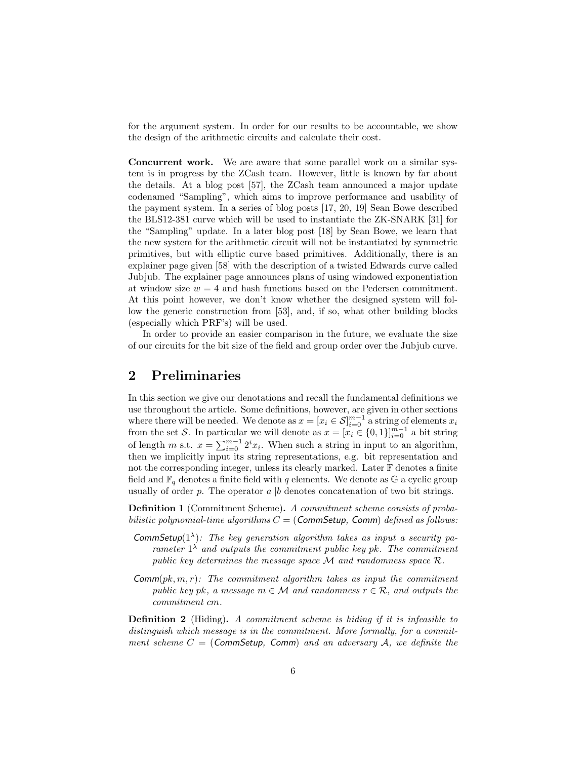for the argument system. In order for our results to be accountable, we show the design of the arithmetic circuits and calculate their cost.

**Concurrent work.** We are aware that some parallel work on a similar system is in progress by the ZCash team. However, little is known by far about the details. At a blog post [57], the ZCash team announced a major update codenamed "Sampling", which aims to improve performance and usability of the payment system. In a series of blog posts [17, 20, 19] Sean Bowe described the BLS12-381 curve which will be used to instantiate the ZK-SNARK [31] for the "Sampling" update. In a later blog post [18] by Sean Bowe, we learn that the new system for the arithmetic circuit will not be instantiated by symmetric primitives, but with elliptic curve based primitives. Additionally, there is an explainer page given [58] with the description of a twisted Edwards curve called Jubjub. The explainer page announces plans of using windowed exponentiation at window size $w = 4$ and hash functions based on the Pedersen commitment. At this point however, we don't know whether the designed system will follow the generic construction from [53], and, if so, what other building blocks (especially which PRF's) will be used.

In order to provide an easier comparison in the future, we evaluate the size of our circuits for the bit size of the field and group order over the Jubjub curve.

## 2 Preliminaries

In this section we give our denotations and recall the fundamental definitions we use throughout the article. Some definitions, however, are given in other sections where there will be needed. We denote as $x = [x_i \in \mathcal{S}]_{i=0}^{m-1}$ a string of elements $x_i$ from the set $\mathcal{S}$. In particular we will denote as $x = [x_i \in \{0,1\}]_{i=0}^{m-1}$ a bit string of length $m$ s.t. $x = \sum_{i=0}^{m-1} 2^i x_i$. When such a string in input to an algorithm, then we implicitly input its string representations, e.g. bit representation and not the corresponding integer, unless its clearly marked. Later $\mathbb{F}$ denotes a finite field and $\mathbb{F}_q$ denotes a finite field with $q$ elements. We denote as $\mathbb{G}$ a cyclic group usually of order $p$. The operator $a||b$ denotes concatenation of two bit strings.

**Definition 1** (Commitment Scheme)**.** *A commitment scheme consists of probabilistic polynomial-time algorithms $C = (\mathsf{CommSetup}, \mathsf{Comm})$ defined as follows:*

- $\mathsf{CommSetup}(1^\lambda)$*: The key generation algorithm takes as input a security parameter $1^\lambda$ and outputs the commitment public key $pk$. The commitment public key determines the message space $\mathcal{M}$ and randomness space $\mathcal{R}$.*
- $\mathsf{Comm}(pk, m, r)$*: The commitment algorithm takes as input the commitment public key $pk$, a message $m \in \mathcal{M}$ and randomness $r \in \mathcal{R}$, and outputs the commitment $cm$.*

**Definition 2** (Hiding)**.** *A commitment scheme is hiding if it is infeasible to distinguish which message is in the commitment. More formally, for a commitment scheme $C = (\mathsf{CommSetup}, \mathsf{Comm})$ and an adversary $\mathcal{A}$, we definite the*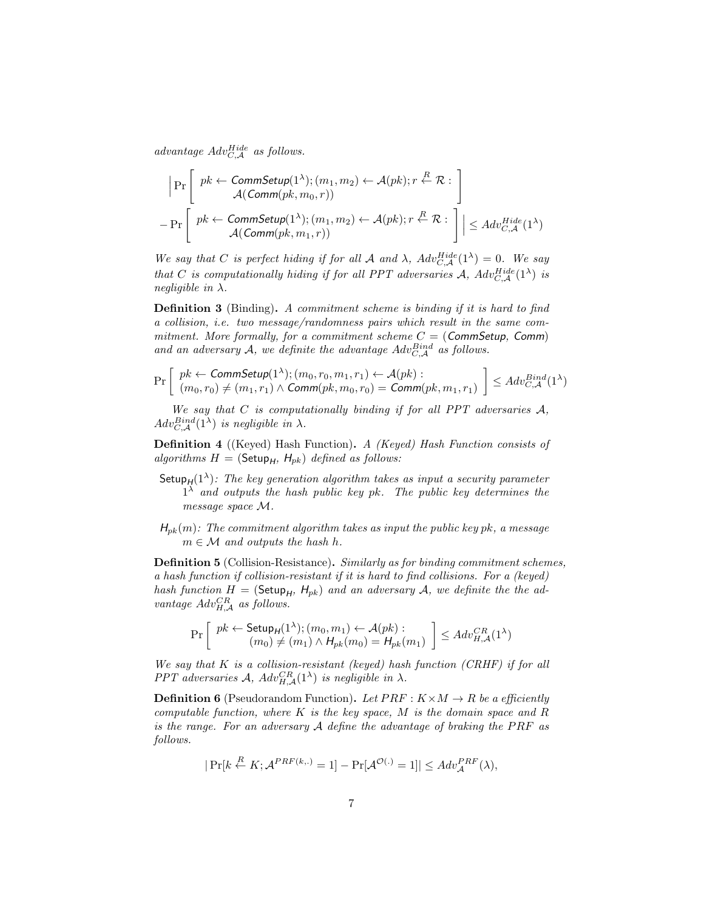*advantage $Adv^{Hide}_{C,\mathcal{A}}$ as follows.*

$$\left| \Pr\left[ \begin{array}{c} pk \leftarrow \mathsf{CommSetup}(1^\lambda); (m_1, m_2) \leftarrow \mathcal{A}(pk); r \xleftarrow{R} \mathcal{R} : \\ \mathcal{A}(\mathsf{Comm}(pk, m_0, r)) \end{array} \right] \right.$$
$$\left. - \Pr\left[ \begin{array}{c} pk \leftarrow \mathsf{CommSetup}(1^\lambda); (m_1, m_2) \leftarrow \mathcal{A}(pk); r \xleftarrow{R} \mathcal{R} : \\ \mathcal{A}(\mathsf{Comm}(pk, m_1, r)) \end{array} \right] \right| \leq Adv^{Hide}_{C,\mathcal{A}}(1^\lambda)$$

*We say that $C$ is perfect hiding if for all $\mathcal{A}$ and $\lambda$, $Adv^{Hide}_{C,\mathcal{A}}(1^\lambda) = 0$. We say that $C$ is computationally hiding if for all PPT adversaries $\mathcal{A}$, $Adv^{Hide}_{C,\mathcal{A}}(1^\lambda)$ is negligible in $\lambda$.*

**Definition 3** (Binding)**.** *A commitment scheme is binding if it is hard to find a collision, i.e. two message/randomness pairs which result in the same commitment. More formally, for a commitment scheme $C = (\mathsf{CommSetup}, \mathsf{Comm})$ and an adversary $\mathcal{A}$, we definite the advantage $Adv^{Bind}_{C,\mathcal{A}}$ as follows.*

$$\Pr\left[ \begin{array}{c} pk \leftarrow \mathsf{CommSetup}(1^\lambda); (m_0, r_0, m_1, r_1) \leftarrow \mathcal{A}(pk) : \\ (m_0, r_0) \neq (m_1, r_1) \wedge \mathsf{Comm}(pk, m_0, r_0) = \mathsf{Comm}(pk, m_1, r_1) \end{array} \right] \leq Adv^{Bind}_{C,\mathcal{A}}(1^\lambda)$$

*We say that $C$ is computationally binding if for all PPT adversaries $\mathcal{A}$, $Adv^{Bind}_{C,\mathcal{A}}(1^\lambda)$ is negligible in $\lambda$.*

**Definition 4** ((Keyed) Hash Function)**.** *A (Keyed) Hash Function consists of algorithms $H = (\mathsf{Setup}_H, \mathsf{H}_{pk})$ defined as follows:*

$\mathsf{Setup}_H(1^\lambda)$*: The key generation algorithm takes as input a security parameter $1^\lambda$ and outputs the hash public key $pk$. The public key determines the message space $\mathcal{M}$.*

$\mathsf{H}_{pk}(m)$*: The commitment algorithm takes as input the public key $pk$, a message $m \in \mathcal{M}$ and outputs the hash $h$.*

**Definition 5** (Collision-Resistance)**.** *Similarly as for binding commitment schemes, a hash function if collision-resistant if it is hard to find collisions. For a (keyed) hash function $H = (\mathsf{Setup}_H, \mathsf{H}_{pk})$ and an adversary $\mathcal{A}$, we definite the the advantage $Adv^{CR}_{H,\mathcal{A}}$ as follows.*

$$\Pr\left[ \begin{array}{c} pk \leftarrow \mathsf{Setup}_H(1^\lambda); (m_0, m_1) \leftarrow \mathcal{A}(pk) : \\ (m_0) \neq (m_1) \wedge \mathsf{H}_{pk}(m_0) = \mathsf{H}_{pk}(m_1) \end{array} \right] \leq Adv^{CR}_{H,\mathcal{A}}(1^\lambda)$$

*We say that $K$ is a collision-resistant (keyed) hash function (CRHF) if for all PPT adversaries $\mathcal{A}$, $Adv^{CR}_{H,\mathcal{A}}(1^\lambda)$ is negligible in $\lambda$.*

**Definition 6** (Pseudorandom Function)**.** *Let $PRF : K \times M \to R$ be a efficiently computable function, where $K$ is the key space, $M$ is the domain space and $R$ is the range. For an adversary $\mathcal{A}$ define the advantage of braking the $PRF$ as follows.*

$$|\Pr[k \xleftarrow{R} K; \mathcal{A}^{PRF(k,.)} = 1] - \Pr[\mathcal{A}^{\mathcal{O}(.)} = 1]| \leq Adv^{PRF}_{\mathcal{A}}(\lambda),$$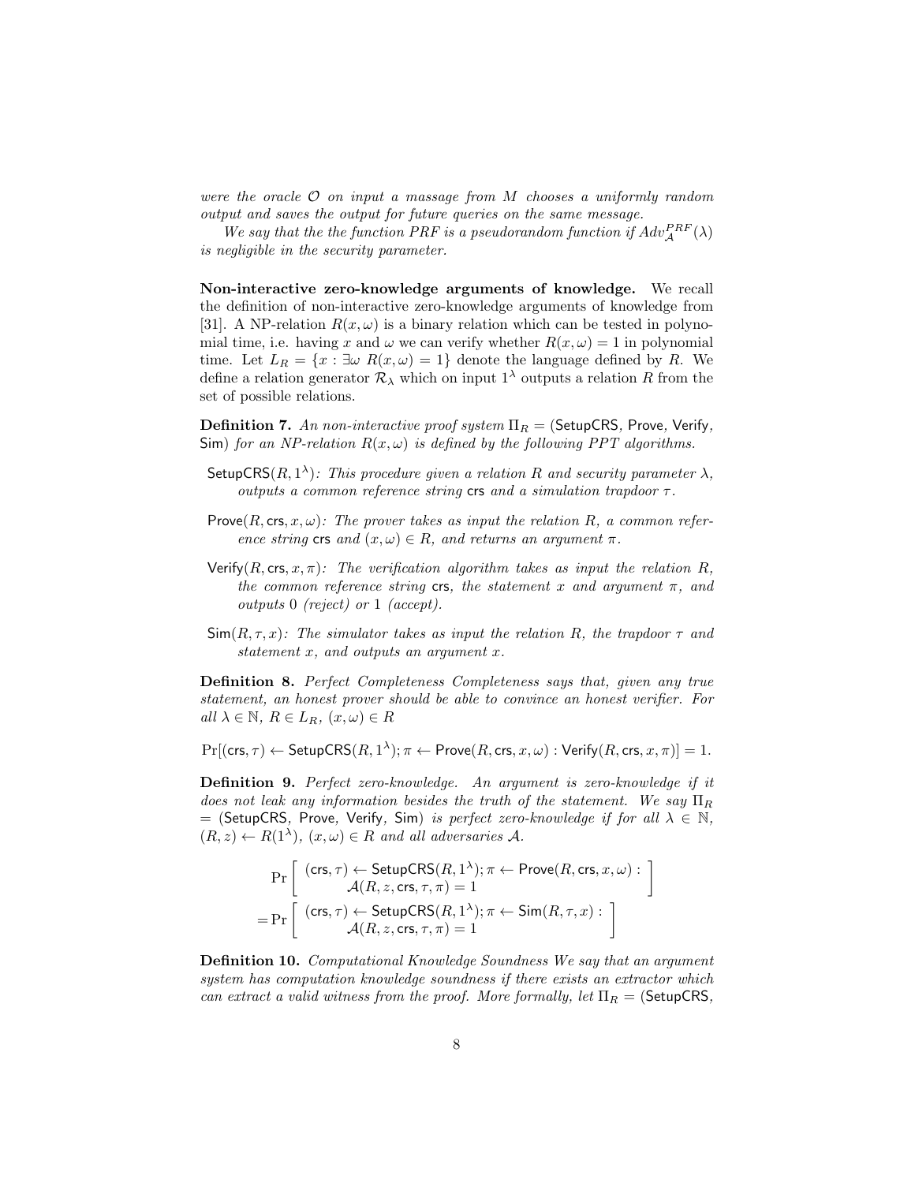*were the oracle $\mathcal{O}$ on input a massage from $M$ chooses a uniformly random output and saves the output for future queries on the same message.*

*We say that the the function PRF is a pseudorandom function if $Adv_{\mathcal{A}}^{PRF}(\lambda)$ is negligible in the security parameter.*

**Non-interactive zero-knowledge arguments of knowledge.** We recall the definition of non-interactive zero-knowledge arguments of knowledge from [31]. A NP-relation $R(x, \omega)$ is a binary relation which can be tested in polynomial time, i.e. having $x$ and $\omega$ we can verify whether $R(x, \omega) = 1$ in polynomial time. Let $L_R = \{x : \exists \omega \; R(x, \omega) = 1\}$ denote the language defined by $R$. We define a relation generator $\mathcal{R}_\lambda$ which on input $1^\lambda$ outputs a relation $R$ from the set of possible relations.

**Definition 7.** *An non-interactive proof system $\Pi_R = (\mathsf{SetupCRS}, \mathsf{Prove}, \mathsf{Verify}, \mathsf{Sim})$ for an NP-relation $R(x, \omega)$ is defined by the following PPT algorithms.*

- $\mathsf{SetupCRS}(R, 1^\lambda)$*: This procedure given a relation $R$ and security parameter $\lambda$, outputs a common reference string* $\mathsf{crs}$ *and a simulation trapdoor $\tau$.*
- $\mathsf{Prove}(R, \mathsf{crs}, x, \omega)$*: The prover takes as input the relation $R$, a common reference string* $\mathsf{crs}$ *and $(x, \omega) \in R$, and returns an argument $\pi$.*
- $\mathsf{Verify}(R, \mathsf{crs}, x, \pi)$*: The verification algorithm takes as input the relation $R$, the common reference string* $\mathsf{crs}$*, the statement $x$ and argument $\pi$, and outputs 0 (reject) or 1 (accept).*
- $\mathsf{Sim}(R, \tau, x)$*: The simulator takes as input the relation $R$, the trapdoor $\tau$ and statement $x$, and outputs an argument $x$.*

**Definition 8.** *Perfect Completeness Completeness says that, given any true statement, an honest prover should be able to convince an honest verifier. For all $\lambda \in \mathbb{N}$, $R \in L_R$, $(x, \omega) \in R$*

$$\Pr[(\mathsf{crs}, \tau) \leftarrow \mathsf{SetupCRS}(R, 1^\lambda); \pi \leftarrow \mathsf{Prove}(R, \mathsf{crs}, x, \omega) : \mathsf{Verify}(R, \mathsf{crs}, x, \pi)] = 1.$$

**Definition 9.** *Perfect zero-knowledge. An argument is zero-knowledge if it does not leak any information besides the truth of the statement. We say $\Pi_R = (\mathsf{SetupCRS}, \mathsf{Prove}, \mathsf{Verify}, \mathsf{Sim})$ is perfect zero-knowledge if for all $\lambda \in \mathbb{N}$, $(R, z) \leftarrow R(1^\lambda)$, $(x, \omega) \in R$ and all adversaries $\mathcal{A}$.*

$$\Pr\left[\begin{array}{c}(\mathsf{crs}, \tau) \leftarrow \mathsf{SetupCRS}(R, 1^\lambda); \pi \leftarrow \mathsf{Prove}(R, \mathsf{crs}, x, \omega) : \\ \mathcal{A}(R, z, \mathsf{crs}, \tau, \pi) = 1\end{array}\right]$$
$$= \Pr\left[\begin{array}{c}(\mathsf{crs}, \tau) \leftarrow \mathsf{SetupCRS}(R, 1^\lambda); \pi \leftarrow \mathsf{Sim}(R, \tau, x) : \\ \mathcal{A}(R, z, \mathsf{crs}, \tau, \pi) = 1\end{array}\right]$$

**Definition 10.** *Computational Knowledge Soundness We say that an argument system has computation knowledge soundness if there exists an extractor which can extract a valid witness from the proof. More formally, let $\Pi_R = (\mathsf{SetupCRS},$*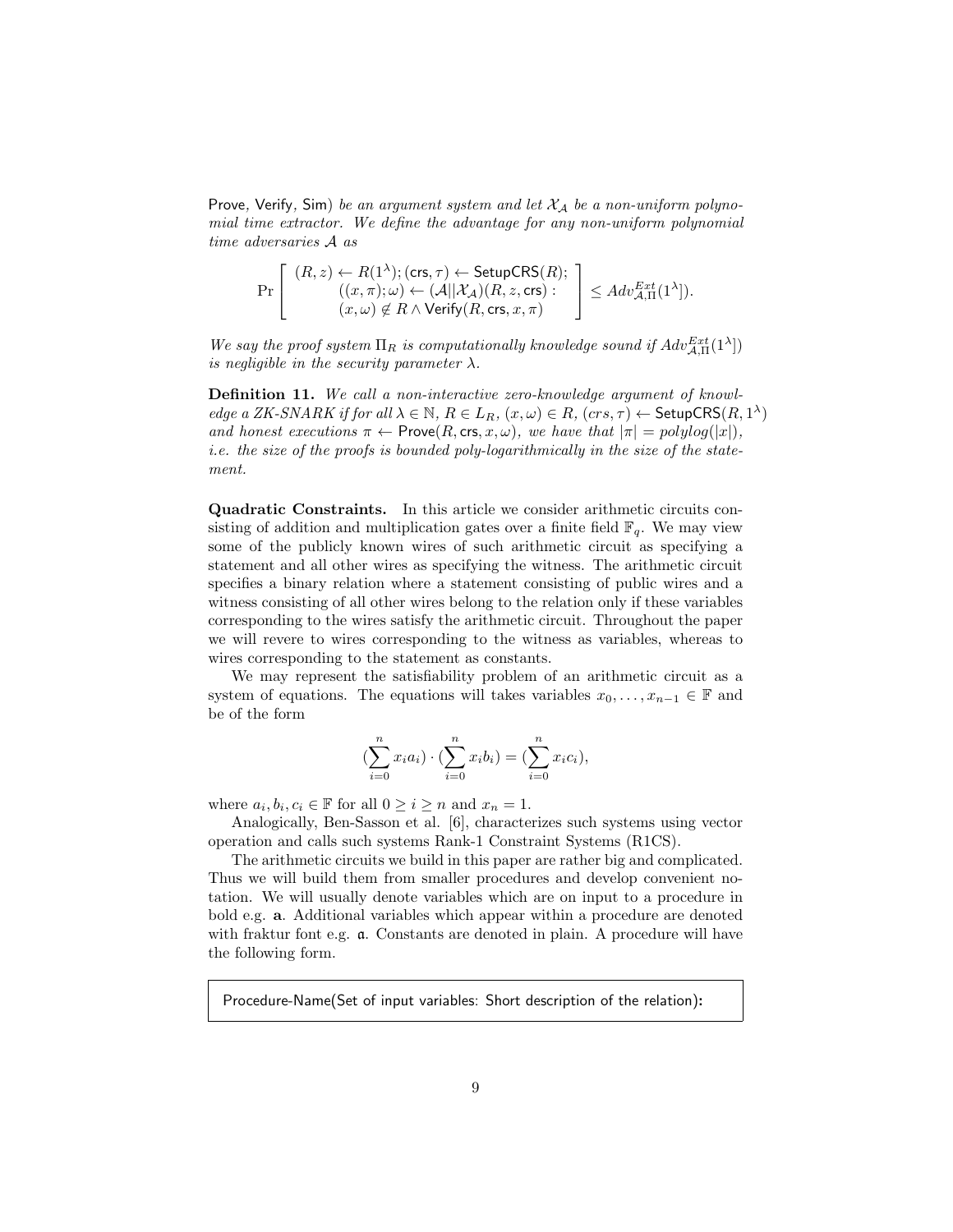Prove, Verify, Sim) *be an argument system and let $\mathcal{X}_{\mathcal{A}}$ be a non-uniform polynomial time extractor. We define the advantage for any non-uniform polynomial time adversaries $\mathcal{A}$ as*

$$\Pr\left[\begin{array}{c} (R,z) \leftarrow R(1^\lambda); (\mathsf{crs},\tau) \leftarrow \mathsf{SetupCRS}(R); \\ ((x,\pi);\omega) \leftarrow (\mathcal{A}||\mathcal{X}_{\mathcal{A}})(R,z,\mathsf{crs}): \\ (x,\omega) \notin R \wedge \mathsf{Verify}(R,\mathsf{crs},x,\pi) \end{array}\right] \leq Adv^{Ext}_{\mathcal{A},\Pi}(1^\lambda]).$$

*We say the proof system $\Pi_R$ is computationally knowledge sound if $Adv^{Ext}_{\mathcal{A},\Pi}(1^\lambda])$ is negligible in the security parameter $\lambda$.*

**Definition 11.** *We call a non-interactive zero-knowledge argument of knowledge a ZK-SNARK if for all $\lambda \in \mathbb{N}$, $R \in L_R$, $(x,\omega) \in R$, $(crs,\tau) \leftarrow \mathsf{SetupCRS}(R, 1^\lambda)$ and honest executions $\pi \leftarrow \mathsf{Prove}(R,\mathsf{crs},x,\omega)$, we have that $|\pi| = polylog(|x|)$, i.e. the size of the proofs is bounded poly-logarithmically in the size of the statement.*

**Quadratic Constraints.** In this article we consider arithmetic circuits consisting of addition and multiplication gates over a finite field $\mathbb{F}_q$. We may view some of the publicly known wires of such arithmetic circuit as specifying a statement and all other wires as specifying the witness. The arithmetic circuit specifies a binary relation where a statement consisting of public wires and a witness consisting of all other wires belong to the relation only if these variables corresponding to the wires satisfy the arithmetic circuit. Throughout the paper we will revere to wires corresponding to the witness as variables, whereas to wires corresponding to the statement as constants.

We may represent the satisfiability problem of an arithmetic circuit as a system of equations. The equations will takes variables $x_0, \ldots, x_{n-1} \in \mathbb{F}$ and be of the form

$$(\sum_{i=0}^{n} x_i a_i) \cdot (\sum_{i=0}^{n} x_i b_i) = (\sum_{i=0}^{n} x_i c_i),$$

where $a_i, b_i, c_i \in \mathbb{F}$ for all $0 \geq i \geq n$ and $x_n = 1$.

Analogically, Ben-Sasson et al. [6], characterizes such systems using vector operation and calls such systems Rank-1 Constraint Systems (R1CS).

The arithmetic circuits we build in this paper are rather big and complicated. Thus we will build them from smaller procedures and develop convenient notation. We will usually denote variables which are on input to a procedure in bold e.g. $\mathbf{a}$. Additional variables which appear within a procedure are denoted with fraktur font e.g. $\mathfrak{a}$. Constants are denoted in plain. A procedure will have the following form.

Procedure-Name(Set of input variables: Short description of the relation)**:**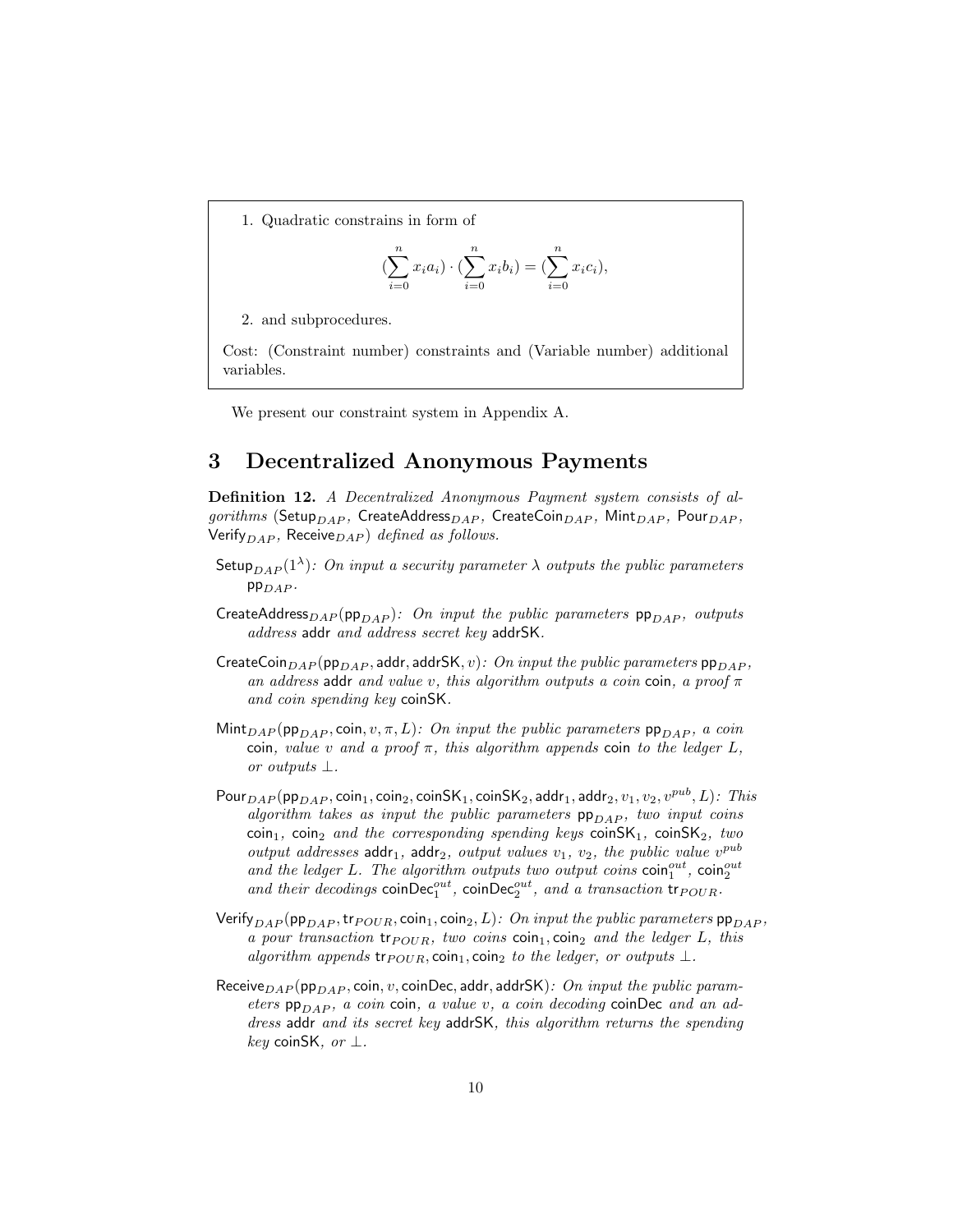1. Quadratic constrains in form of

$$(\sum_{i=0}^{n} x_i a_i) \cdot (\sum_{i=0}^{n} x_i b_i) = (\sum_{i=0}^{n} x_i c_i),$$

2. and subprocedures.

Cost: (Constraint number) constraints and (Variable number) additional variables.

We present our constraint system in Appendix A.

## 3 Decentralized Anonymous Payments

**Definition 12.** *A Decentralized Anonymous Payment system consists of algorithms* ($\mathsf{Setup}_{DAP}$, $\mathsf{CreateAddress}_{DAP}$, $\mathsf{CreateCoin}_{DAP}$, $\mathsf{Mint}_{DAP}$, $\mathsf{Pour}_{DAP}$, $\mathsf{Verify}_{DAP}$, $\mathsf{Receive}_{DAP}$) *defined as follows.*

$\mathsf{Setup}_{DAP}(1^\lambda)$: *On input a security parameter $\lambda$ outputs the public parameters $\mathsf{pp}_{DAP}$.*

$\mathsf{CreateAddress}_{DAP}(\mathsf{pp}_{DAP})$: *On input the public parameters $\mathsf{pp}_{DAP}$, outputs address $\mathsf{addr}$ and address secret key $\mathsf{addrSK}$.*

$\mathsf{CreateCoin}_{DAP}(\mathsf{pp}_{DAP}, \mathsf{addr}, \mathsf{addrSK}, v)$: *On input the public parameters $\mathsf{pp}_{DAP}$, an address $\mathsf{addr}$ and value $v$, this algorithm outputs a coin $\mathsf{coin}$, a proof $\pi$ and coin spending key $\mathsf{coinSK}$.*

$\mathsf{Mint}_{DAP}(\mathsf{pp}_{DAP}, \mathsf{coin}, v, \pi, L)$: *On input the public parameters $\mathsf{pp}_{DAP}$, a coin $\mathsf{coin}$, value $v$ and a proof $\pi$, this algorithm appends $\mathsf{coin}$ to the ledger $L$, or outputs $\perp$.*

$\mathsf{Pour}_{DAP}(\mathsf{pp}_{DAP}, \mathsf{coin}_1, \mathsf{coin}_2, \mathsf{coinSK}_1, \mathsf{coinSK}_2, \mathsf{addr}_1, \mathsf{addr}_2, v_1, v_2, v^{pub}, L)$: *This algorithm takes as input the public parameters $\mathsf{pp}_{DAP}$, two input coins $\mathsf{coin}_1$, $\mathsf{coin}_2$ and the corresponding spending keys $\mathsf{coinSK}_1$, $\mathsf{coinSK}_2$, two output addresses $\mathsf{addr}_1$, $\mathsf{addr}_2$, output values $v_1$, $v_2$, the public value $v^{pub}$ and the ledger $L$. The algorithm outputs two output coins $\mathsf{coin}_1^{out}$, $\mathsf{coin}_2^{out}$ and their decodings $\mathsf{coinDec}_1^{out}$, $\mathsf{coinDec}_2^{out}$, and a transaction $\mathsf{tr}_{POUR}$.*

$\mathsf{Verify}_{DAP}(\mathsf{pp}_{DAP}, \mathsf{tr}_{POUR}, \mathsf{coin}_1, \mathsf{coin}_2, L)$: *On input the public parameters $\mathsf{pp}_{DAP}$, a pour transaction $\mathsf{tr}_{POUR}$, two coins $\mathsf{coin}_1, \mathsf{coin}_2$ and the ledger $L$, this algorithm appends $\mathsf{tr}_{POUR}, \mathsf{coin}_1, \mathsf{coin}_2$ to the ledger, or outputs $\perp$.*

$\mathsf{Receive}_{DAP}(\mathsf{pp}_{DAP}, \mathsf{coin}, v, \mathsf{coinDec}, \mathsf{addr}, \mathsf{addrSK})$: *On input the public parameters $\mathsf{pp}_{DAP}$, a coin $\mathsf{coin}$, a value $v$, a coin decoding $\mathsf{coinDec}$ and an address $\mathsf{addr}$ and its secret key $\mathsf{addrSK}$, this algorithm returns the spending key $\mathsf{coinSK}$, or $\perp$.*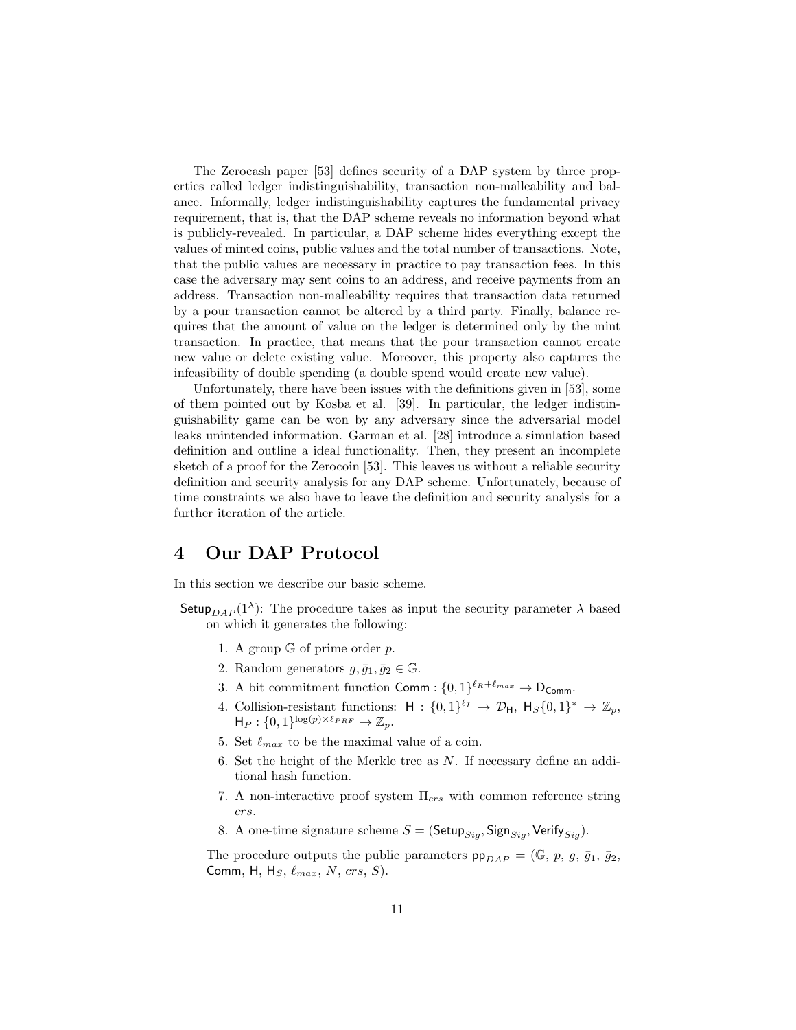The Zerocash paper [53] defines security of a DAP system by three properties called ledger indistinguishability, transaction non-malleability and balance. Informally, ledger indistinguishability captures the fundamental privacy requirement, that is, that the DAP scheme reveals no information beyond what is publicly-revealed. In particular, a DAP scheme hides everything except the values of minted coins, public values and the total number of transactions. Note, that the public values are necessary in practice to pay transaction fees. In this case the adversary may sent coins to an address, and receive payments from an address. Transaction non-malleability requires that transaction data returned by a pour transaction cannot be altered by a third party. Finally, balance requires that the amount of value on the ledger is determined only by the mint transaction. In practice, that means that the pour transaction cannot create new value or delete existing value. Moreover, this property also captures the infeasibility of double spending (a double spend would create new value).

Unfortunately, there have been issues with the definitions given in [53], some of them pointed out by Kosba et al. [39]. In particular, the ledger indistinguishability game can be won by any adversary since the adversarial model leaks unintended information. Garman et al. [28] introduce a simulation based definition and outline a ideal functionality. Then, they present an incomplete sketch of a proof for the Zerocoin [53]. This leaves us without a reliable security definition and security analysis for any DAP scheme. Unfortunately, because of time constraints we also have to leave the definition and security analysis for a further iteration of the article.

# 4 Our DAP Protocol

In this section we describe our basic scheme.

$\mathsf{Setup}_{DAP}(1^\lambda)$: The procedure takes as input the security parameter $\lambda$ based on which it generates the following:

1. A group $\mathbb{G}$ of prime order $p$.
2. Random generators $g, \bar{g}_1, \bar{g}_2 \in \mathbb{G}$.
3. A bit commitment function $\mathsf{Comm} : \{0,1\}^{\ell_R + \ell_{max}} \rightarrow \mathsf{D}_{\mathsf{Comm}}$.
4. Collision-resistant functions: $\mathsf{H} : \{0,1\}^{\ell_I} \rightarrow \mathcal{D}_{\mathsf{H}}$, $\mathsf{H}_S\{0,1\}^* \rightarrow \mathbb{Z}_p$, $\mathsf{H}_P : \{0,1\}^{\log(p) \times \ell_{PRF}} \rightarrow \mathbb{Z}_p$.
5. Set $\ell_{max}$ to be the maximal value of a coin.
6. Set the height of the Merkle tree as $N$. If necessary define an additional hash function.
7. A non-interactive proof system $\Pi_{crs}$ with common reference string $crs$.
8. A one-time signature scheme $S = (\mathsf{Setup}_{Sig}, \mathsf{Sign}_{Sig}, \mathsf{Verify}_{Sig})$.

The procedure outputs the public parameters $\mathsf{pp}_{DAP} = (\mathbb{G},\ p,\ g,\ \bar{g}_1,\ \bar{g}_2,\ \mathsf{Comm},\ \mathsf{H},\ \mathsf{H}_S,\ \ell_{max},\ N,\ crs,\ S)$.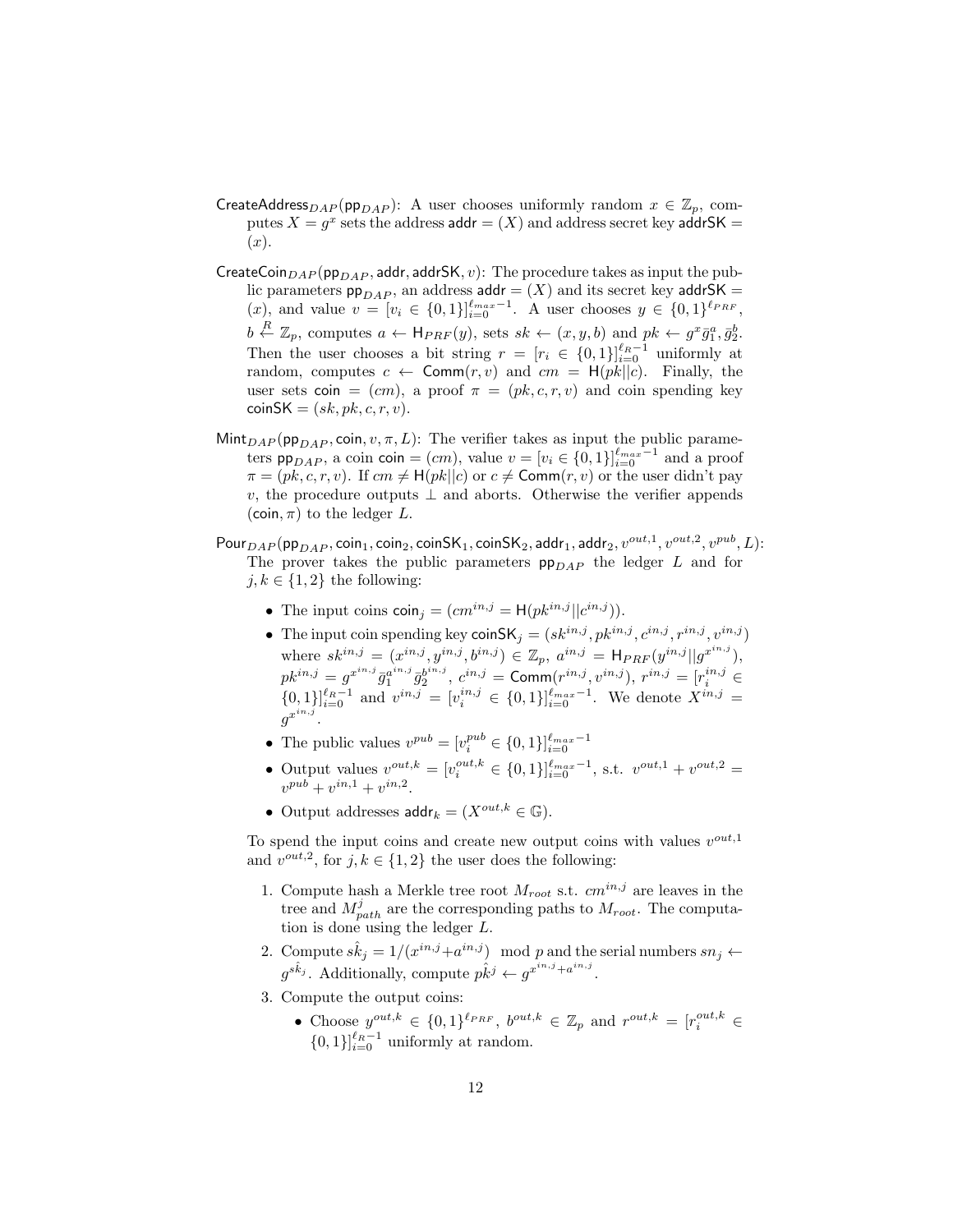$\mathsf{CreateAddress}_{DAP}(\mathsf{pp}_{DAP})$: A user chooses uniformly random $x \in \mathbb{Z}_p$, computes $X = g^x$ sets the address $\mathsf{addr} = (X)$ and address secret key $\mathsf{addrSK} = (x)$.

$\mathsf{CreateCoin}_{DAP}(\mathsf{pp}_{DAP}, \mathsf{addr}, \mathsf{addrSK}, v)$: The procedure takes as input the public parameters $\mathsf{pp}_{DAP}$, an address $\mathsf{addr} = (X)$ and its secret key $\mathsf{addrSK} = (x)$, and value $v = [v_i \in \{0,1\}]_{i=0}^{\ell_{max}-1}$. A user chooses $y \in \{0,1\}^{\ell_{PRF}}$, $b \xleftarrow{R} \mathbb{Z}_p$, computes $a \leftarrow \mathsf{H}_{PRF}(y)$, sets $sk \leftarrow (x, y, b)$ and $pk \leftarrow g^x \bar{g}_1^a, \bar{g}_2^b$. Then the user chooses a bit string $r = [r_i \in \{0,1\}]_{i=0}^{\ell_R-1}$ uniformly at random, computes $c \leftarrow \mathsf{Comm}(r, v)$ and $cm = \mathsf{H}(pk||c)$. Finally, the user sets $\mathsf{coin} = (cm)$, a proof $\pi = (pk, c, r, v)$ and coin spending key $\mathsf{coinSK} = (sk, pk, c, r, v)$.

$\mathsf{Mint}_{DAP}(\mathsf{pp}_{DAP}, \mathsf{coin}, v, \pi, L)$: The verifier takes as input the public parameters $\mathsf{pp}_{DAP}$, a coin $\mathsf{coin} = (cm)$, value $v = [v_i \in \{0,1\}]_{i=0}^{\ell_{max}-1}$ and a proof $\pi = (pk, c, r, v)$. If $cm \neq \mathsf{H}(pk||c)$ or $c \neq \mathsf{Comm}(r, v)$ or the user didn't pay $v$, the procedure outputs $\perp$ and aborts. Otherwise the verifier appends $(\mathsf{coin}, \pi)$ to the ledger $L$.

$\mathsf{Pour}_{DAP}(\mathsf{pp}_{DAP}, \mathsf{coin}_1, \mathsf{coin}_2, \mathsf{coinSK}_1, \mathsf{coinSK}_2, \mathsf{addr}_1, \mathsf{addr}_2, v^{out,1}, v^{out,2}, v^{pub}, L)$: The prover takes the public parameters $\mathsf{pp}_{DAP}$ the ledger $L$ and for $j, k \in \{1, 2\}$ the following:

- The input coins $\mathsf{coin}_j = (cm^{in,j} = \mathsf{H}(pk^{in,j}||c^{in,j}))$.
- The input coin spending key $\mathsf{coinSK}_j = (sk^{in,j}, pk^{in,j}, c^{in,j}, r^{in,j}, v^{in,j})$ where $sk^{in,j} = (x^{in,j}, y^{in,j}, b^{in,j}) \in \mathbb{Z}_p$, $a^{in,j} = \mathsf{H}_{PRF}(y^{in,j}||g^{x^{in,j}})$, $pk^{in,j} = g^{x^{in,j}} \bar{g}_1^{a^{in,j}} \bar{g}_2^{b^{in,j}}$, $c^{in,j} = \mathsf{Comm}(r^{in,j}, v^{in,j})$, $r^{in,j} = [r_i^{in,j} \in \{0,1\}]_{i=0}^{\ell_R-1}$ and $v^{in,j} = [v_i^{in,j} \in \{0,1\}]_{i=0}^{\ell_{max}-1}$. We denote $X^{in,j} = g^{x^{in,j}}$.
- The public values $v^{pub} = [v_i^{pub} \in \{0,1\}]_{i=0}^{\ell_{max}-1}$
- Output values $v^{out,k} = [v_i^{out,k} \in \{0,1\}]_{i=0}^{\ell_{max}-1}$, s.t. $v^{out,1} + v^{out,2} = v^{pub} + v^{in,1} + v^{in,2}$.
- Output addresses $\mathsf{addr}_k = (X^{out,k} \in \mathbb{G})$.

To spend the input coins and create new output coins with values $v^{out,1}$ and $v^{out,2}$, for $j, k \in \{1, 2\}$ the user does the following:

1. Compute hash a Merkle tree root $M_{root}$ s.t. $cm^{in,j}$ are leaves in the tree and $M_{path}^j$ are the corresponding paths to $M_{root}$. The computation is done using the ledger $L$.
2. Compute $\hat{sk}_j = 1/(x^{in,j} + a^{in,j}) \mod p$ and the serial numbers $sn_j \leftarrow g^{\hat{sk}_j}$. Additionally, compute $\hat{pk}^j \leftarrow g^{x^{in,j} + a^{in,j}}$.
3. Compute the output coins:
   - Choose $y^{out,k} \in \{0,1\}^{\ell_{PRF}}$, $b^{out,k} \in \mathbb{Z}_p$ and $r^{out,k} = [r_i^{out,k} \in \{0,1\}]_{i=0}^{\ell_R-1}$ uniformly at random.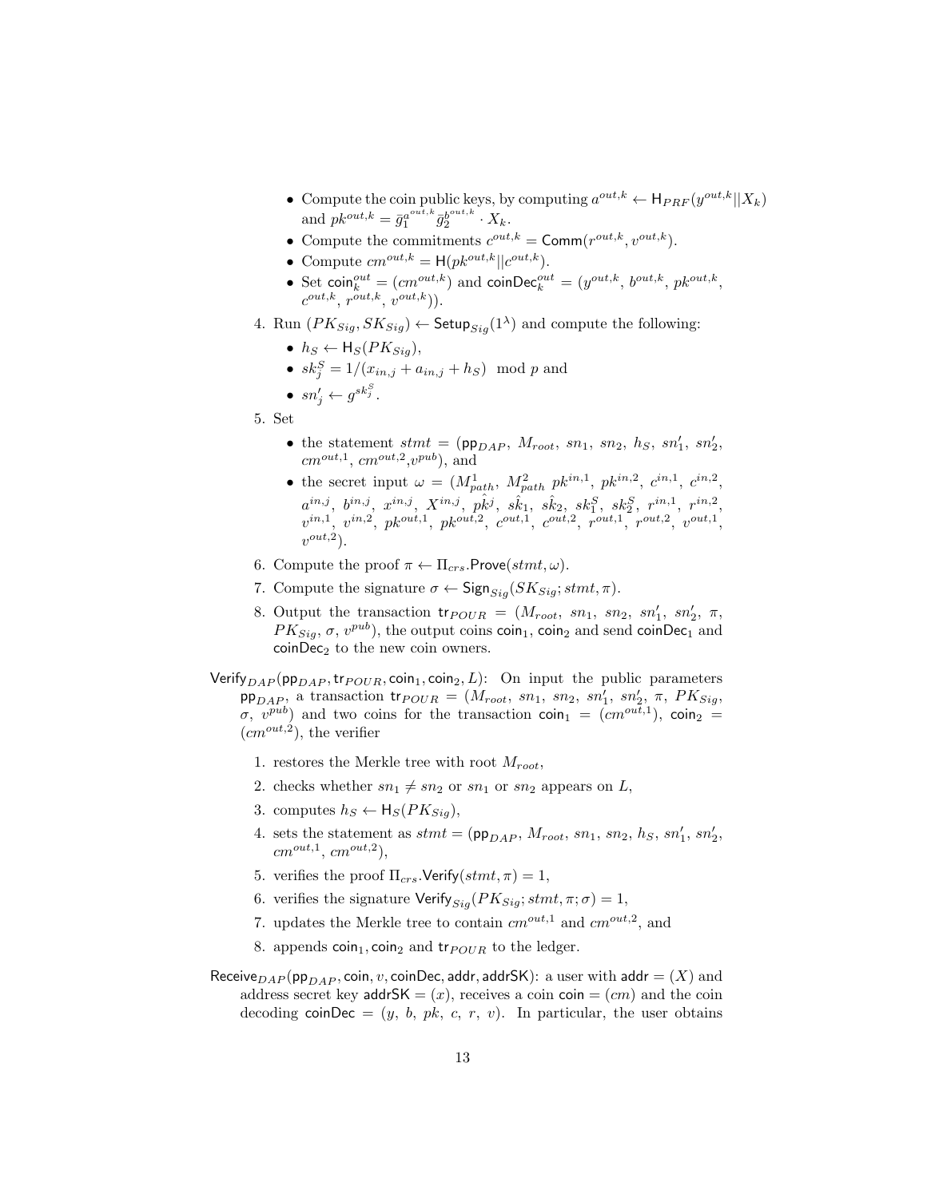- Compute the coin public keys, by computing $a^{out,k} \leftarrow \mathsf{H}_{PRF}(y^{out,k}||X_k)$ and $pk^{out,k} = \bar{g}_1^{a^{out,k}} \bar{g}_2^{b^{out,k}} \cdot X_k$.
- Compute the commitments $c^{out,k} = \mathsf{Comm}(r^{out,k}, v^{out,k})$.
- Compute $cm^{out,k} = \mathsf{H}(pk^{out,k}||c^{out,k})$.
- Set $\mathsf{coin}^{out}_k = (cm^{out,k})$ and $\mathsf{coinDec}^{out}_k = (y^{out,k}, b^{out,k}, pk^{out,k}, c^{out,k}, r^{out,k}, v^{out,k}))$.

4. Run $(PK_{Sig}, SK_{Sig}) \leftarrow \mathsf{Setup}_{Sig}(1^\lambda)$ and compute the following:
   - $h_S \leftarrow \mathsf{H}_S(PK_{Sig})$,
   - $sk^S_j = 1/(x_{in,j} + a_{in,j} + h_S) \mod p$ and
   - $sn'_j \leftarrow g^{sk^S_j}$.
5. Set
   - the statement $stmt = (\mathsf{pp}_{DAP},\ M_{root},\ sn_1,\ sn_2,\ h_S,\ sn'_1,\ sn'_2,\ cm^{out,1},\ cm^{out,2}, v^{pub})$, and
   - the secret input $\omega = (M^1_{path},\ M^2_{path}\ pk^{in,1},\ pk^{in,2},\ c^{in,1},\ c^{in,2},\ a^{in,j},\ b^{in,j},\ x^{in,j},\ X^{in,j},\ \hat{pk}^j,\ \hat{sk}_1,\ \hat{sk}_2,\ sk^S_1,\ sk^S_2,\ r^{in,1},\ r^{in,2},\ v^{in,1},\ v^{in,2},\ pk^{out,1},\ pk^{out,2},\ c^{out,1},\ c^{out,2},\ r^{out,1},\ r^{out,2},\ v^{out,1},\ v^{out,2})$.
6. Compute the proof $\pi \leftarrow \Pi_{crs}.\mathsf{Prove}(stmt, \omega)$.
7. Compute the signature $\sigma \leftarrow \mathsf{Sign}_{Sig}(SK_{Sig}; stmt, \pi)$.
8. Output the transaction $\mathsf{tr}_{POUR} = (M_{root},\ sn_1,\ sn_2,\ sn'_1,\ sn'_2,\ \pi,\ PK_{Sig},\ \sigma,\ v^{pub})$, the output coins $\mathsf{coin}_1, \mathsf{coin}_2$ and send $\mathsf{coinDec}_1$ and $\mathsf{coinDec}_2$ to the new coin owners.

$\mathsf{Verify}_{DAP}(\mathsf{pp}_{DAP}, \mathsf{tr}_{POUR}, \mathsf{coin}_1, \mathsf{coin}_2, L)$: On input the public parameters $\mathsf{pp}_{DAP}$, a transaction $\mathsf{tr}_{POUR} = (M_{root},\ sn_1,\ sn_2,\ sn'_1,\ sn'_2,\ \pi,\ PK_{Sig},\ \sigma,\ v^{pub})$ and two coins for the transaction $\mathsf{coin}_1 = (cm^{out,1})$, $\mathsf{coin}_2 = (cm^{out,2})$, the verifier

1. restores the Merkle tree with root $M_{root}$,
2. checks whether $sn_1 \neq sn_2$ or $sn_1$ or $sn_2$ appears on $L$,
3. computes $h_S \leftarrow \mathsf{H}_S(PK_{Sig})$,
4. sets the statement as $stmt = (\mathsf{pp}_{DAP},\ M_{root},\ sn_1,\ sn_2,\ h_S,\ sn'_1,\ sn'_2,\ cm^{out,1},\ cm^{out,2})$,
5. verifies the proof $\Pi_{crs}.\mathsf{Verify}(stmt, \pi) = 1$,
6. verifies the signature $\mathsf{Verify}_{Sig}(PK_{Sig}; stmt, \pi; \sigma) = 1$,
7. updates the Merkle tree to contain $cm^{out,1}$ and $cm^{out,2}$, and
8. appends $\mathsf{coin}_1, \mathsf{coin}_2$ and $\mathsf{tr}_{POUR}$ to the ledger.

$\mathsf{Receive}_{DAP}(\mathsf{pp}_{DAP}, \mathsf{coin}, v, \mathsf{coinDec}, \mathsf{addr}, \mathsf{addrSK})$: a user with $\mathsf{addr} = (X)$ and address secret key $\mathsf{addrSK} = (x)$, receives a coin $\mathsf{coin} = (cm)$ and the coin decoding $\mathsf{coinDec} = (y,\ b,\ pk,\ c,\ r,\ v)$. In particular, the user obtains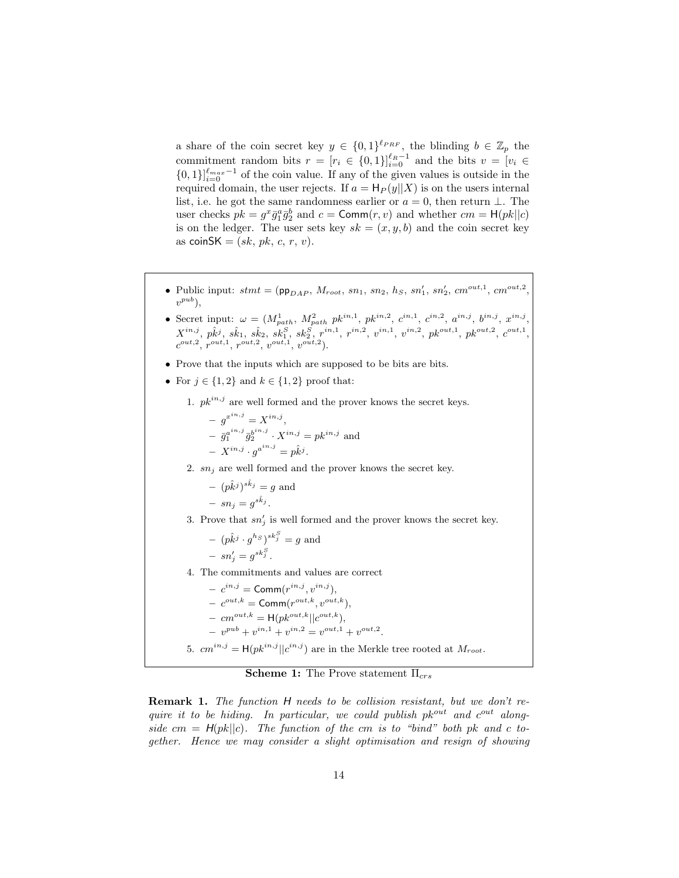a share of the coin secret key $y \in \{0,1\}^{\ell_{PRF}}$, the blinding $b \in \mathbb{Z}_p$ the commitment random bits $r = [r_i \in \{0,1\}]_{i=0}^{\ell_R - 1}$ and the bits $v = [v_i \in \{0,1\}]_{i=0}^{\ell_{max}-1}$ of the coin value. If any of the given values is outside in the required domain, the user rejects. If $a = \mathsf{H}_P(y||X)$ is on the users internal list, i.e. he got the same randomness earlier or $a = 0$, then return $\perp$. The user checks $pk = g^x \bar{g}_1^a \bar{g}_2^b$ and $c = \mathsf{Comm}(r, v)$ and whether $cm = \mathsf{H}(pk||c)$ is on the ledger. The user sets key $sk = (x, y, b)$ and the coin secret key as $\mathsf{coinSK} = (sk, pk, c, r, v)$.

- Public input: $stmt = (\mathsf{pp}_{DAP},\, M_{root},\, sn_1,\, sn_2,\, h_S,\, sn_1',\, sn_2',\, cm^{out,1},\, cm^{out,2},\, v^{pub})$,
- Secret input: $\omega = (M_{path}^1,\, M_{path}^2\; pk^{in,1},\, pk^{in,2},\, c^{in,1},\, c^{in,2},\, a^{in,j},\, b^{in,j},\, x^{in,j},\, X^{in,j},\, \hat{pk}^j,\, \hat{sk}_1,\, \hat{sk}_2,\, sk_1^S,\, sk_2^S,\, r^{in,1},\, r^{in,2},\, v^{in,1},\, v^{in,2},\, pk^{out,1},\, pk^{out,2},\, c^{out,1},\, c^{out,2},\, r^{out,1},\, r^{out,2},\, v^{out,1},\, v^{out,2})$.
- Prove that the inputs which are supposed to be bits are bits.
- For $j \in \{1,2\}$ and $k \in \{1,2\}$ proof that:
  1. $pk^{in,j}$ are well formed and the prover knows the secret keys.
     - $g^{x^{in,j}} = X^{in,j}$,
     - $\bar{g}_1^{a^{in,j}} \bar{g}_2^{b^{in,j}} \cdot X^{in,j} = pk^{in,j}$ and
     - $X^{in,j} \cdot g^{a^{in,j}} = \hat{pk}^j$.
  2. $sn_j$ are well formed and the prover knows the secret key.
     - $(\hat{pk}^j)^{\hat{sk}_j} = g$ and
     - $sn_j = g^{\hat{sk}_j}$.
  3. Prove that $sn_j'$ is well formed and the prover knows the secret key.
     - $(\hat{pk}^j \cdot g^{h_S})^{sk_j^S} = g$ and
     - $sn_j' = g^{sk_j^S}$.
  4. The commitments and values are correct
     - $c^{in,j} = \mathsf{Comm}(r^{in,j}, v^{in,j})$,
     - $c^{out,k} = \mathsf{Comm}(r^{out,k}, v^{out,k})$,
     - $cm^{out,k} = \mathsf{H}(pk^{out,k}||c^{out,k})$,
     - $v^{pub} + v^{in,1} + v^{in,2} = v^{out,1} + v^{out,2}$.
  5. $cm^{in,j} = \mathsf{H}(pk^{in,j}||c^{in,j})$ are in the Merkle tree rooted at $M_{root}$.

**Scheme 1:** The Prove statement $\Pi_{crs}$

**Remark 1.** *The function $\mathsf{H}$ needs to be collision resistant, but we don't require it to be hiding. In particular, we could publish $pk^{out}$ and $c^{out}$ alongside $cm = \mathsf{H}(pk||c)$. The function of the cm is to "bind" both pk and c together. Hence we may consider a slight optimisation and resign of showing*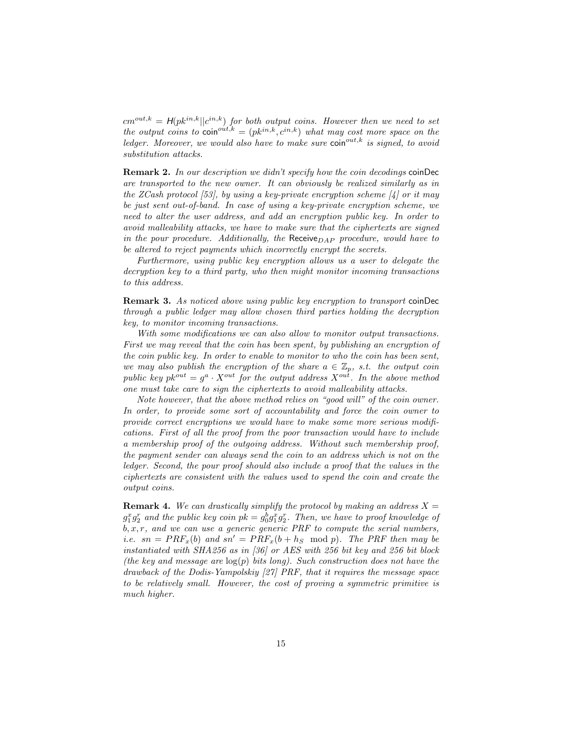$cm^{out,k} = \mathsf{H}(pk^{in,k}||c^{in,k})$ *for both output coins. However then we need to set the output coins to* $\mathsf{coin}^{out,k} = (pk^{in,k}, c^{in,k})$ *what may cost more space on the ledger. Moreover, we would also have to make sure* $\mathsf{coin}^{out,k}$ *is signed, to avoid substitution attacks.*

**Remark 2.** *In our description we didn't specify how the coin decodings* coinDec *are transported to the new owner. It can obviously be realized similarly as in the ZCash protocol [53], by using a key-private encryption scheme [4] or it may be just sent out-of-band. In case of using a key-private encryption scheme, we need to alter the user address, and add an encryption public key. In order to avoid malleability attacks, we have to make sure that the ciphertexts are signed in the pour procedure. Additionally, the* $\mathsf{Receive}_{DAP}$ *procedure, would have to be altered to reject payments which incorrectly encrypt the secrets.*

*Furthermore, using public key encryption allows us a user to delegate the decryption key to a third party, who then might monitor incoming transactions to this address.*

**Remark 3.** *As noticed above using public key encryption to transport* coinDec *through a public ledger may allow chosen third parties holding the decryption key, to monitor incoming transactions.*

*With some modifications we can also allow to monitor output transactions. First we may reveal that the coin has been spent, by publishing an encryption of the coin public key. In order to enable to monitor to who the coin has been sent, we may also publish the encryption of the share* $a \in \mathbb{Z}_p$*, s.t. the output coin public key* $pk^{out} = g^a \cdot X^{out}$ *for the output address* $X^{out}$*. In the above method one must take care to sign the ciphertexts to avoid malleability attacks.*

*Note however, that the above method relies on "good will" of the coin owner. In order, to provide some sort of accountability and force the coin owner to provide correct encryptions we would have to make some more serious modifications. First of all the proof from the poor transaction would have to include a membership proof of the outgoing address. Without such membership proof, the payment sender can always send the coin to an address which is not on the ledger. Second, the pour proof should also include a proof that the values in the ciphertexts are consistent with the values used to spend the coin and create the output coins.*

**Remark 4.** *We can drastically simplify the protocol by making an address* $X = g_1^x g_2^r$ *and the public key coin* $pk = g_0^b g_1^x g_2^r$*. Then, we have to proof knowledge of* $b, x, r$*, and we can use a generic generic PRF to compute the serial numbers, i.e.* $sn = PRF_x(b)$ *and* $sn' = PRF_x(b + h_S \mod p)$*. The PRF then may be instantiated with SHA256 as in [36] or AES with 256 bit key and 256 bit block (the key and message are* $\log(p)$ *bits long). Such construction does not have the drawback of the Dodis-Yampolskiy [27] PRF, that it requires the message space to be relatively small. However, the cost of proving a symmetric primitive is much higher.*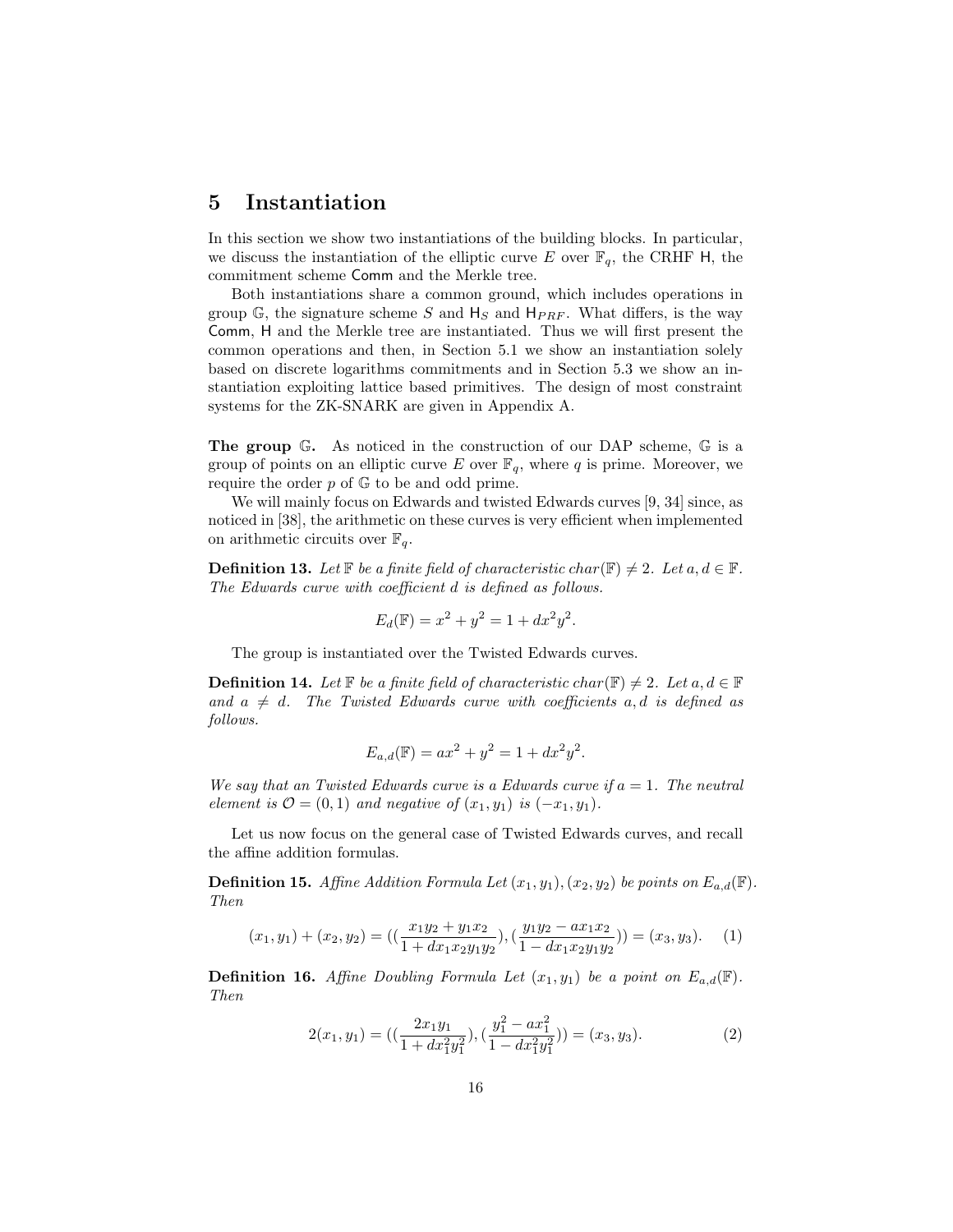# 5 Instantiation

In this section we show two instantiations of the building blocks. In particular, we discuss the instantiation of the elliptic curve $E$ over $\mathbb{F}_q$, the CRHF $\mathsf{H}$, the commitment scheme $\mathsf{Comm}$ and the Merkle tree.

Both instantiations share a common ground, which includes operations in group $\mathbb{G}$, the signature scheme $S$ and $\mathsf{H}_S$ and $\mathsf{H}_{PRF}$. What differs, is the way $\mathsf{Comm}$, $\mathsf{H}$ and the Merkle tree are instantiated. Thus we will first present the common operations and then, in Section 5.1 we show an instantiation solely based on discrete logarithms commitments and in Section 5.3 we show an instantiation exploiting lattice based primitives. The design of most constraint systems for the ZK-SNARK are given in Appendix A.

**The group $\mathbb{G}$.** As noticed in the construction of our DAP scheme, $\mathbb{G}$ is a group of points on an elliptic curve $E$ over $\mathbb{F}_q$, where $q$ is prime. Moreover, we require the order $p$ of $\mathbb{G}$ to be and odd prime.

We will mainly focus on Edwards and twisted Edwards curves [9, 34] since, as noticed in [38], the arithmetic on these curves is very efficient when implemented on arithmetic circuits over $\mathbb{F}_q$.

**Definition 13.** *Let $\mathbb{F}$ be a finite field of characteristic $char(\mathbb{F}) \neq 2$. Let $a, d \in \mathbb{F}$. The Edwards curve with coefficient $d$ is defined as follows.*

$$E_d(\mathbb{F}) = x^2 + y^2 = 1 + dx^2y^2.$$

The group is instantiated over the Twisted Edwards curves.

**Definition 14.** *Let $\mathbb{F}$ be a finite field of characteristic $char(\mathbb{F}) \neq 2$. Let $a, d \in \mathbb{F}$ and $a \neq d$. The Twisted Edwards curve with coefficients $a, d$ is defined as follows.*

$$E_{a,d}(\mathbb{F}) = ax^2 + y^2 = 1 + dx^2y^2.$$

*We say that an Twisted Edwards curve is a Edwards curve if $a = 1$. The neutral element is $\mathcal{O} = (0, 1)$ and negative of $(x_1, y_1)$ is $(-x_1, y_1)$.*

Let us now focus on the general case of Twisted Edwards curves, and recall the affine addition formulas.

**Definition 15.** *Affine Addition Formula Let $(x_1, y_1), (x_2, y_2)$ be points on $E_{a,d}(\mathbb{F})$. Then*

$$(x_1, y_1) + (x_2, y_2) = \left(\left(\frac{x_1y_2 + y_1x_2}{1 + dx_1x_2y_1y_2}\right), \left(\frac{y_1y_2 - ax_1x_2}{1 - dx_1x_2y_1y_2}\right)\right) = (x_3, y_3). \quad (1)$$

**Definition 16.** *Affine Doubling Formula Let $(x_1, y_1)$ be a point on $E_{a,d}(\mathbb{F})$. Then*

$$2(x_1, y_1) = \left(\left(\frac{2x_1y_1}{1 + dx_1^2y_1^2}\right), \left(\frac{y_1^2 - ax_1^2}{1 - dx_1^2y_1^2}\right)\right) = (x_3, y_3). \quad (2)$$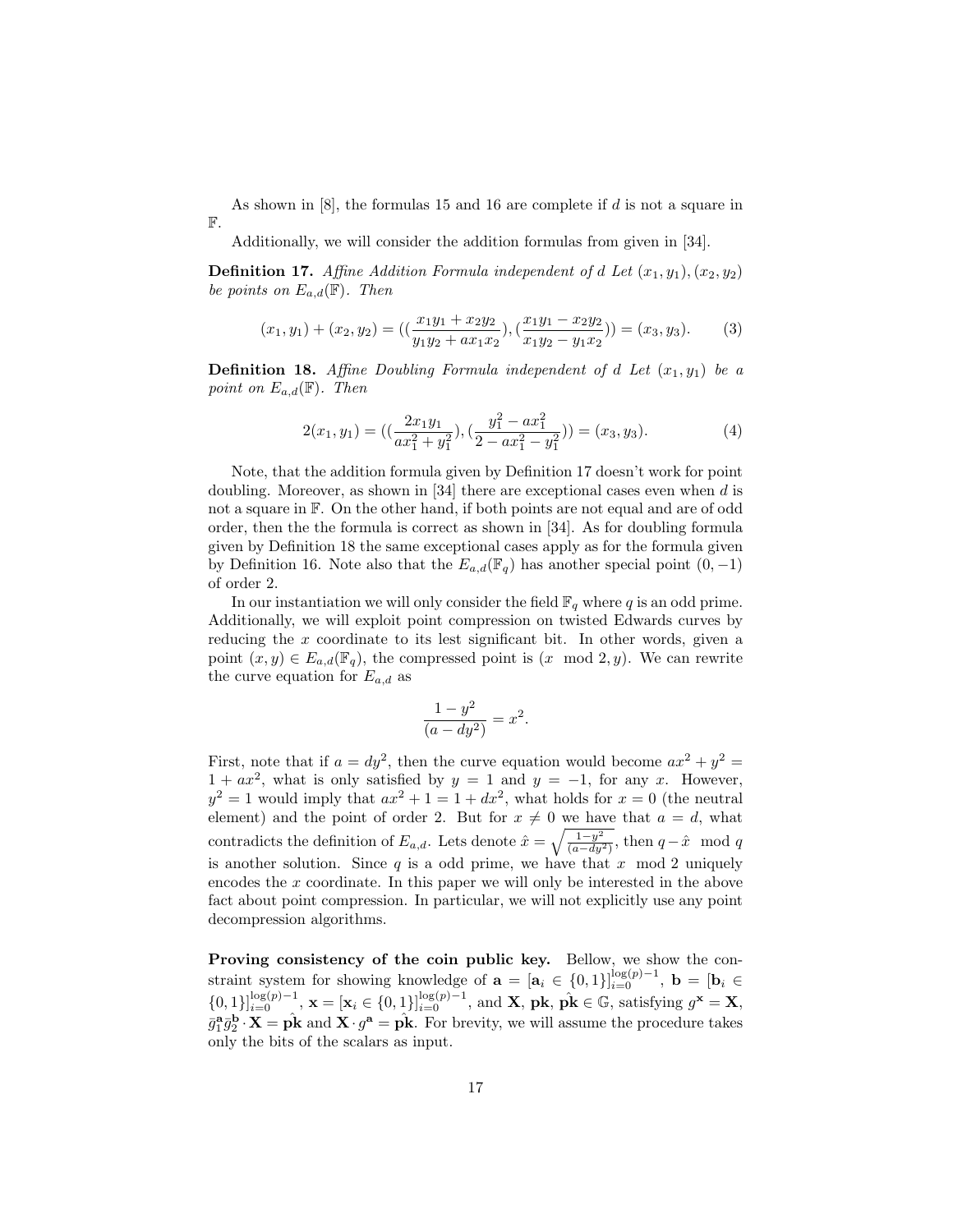As shown in [8], the formulas 15 and 16 are complete if $d$ is not a square in $\mathbb{F}$.

Additionally, we will consider the addition formulas from given in [34].

**Definition 17.** *Affine Addition Formula independent of d Let $(x_1, y_1), (x_2, y_2)$ be points on $E_{a,d}(\mathbb{F})$. Then*

$$(x_1, y_1) + (x_2, y_2) = ((\frac{x_1y_1 + x_2y_2}{y_1y_2 + ax_1x_2}), (\frac{x_1y_1 - x_2y_2}{x_1y_2 - y_1x_2})) = (x_3, y_3). \quad (3)$$

**Definition 18.** *Affine Doubling Formula independent of d Let $(x_1, y_1)$ be a point on $E_{a,d}(\mathbb{F})$. Then*

$$2(x_1, y_1) = ((\frac{2x_1y_1}{ax_1^2 + y_1^2}), (\frac{y_1^2 - ax_1^2}{2 - ax_1^2 - y_1^2})) = (x_3, y_3). \quad (4)$$

Note, that the addition formula given by Definition 17 doesn't work for point doubling. Moreover, as shown in [34] there are exceptional cases even when $d$ is not a square in $\mathbb{F}$. On the other hand, if both points are not equal and are of odd order, then the the formula is correct as shown in [34]. As for doubling formula given by Definition 18 the same exceptional cases apply as for the formula given by Definition 16. Note also that the $E_{a,d}(\mathbb{F}_q)$ has another special point $(0, -1)$ of order 2.

In our instantiation we will only consider the field $\mathbb{F}_q$ where $q$ is an odd prime. Additionally, we will exploit point compression on twisted Edwards curves by reducing the $x$ coordinate to its lest significant bit. In other words, given a point $(x, y) \in E_{a,d}(\mathbb{F}_q)$, the compressed point is $(x \mod 2, y)$. We can rewrite the curve equation for $E_{a,d}$ as

$$\frac{1 - y^2}{(a - dy^2)} = x^2.$$

First, note that if $a = dy^2$, then the curve equation would become $ax^2 + y^2 = 1 + ax^2$, what is only satisfied by $y = 1$ and $y = -1$, for any $x$. However, $y^2 = 1$ would imply that $ax^2 + 1 = 1 + dx^2$, what holds for $x = 0$ (the neutral element) and the point of order 2. But for $x \neq 0$ we have that $a = d$, what contradicts the definition of $E_{a,d}$. Lets denote $\hat{x} = \sqrt{\frac{1-y^2}{(a-dy^2)}}$, then $q - \hat{x} \mod q$ is another solution. Since $q$ is a odd prime, we have that $x \mod 2$ uniquely encodes the $x$ coordinate. In this paper we will only be interested in the above fact about point compression. In particular, we will not explicitly use any point decompression algorithms.

**Proving consistency of the coin public key.** Bellow, we show the constraint system for showing knowledge of $\mathbf{a} = [\mathbf{a}_i \in \{0,1\}]_{i=0}^{\log(p)-1}$, $\mathbf{b} = [\mathbf{b}_i \in \{0,1\}]_{i=0}^{\log(p)-1}$, $\mathbf{x} = [\mathbf{x}_i \in \{0,1\}]_{i=0}^{\log(p)-1}$, and $\mathbf{X}$, $\mathbf{pk}$, $\hat{\mathbf{pk}} \in \mathbb{G}$, satisfying $g^{\mathbf{x}} = \mathbf{X}$, $\bar{g}_1^{\mathbf{a}} \bar{g}_2^{\mathbf{b}} \cdot \mathbf{X} = \hat{\mathbf{pk}}$ and $\mathbf{X} \cdot g^{\mathbf{a}} = \hat{\mathbf{pk}}$. For brevity, we will assume the procedure takes only the bits of the scalars as input.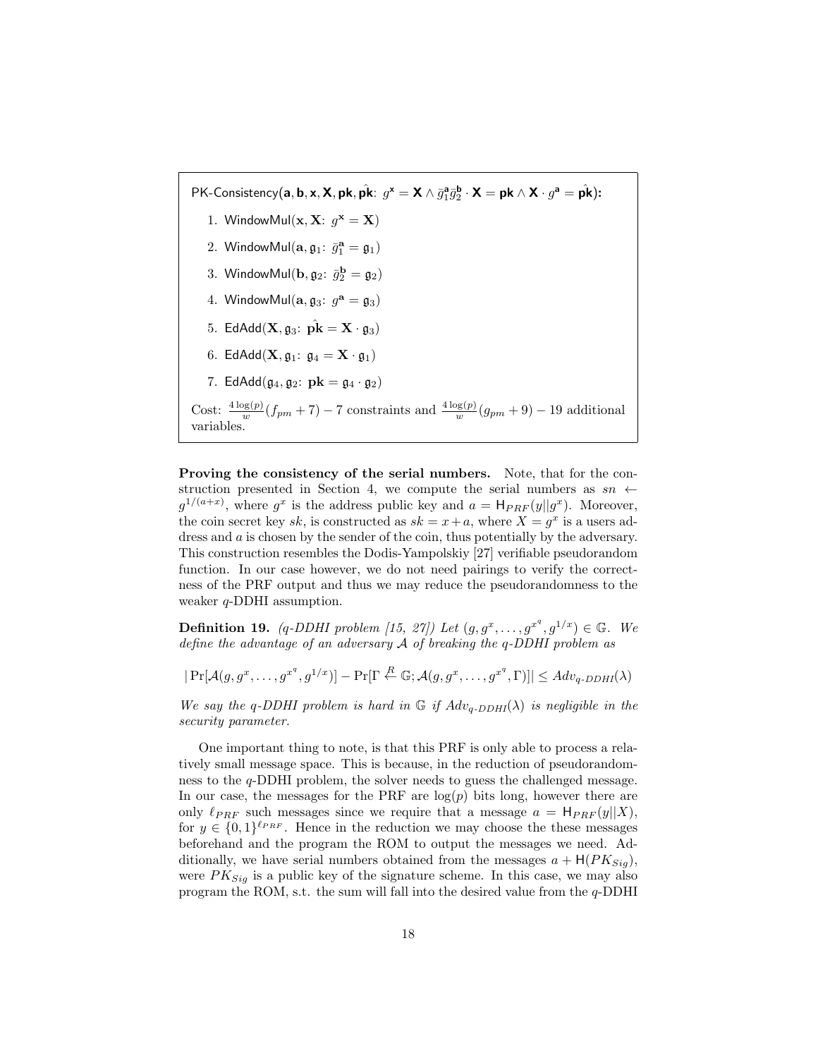PK-Consistency($\mathbf{a}, \mathbf{b}, \mathbf{x}, \mathbf{X}, \mathbf{pk}, \hat{\mathbf{pk}}$: $g^{\mathbf{x}} = \mathbf{X} \wedge \bar{g}_1^{\mathbf{a}} \bar{g}_2^{\mathbf{b}} \cdot \mathbf{X} = \mathbf{pk} \wedge \mathbf{X} \cdot g^{\mathbf{a}} = \hat{\mathbf{pk}}$):

1. WindowMul($\mathbf{x}, \mathbf{X}$: $g^{\mathbf{x}} = \mathbf{X}$)
2. WindowMul($\mathbf{a}, \mathfrak{g}_1$: $\bar{g}_1^{\mathbf{a}} = \mathfrak{g}_1$)
3. WindowMul($\mathbf{b}, \mathfrak{g}_2$: $\bar{g}_2^{\mathbf{b}} = \mathfrak{g}_2$)
4. WindowMul($\mathbf{a}, \mathfrak{g}_3$: $g^{\mathbf{a}} = \mathfrak{g}_3$)
5. EdAdd($\mathbf{X}, \mathfrak{g}_3$: $\hat{\mathbf{pk}} = \mathbf{X} \cdot \mathfrak{g}_3$)
6. EdAdd($\mathbf{X}, \mathfrak{g}_1$: $\mathfrak{g}_4 = \mathbf{X} \cdot \mathfrak{g}_1$)
7. EdAdd($\mathfrak{g}_4, \mathfrak{g}_2$: $\mathbf{pk} = \mathfrak{g}_4 \cdot \mathfrak{g}_2$)

Cost: $\frac{4\log(p)}{w}(f_{pm} + 7) - 7$ constraints and $\frac{4\log(p)}{w}(g_{pm} + 9) - 19$ additional variables.

**Proving the consistency of the serial numbers.** Note, that for the construction presented in Section 4, we compute the serial numbers as $sn \leftarrow g^{1/(a+x)}$, where $g^x$ is the address public key and $a = \mathsf{H}_{PRF}(y||g^x)$. Moreover, the coin secret key $sk$, is constructed as $sk = x + a$, where $X = g^x$ is a users address and $a$ is chosen by the sender of the coin, thus potentially by the adversary. This construction resembles the Dodis-Yampolskiy [27] verifiable pseudorandom function. In our case however, we do not need pairings to verify the correctness of the PRF output and thus we may reduce the pseudorandomness to the weaker $q$-DDHI assumption.

**Definition 19.** *($q$-DDHI problem [15, 27]) Let $(g, g^x, \ldots, g^{x^q}, g^{1/x}) \in \mathbb{G}$. We define the advantage of an adversary $\mathcal{A}$ of breaking the $q$-DDHI problem as*

$$|\Pr[\mathcal{A}(g, g^x, \ldots, g^{x^q}, g^{1/x})] - \Pr[\Gamma \xleftarrow{R} \mathbb{G}; \mathcal{A}(g, g^x, \ldots, g^{x^q}, \Gamma)]| \leq Adv_{q\text{-}DDHI}(\lambda)$$

*We say the $q$-DDHI problem is hard in $\mathbb{G}$ if $Adv_{q\text{-}DDHI}(\lambda)$ is negligible in the security parameter.*

One important thing to note, is that this PRF is only able to process a relatively small message space. This is because, in the reduction of pseudorandomness to the $q$-DDHI problem, the solver needs to guess the challenged message. In our case, the messages for the PRF are $\log(p)$ bits long, however there are only $\ell_{PRF}$ such messages since we require that a message $a = \mathsf{H}_{PRF}(y||X)$, for $y \in \{0,1\}^{\ell_{PRF}}$. Hence in the reduction we may choose the these messages beforehand and the program the ROM to output the messages we need. Additionally, we have serial numbers obtained from the messages $a + \mathsf{H}(PK_{Sig})$, were $PK_{Sig}$ is a public key of the signature scheme. In this case, we may also program the ROM, s.t. the sum will fall into the desired value from the $q$-DDHI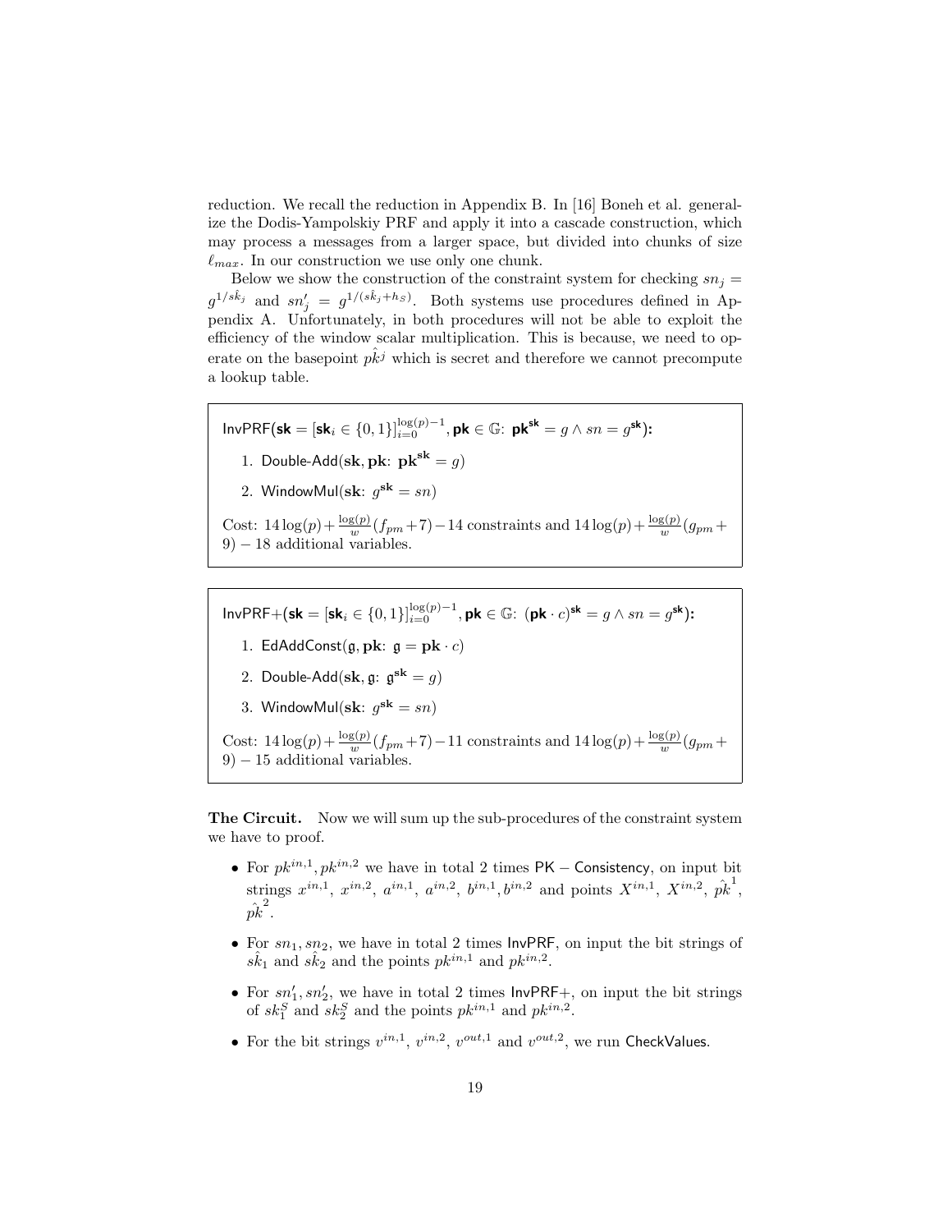reduction. We recall the reduction in Appendix B. In [16] Boneh et al. generalize the Dodis-Yampolskiy PRF and apply it into a cascade construction, which may process a messages from a larger space, but divided into chunks of size $\ell_{max}$. In our construction we use only one chunk.

Below we show the construction of the constraint system for checking $sn_j = g^{1/\hat{sk}_j}$ and $sn'_j = g^{1/(\hat{sk}_j + h_S)}$. Both systems use procedures defined in Appendix A. Unfortunately, in both procedures will not be able to exploit the efficiency of the window scalar multiplication. This is because, we need to operate on the basepoint $\hat{pk}^j$ which is secret and therefore we cannot precompute a lookup table.

---

$\mathsf{InvPRF}(\mathbf{sk} = [\mathbf{sk}_i \in \{0,1\}]_{i=0}^{\log(p)-1}, \mathbf{pk} \in \mathbb{G}\text{: } \mathbf{pk}^{\mathbf{sk}} = g \wedge sn = g^{\mathbf{sk}})$:

1. $\mathsf{Double\text{-}Add}(\mathbf{sk}, \mathbf{pk}\text{: } \mathbf{pk}^{\mathbf{sk}} = g)$
2. $\mathsf{WindowMul}(\mathbf{sk}\text{: } g^{\mathbf{sk}} = sn)$

Cost: $14\log(p) + \frac{\log(p)}{w}(f_{pm}+7) - 14$ constraints and $14\log(p) + \frac{\log(p)}{w}(g_{pm} + 9) - 18$ additional variables.

---

$\mathsf{InvPRF+}(\mathbf{sk} = [\mathbf{sk}_i \in \{0,1\}]_{i=0}^{\log(p)-1}, \mathbf{pk} \in \mathbb{G}\text{: } (\mathbf{pk} \cdot c)^{\mathbf{sk}} = g \wedge sn = g^{\mathbf{sk}})$:

1. $\mathsf{EdAddConst}(\mathfrak{g}, \mathbf{pk}\text{: } \mathfrak{g} = \mathbf{pk} \cdot c)$
2. $\mathsf{Double\text{-}Add}(\mathbf{sk}, \mathfrak{g}\text{: } \mathfrak{g}^{\mathbf{sk}} = g)$
3. $\mathsf{WindowMul}(\mathbf{sk}\text{: } g^{\mathbf{sk}} = sn)$

Cost: $14\log(p) + \frac{\log(p)}{w}(f_{pm}+7) - 11$ constraints and $14\log(p) + \frac{\log(p)}{w}(g_{pm} + 9) - 15$ additional variables.

---

**The Circuit.** Now we will sum up the sub-procedures of the constraint system we have to proof.

- For $pk^{in,1}, pk^{in,2}$ we have in total 2 times $\mathsf{PK-Consistency}$, on input bit strings $x^{in,1}$, $x^{in,2}$, $a^{in,1}$, $a^{in,2}$, $b^{in,1}, b^{in,2}$ and points $X^{in,1}$, $X^{in,2}$, $\hat{pk}^1$, $\hat{pk}^2$.
- For $sn_1, sn_2$, we have in total 2 times $\mathsf{InvPRF}$, on input the bit strings of $\hat{sk}_1$ and $\hat{sk}_2$ and the points $pk^{in,1}$ and $pk^{in,2}$.
- For $sn'_1, sn'_2$, we have in total 2 times $\mathsf{InvPRF+}$, on input the bit strings of $sk_1^S$ and $sk_2^S$ and the points $pk^{in,1}$ and $pk^{in,2}$.
- For the bit strings $v^{in,1}$, $v^{in,2}$, $v^{out,1}$ and $v^{out,2}$, we run $\mathsf{CheckValues}$.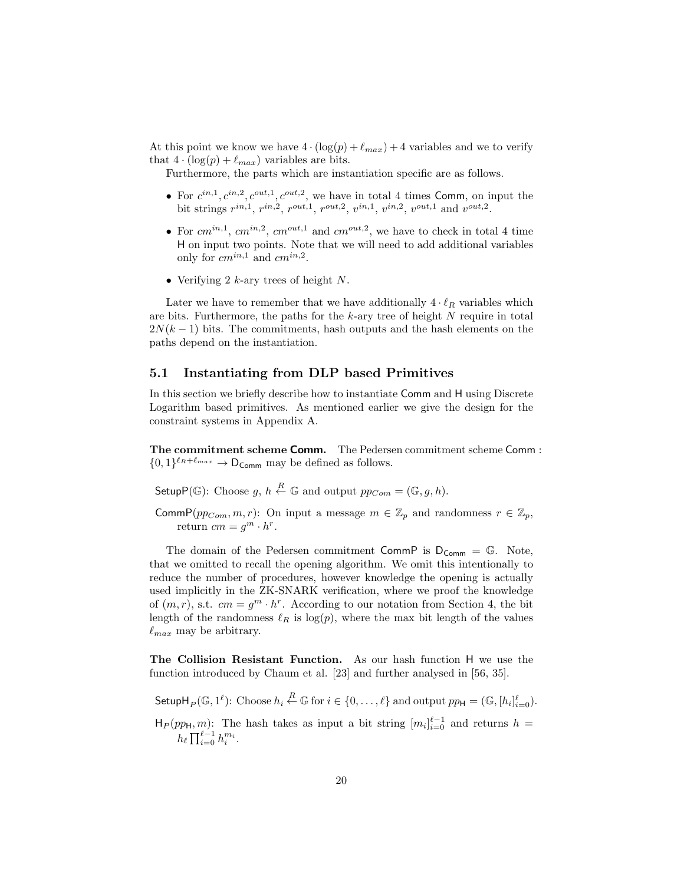At this point we know we have $4 \cdot (\log(p) + \ell_{max}) + 4$ variables and we to verify that $4 \cdot (\log(p) + \ell_{max})$ variables are bits.

Furthermore, the parts which are instantiation specific are as follows.

- For $c^{in,1}, c^{in,2}, c^{out,1}, c^{out,2}$, we have in total 4 times $\mathsf{Comm}$, on input the bit strings $r^{in,1}$, $r^{in,2}$, $r^{out,1}$, $r^{out,2}$, $v^{in,1}$, $v^{in,2}$, $v^{out,1}$ and $v^{out,2}$.
- For $cm^{in,1}$, $cm^{in,2}$, $cm^{out,1}$ and $cm^{out,2}$, we have to check in total 4 time $\mathsf{H}$ on input two points. Note that we will need to add additional variables only for $cm^{in,1}$ and $cm^{in,2}$.
- Verifying 2 $k$-ary trees of height $N$.

Later we have to remember that we have additionally $4 \cdot \ell_R$ variables which are bits. Furthermore, the paths for the $k$-ary tree of height $N$ require in total $2N(k-1)$ bits. The commitments, hash outputs and the hash elements on the paths depend on the instantiation.

## 5.1 Instantiating from DLP based Primitives

In this section we briefly describe how to instantiate $\mathsf{Comm}$ and $\mathsf{H}$ using Discrete Logarithm based primitives. As mentioned earlier we give the design for the constraint systems in Appendix A.

**The commitment scheme $\mathsf{Comm}$.** The Pedersen commitment scheme $\mathsf{Comm} : \{0,1\}^{\ell_R + \ell_{max}} \to \mathsf{D}_{\mathsf{Comm}}$ may be defined as follows.

$\mathsf{SetupP}(\mathbb{G})$: Choose $g$, $h \xleftarrow{R} \mathbb{G}$ and output $pp_{Com} = (\mathbb{G}, g, h)$.

$\mathsf{CommP}(pp_{Com}, m, r)$: On input a message $m \in \mathbb{Z}_p$ and randomness $r \in \mathbb{Z}_p$, return $cm = g^m \cdot h^r$.

The domain of the Pedersen commitment $\mathsf{CommP}$ is $\mathsf{D}_{\mathsf{Comm}} = \mathbb{G}$. Note, that we omitted to recall the opening algorithm. We omit this intentionally to reduce the number of procedures, however knowledge the opening is actually used implicitly in the ZK-SNARK verification, where we proof the knowledge of $(m, r)$, s.t. $cm = g^m \cdot h^r$. According to our notation from Section 4, the bit length of the randomness $\ell_R$ is $\log(p)$, where the max bit length of the values $\ell_{max}$ may be arbitrary.

**The Collision Resistant Function.** As our hash function $\mathsf{H}$ we use the function introduced by Chaum et al. [23] and further analysed in [56, 35].

$\mathsf{SetupH}_P(\mathbb{G}, 1^\ell)$: Choose $h_i \xleftarrow{R} \mathbb{G}$ for $i \in \{0, \dots, \ell\}$ and output $pp_{\mathsf{H}} = (\mathbb{G}, [h_i]_{i=0}^{\ell})$.

$\mathsf{H}_P(pp_{\mathsf{H}}, m)$: The hash takes as input a bit string $[m_i]_{i=0}^{\ell-1}$ and returns $h = h_\ell \prod_{i=0}^{\ell-1} h_i^{m_i}$.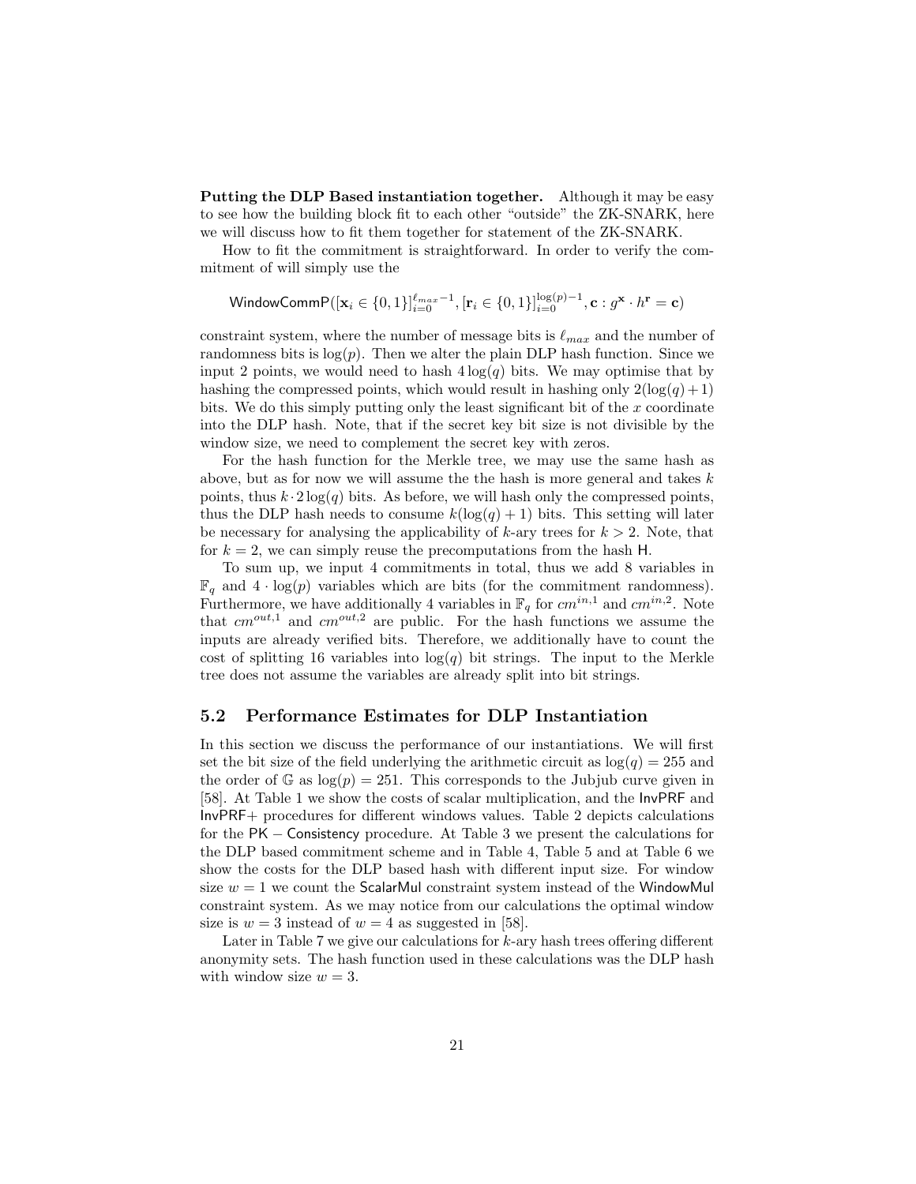**Putting the DLP Based instantiation together.** Although it may be easy to see how the building block fit to each other "outside" the ZK-SNARK, here we will discuss how to fit them together for statement of the ZK-SNARK.

How to fit the commitment is straightforward. In order to verify the commitment of will simply use the

$$\mathsf{WindowCommP}([\mathbf{x}_i \in \{0,1\}]_{i=0}^{\ell_{max}-1}, [\mathbf{r}_i \in \{0,1\}]_{i=0}^{\log(p)-1}, \mathbf{c} : g^{\mathbf{x}} \cdot h^{\mathbf{r}} = \mathbf{c})$$

constraint system, where the number of message bits is $\ell_{max}$ and the number of randomness bits is $\log(p)$. Then we alter the plain DLP hash function. Since we input 2 points, we would need to hash $4\log(q)$ bits. We may optimise that by hashing the compressed points, which would result in hashing only $2(\log(q)+1)$ bits. We do this simply putting only the least significant bit of the $x$ coordinate into the DLP hash. Note, that if the secret key bit size is not divisible by the window size, we need to complement the secret key with zeros.

For the hash function for the Merkle tree, we may use the same hash as above, but as for now we will assume the the hash is more general and takes $k$ points, thus $k \cdot 2\log(q)$ bits. As before, we will hash only the compressed points, thus the DLP hash needs to consume $k(\log(q)+1)$ bits. This setting will later be necessary for analysing the applicability of $k$-ary trees for $k > 2$. Note, that for $k = 2$, we can simply reuse the precomputations from the hash $\mathsf{H}$.

To sum up, we input 4 commitments in total, thus we add 8 variables in $\mathbb{F}_q$ and $4 \cdot \log(p)$ variables which are bits (for the commitment randomness). Furthermore, we have additionally 4 variables in $\mathbb{F}_q$ for $cm^{in,1}$ and $cm^{in,2}$. Note that $cm^{out,1}$ and $cm^{out,2}$ are public. For the hash functions we assume the inputs are already verified bits. Therefore, we additionally have to count the cost of splitting 16 variables into $\log(q)$ bit strings. The input to the Merkle tree does not assume the variables are already split into bit strings.

## 5.2 Performance Estimates for DLP Instantiation

In this section we discuss the performance of our instantiations. We will first set the bit size of the field underlying the arithmetic circuit as $\log(q) = 255$ and the order of $\mathbb{G}$ as $\log(p) = 251$. This corresponds to the Jubjub curve given in [58]. At Table 1 we show the costs of scalar multiplication, and the $\mathsf{InvPRF}$ and $\mathsf{InvPRF+}$ procedures for different windows values. Table 2 depicts calculations for the $\mathsf{PK-Consistency}$ procedure. At Table 3 we present the calculations for the DLP based commitment scheme and in Table 4, Table 5 and at Table 6 we show the costs for the DLP based hash with different input size. For window size $w = 1$ we count the $\mathsf{ScalarMul}$ constraint system instead of the $\mathsf{WindowMul}$ constraint system. As we may notice from our calculations the optimal window size is $w = 3$ instead of $w = 4$ as suggested in [58].

Later in Table 7 we give our calculations for $k$-ary hash trees offering different anonymity sets. The hash function used in these calculations was the DLP hash with window size $w = 3$.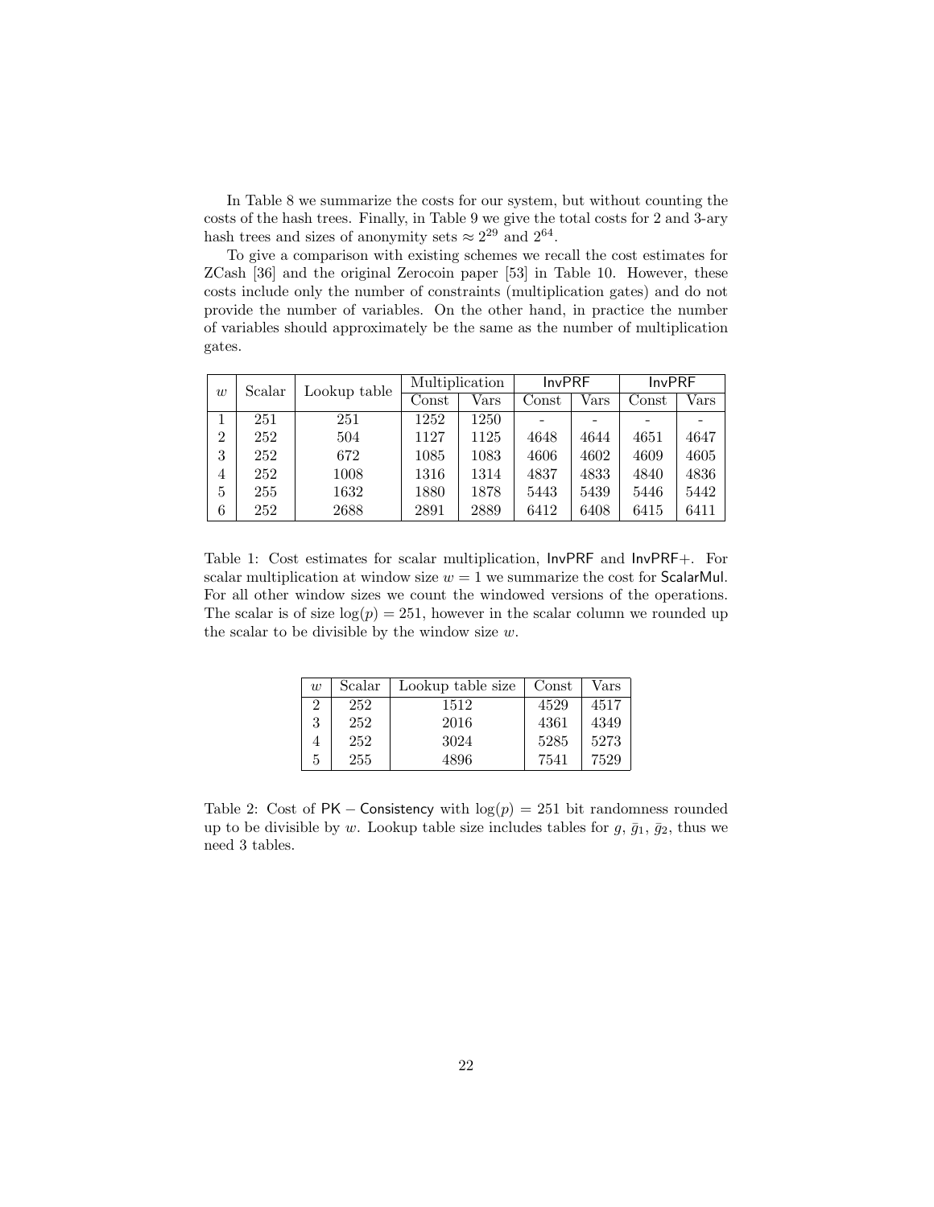In Table 8 we summarize the costs for our system, but without counting the costs of the hash trees. Finally, in Table 9 we give the total costs for 2 and 3-ary hash trees and sizes of anonymity sets $\approx 2^{29}$ and $2^{64}$.

To give a comparison with existing schemes we recall the cost estimates for ZCash [36] and the original Zerocoin paper [53] in Table 10. However, these costs include only the number of constraints (multiplication gates) and do not provide the number of variables. On the other hand, in practice the number of variables should approximately be the same as the number of multiplication gates.

| $w$ | Scalar | Lookup table | Multiplication | | InvPRF | | InvPRF | |
|---|---|---|---|---|---|---|---|---|
| | | | Const | Vars | Const | Vars | Const | Vars |
| 1 | 251 | 251 | 1252 | 1250 | - | - | - | - |
| 2 | 252 | 504 | 1127 | 1125 | 4648 | 4644 | 4651 | 4647 |
| 3 | 252 | 672 | 1085 | 1083 | 4606 | 4602 | 4609 | 4605 |
| 4 | 252 | 1008 | 1316 | 1314 | 4837 | 4833 | 4840 | 4836 |
| 5 | 255 | 1632 | 1880 | 1878 | 5443 | 5439 | 5446 | 5442 |
| 6 | 252 | 2688 | 2891 | 2889 | 6412 | 6408 | 6415 | 6411 |

Table 1: Cost estimates for scalar multiplication, InvPRF and InvPRF+. For scalar multiplication at window size $w = 1$ we summarize the cost for ScalarMul. For all other window sizes we count the windowed versions of the operations. The scalar is of size $\log(p) = 251$, however in the scalar column we rounded up the scalar to be divisible by the window size $w$.

| $w$ | Scalar | Lookup table size | Const | Vars |
|---|---|---|---|---|
| 2 | 252 | 1512 | 4529 | 4517 |
| 3 | 252 | 2016 | 4361 | 4349 |
| 4 | 252 | 3024 | 5285 | 5273 |
| 5 | 255 | 4896 | 7541 | 7529 |

Table 2: Cost of PK − Consistency with $\log(p) = 251$ bit randomness rounded up to be divisible by $w$. Lookup table size includes tables for $g$, $\bar{g}_1$, $\bar{g}_2$, thus we need 3 tables.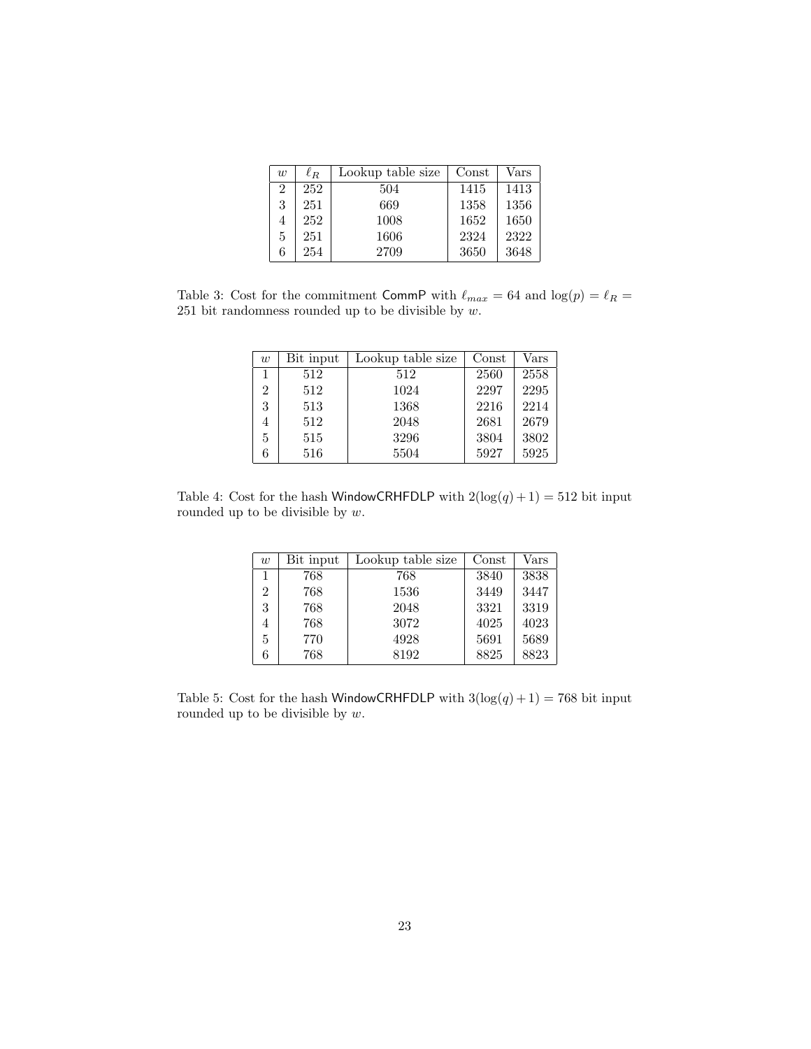| $w$ | $\ell_R$ | Lookup table size | Const | Vars |
|---|---|---|---|---|
| 2 | 252 | 504 | 1415 | 1413 |
| 3 | 251 | 669 | 1358 | 1356 |
| 4 | 252 | 1008 | 1652 | 1650 |
| 5 | 251 | 1606 | 2324 | 2322 |
| 6 | 254 | 2709 | 3650 | 3648 |

Table 3: Cost for the commitment CommP with $\ell_{max} = 64$ and $\log(p) = \ell_R = 251$ bit randomness rounded up to be divisible by $w$.

| $w$ | Bit input | Lookup table size | Const | Vars |
|---|---|---|---|---|
| 1 | 512 | 512 | 2560 | 2558 |
| 2 | 512 | 1024 | 2297 | 2295 |
| 3 | 513 | 1368 | 2216 | 2214 |
| 4 | 512 | 2048 | 2681 | 2679 |
| 5 | 515 | 3296 | 3804 | 3802 |
| 6 | 516 | 5504 | 5927 | 5925 |

Table 4: Cost for the hash WindowCRHFDLP with $2(\log(q) + 1) = 512$ bit input rounded up to be divisible by $w$.

| $w$ | Bit input | Lookup table size | Const | Vars |
|---|---|---|---|---|
| 1 | 768 | 768 | 3840 | 3838 |
| 2 | 768 | 1536 | 3449 | 3447 |
| 3 | 768 | 2048 | 3321 | 3319 |
| 4 | 768 | 3072 | 4025 | 4023 |
| 5 | 770 | 4928 | 5691 | 5689 |
| 6 | 768 | 8192 | 8825 | 8823 |

Table 5: Cost for the hash WindowCRHFDLP with $3(\log(q) + 1) = 768$ bit input rounded up to be divisible by $w$.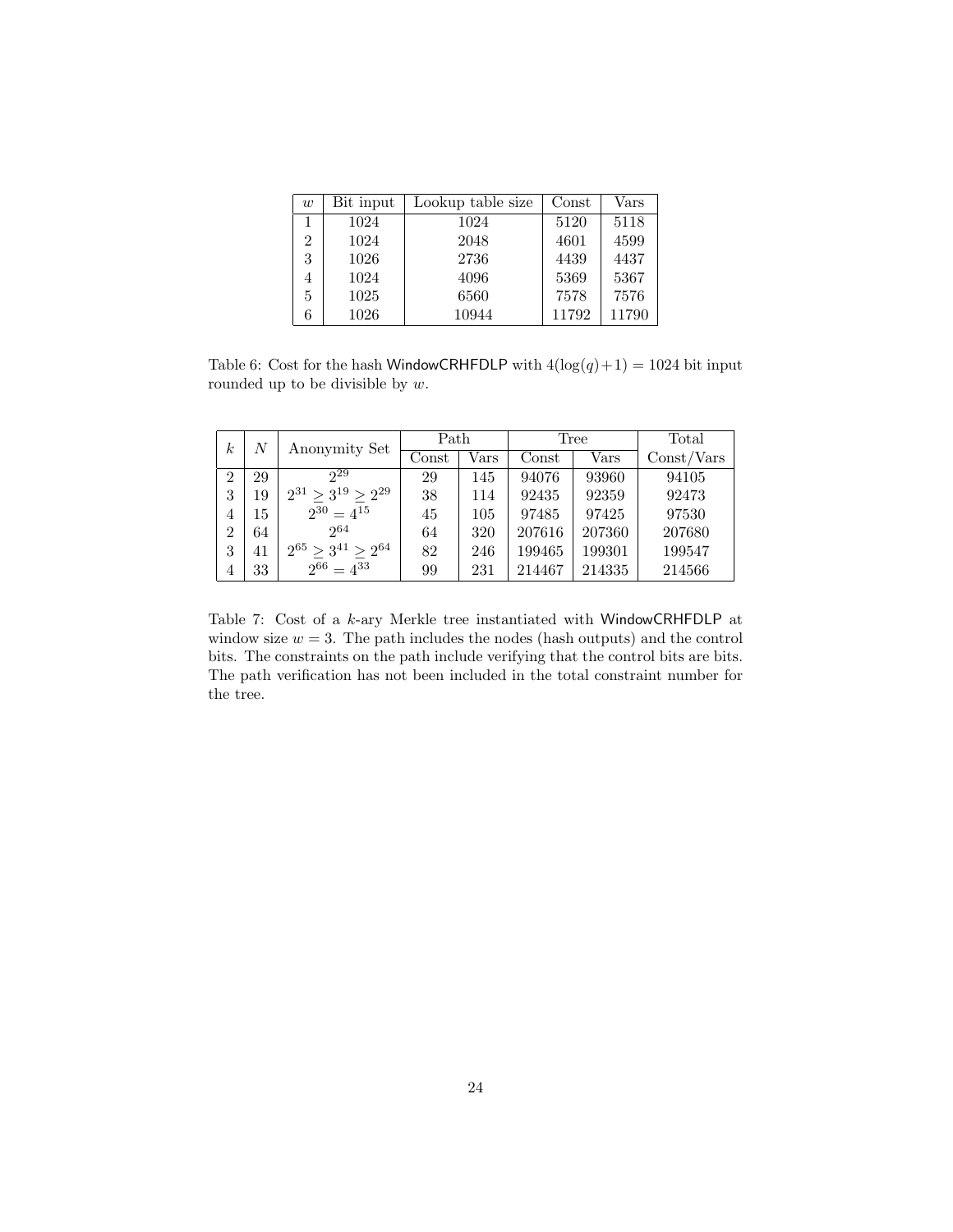| $w$ | Bit input | Lookup table size | Const | Vars |
|---|---|---|---|---|
| 1 | 1024 | 1024 | 5120 | 5118 |
| 2 | 1024 | 2048 | 4601 | 4599 |
| 3 | 1026 | 2736 | 4439 | 4437 |
| 4 | 1024 | 4096 | 5369 | 5367 |
| 5 | 1025 | 6560 | 7578 | 7576 |
| 6 | 1026 | 10944 | 11792 | 11790 |

Table 6: Cost for the hash WindowCRHFDLP with $4(\log(q)+1) = 1024$ bit input rounded up to be divisible by $w$.

| $k$ | $N$ | Anonymity Set | Path | | Tree | | Total |
|---|---|---|---|---|---|---|---|
| | | | Const | Vars | Const | Vars | Const/Vars |
| 2 | 29 | $2^{29}$ | 29 | 145 | 94076 | 93960 | 94105 |
| 3 | 19 | $2^{31} \geq 3^{19} \geq 2^{29}$ | 38 | 114 | 92435 | 92359 | 92473 |
| 4 | 15 | $2^{30} = 4^{15}$ | 45 | 105 | 97485 | 97425 | 97530 |
| 2 | 64 | $2^{64}$ | 64 | 320 | 207616 | 207360 | 207680 |
| 3 | 41 | $2^{65} \geq 3^{41} \geq 2^{64}$ | 82 | 246 | 199465 | 199301 | 199547 |
| 4 | 33 | $2^{66} = 4^{33}$ | 99 | 231 | 214467 | 214335 | 214566 |

Table 7: Cost of a $k$-ary Merkle tree instantiated with WindowCRHFDLP at window size $w = 3$. The path includes the nodes (hash outputs) and the control bits. The constraints on the path include verifying that the control bits are bits. The path verification has not been included in the total constraint number for the tree.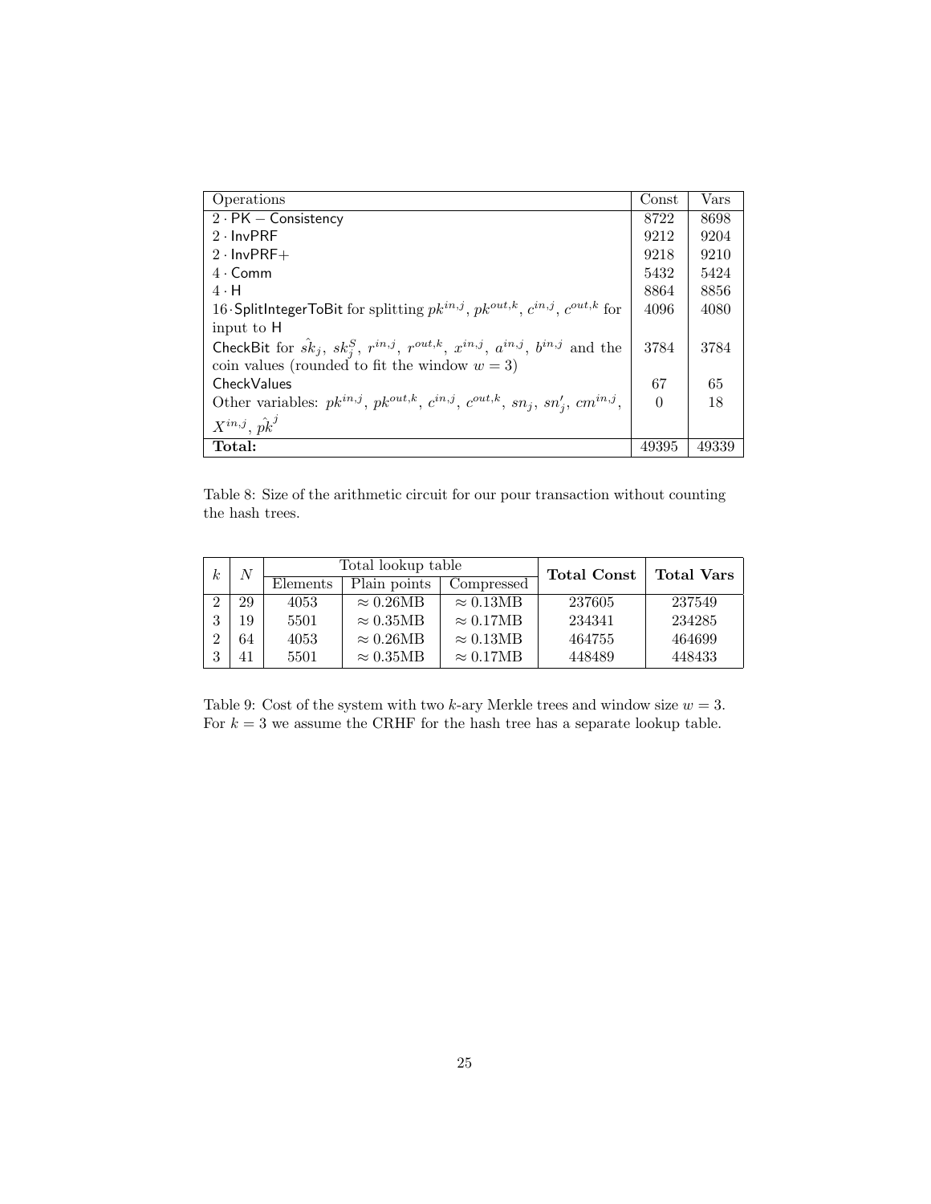| Operations | Const | Vars |
|---|---|---|
| $2 \cdot \mathsf{PK-Consistency}$ | 8722 | 8698 |
| $2 \cdot \mathsf{InvPRF}$ | 9212 | 9204 |
| $2 \cdot \mathsf{InvPRF+}$ | 9218 | 9210 |
| $4 \cdot \mathsf{Comm}$ | 5432 | 5424 |
| $4 \cdot \mathsf{H}$ | 8864 | 8856 |
| $16 \cdot \mathsf{SplitIntegerToBit}$ for splitting $pk^{in,j}$, $pk^{out,k}$, $c^{in,j}$, $c^{out,k}$ for input to $\mathsf{H}$ | 4096 | 4080 |
| $\mathsf{CheckBit}$ for $\hat{sk}_j$, $sk_j^S$, $r^{in,j}$, $r^{out,k}$, $x^{in,j}$, $a^{in,j}$, $b^{in,j}$ and the coin values (rounded to fit the window $w = 3$) | 3784 | 3784 |
| $\mathsf{CheckValues}$ | 67 | 65 |
| Other variables: $pk^{in,j}$, $pk^{out,k}$, $c^{in,j}$, $c^{out,k}$, $sn_j$, $sn'_j$, $cm^{in,j}$, $X^{in,j}$, $\hat{pk}^j$ | 0 | 18 |
| **Total:** | 49395 | 49339 |

Table 8: Size of the arithmetic circuit for our pour transaction without counting the hash trees.

| $k$ | $N$ | Total lookup table | | | **Total Const** | **Total Vars** |
|---|---|---|---|---|---|---|
| | | Elements | Plain points | Compressed | | |
| 2 | 29 | 4053 | $\approx 0.26$MB | $\approx 0.13$MB | 237605 | 237549 |
| 3 | 19 | 5501 | $\approx 0.35$MB | $\approx 0.17$MB | 234341 | 234285 |
| 2 | 64 | 4053 | $\approx 0.26$MB | $\approx 0.13$MB | 464755 | 464699 |
| 3 | 41 | 5501 | $\approx 0.35$MB | $\approx 0.17$MB | 448489 | 448433 |

Table 9: Cost of the system with two $k$-ary Merkle trees and window size $w = 3$. For $k = 3$ we assume the CRHF for the hash tree has a separate lookup table.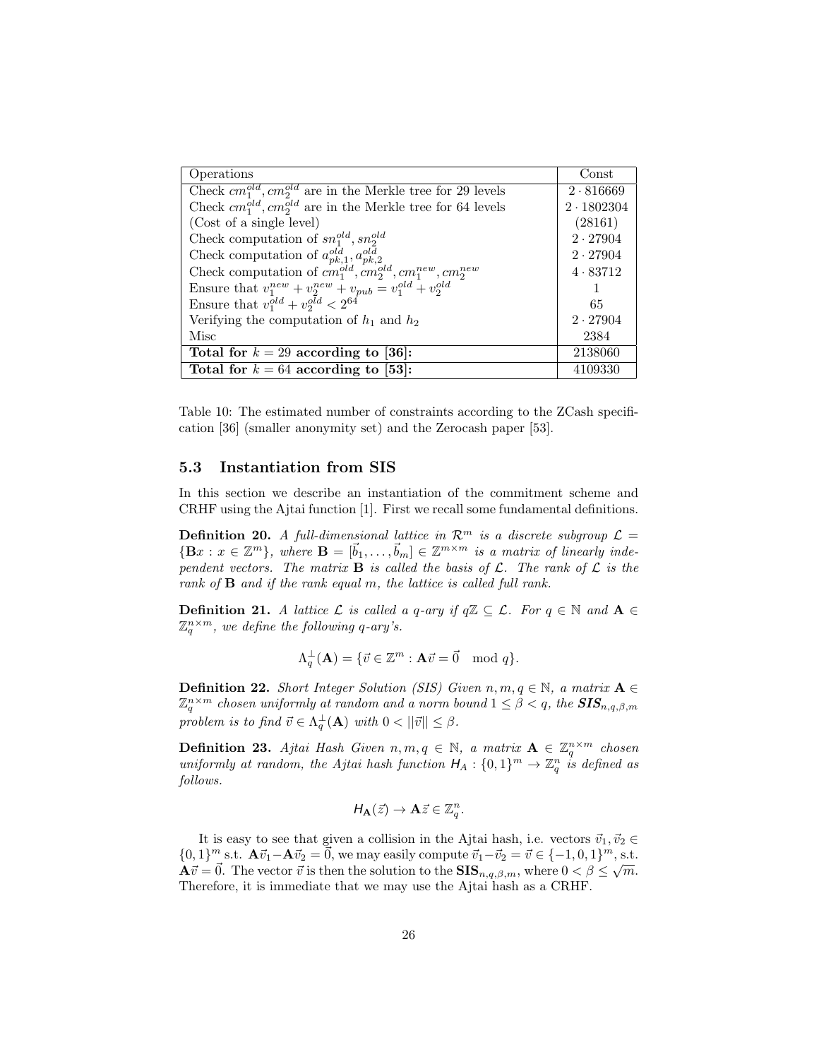| Operations | Const |
|---|---|
| Check $cm_1^{old}, cm_2^{old}$ are in the Merkle tree for 29 levels | $2 \cdot 816669$ |
| Check $cm_1^{old}, cm_2^{old}$ are in the Merkle tree for 64 levels | $2 \cdot 1802304$ |
| (Cost of a single level) | (28161) |
| Check computation of $sn_1^{old}, sn_2^{old}$ | $2 \cdot 27904$ |
| Check computation of $a_{pk,1}^{old}, a_{pk,2}^{old}$ | $2 \cdot 27904$ |
| Check computation of $cm_1^{old}, cm_2^{old}, cm_1^{new}, cm_2^{new}$ | $4 \cdot 83712$ |
| Ensure that $v_1^{new} + v_2^{new} + v_{pub} = v_1^{old} + v_2^{old}$ | 1 |
| Ensure that $v_1^{old} + v_2^{old} < 2^{64}$ | 65 |
| Verifying the computation of $h_1$ and $h_2$ | $2 \cdot 27904$ |
| Misc | 2384 |
| **Total for $k = 29$ according to [36]:** | 2138060 |
| **Total for $k = 64$ according to [53]:** | 4109330 |

Table 10: The estimated number of constraints according to the ZCash specification [36] (smaller anonymity set) and the Zerocash paper [53].

### 5.3 Instantiation from SIS

In this section we describe an instantiation of the commitment scheme and CRHF using the Ajtai function [1]. First we recall some fundamental definitions.

**Definition 20.** *A full-dimensional lattice in $\mathcal{R}^m$ is a discrete subgroup $\mathcal{L} = \{\mathbf{B}x : x \in \mathbb{Z}^m\}$, where $\mathbf{B} = [\vec{b}_1, \ldots, \vec{b}_m] \in \mathbb{Z}^{m \times m}$ is a matrix of linearly independent vectors. The matrix $\mathbf{B}$ is called the basis of $\mathcal{L}$. The rank of $\mathcal{L}$ is the rank of $\mathbf{B}$ and if the rank equal $m$, the lattice is called full rank.*

**Definition 21.** *A lattice $\mathcal{L}$ is called a q-ary if $q\mathbb{Z} \subseteq \mathcal{L}$. For $q \in \mathbb{N}$ and $\mathbf{A} \in \mathbb{Z}_q^{n \times m}$, we define the following q-ary's.*

$$\Lambda_q^{\perp}(\mathbf{A}) = \{\vec{v} \in \mathbb{Z}^m : \mathbf{A}\vec{v} = \vec{0} \mod q\}.$$

**Definition 22.** *Short Integer Solution (SIS) Given $n, m, q \in \mathbb{N}$, a matrix $\mathbf{A} \in \mathbb{Z}_q^{n \times m}$ chosen uniformly at random and a norm bound $1 \leq \beta < q$, the $\mathbf{SIS}_{n,q,\beta,m}$ problem is to find $\vec{v} \in \Lambda_q^{\perp}(\mathbf{A})$ with $0 < ||\vec{v}|| \leq \beta$.*

**Definition 23.** *Ajtai Hash Given $n, m, q \in \mathbb{N}$, a matrix $\mathbf{A} \in \mathbb{Z}_q^{n \times m}$ chosen uniformly at random, the Ajtai hash function $\mathsf{H}_A : \{0,1\}^m \to \mathbb{Z}_q^n$ is defined as follows.*

$$\mathsf{H}_{\mathbf{A}}(\vec{z}) \to \mathbf{A}\vec{z} \in \mathbb{Z}_q^n.$$

It is easy to see that given a collision in the Ajtai hash, i.e. vectors $\vec{v}_1, \vec{v}_2 \in \{0,1\}^m$ s.t. $\mathbf{A}\vec{v}_1 - \mathbf{A}\vec{v}_2 = \vec{0}$, we may easily compute $\vec{v}_1 - \vec{v}_2 = \vec{v} \in \{-1, 0, 1\}^m$, s.t. $\mathbf{A}\vec{v} = \vec{0}$. The vector $\vec{v}$ is then the solution to the $\mathbf{SIS}_{n,q,\beta,m}$, where $0 < \beta \leq \sqrt{m}$. Therefore, it is immediate that we may use the Ajtai hash as a CRHF.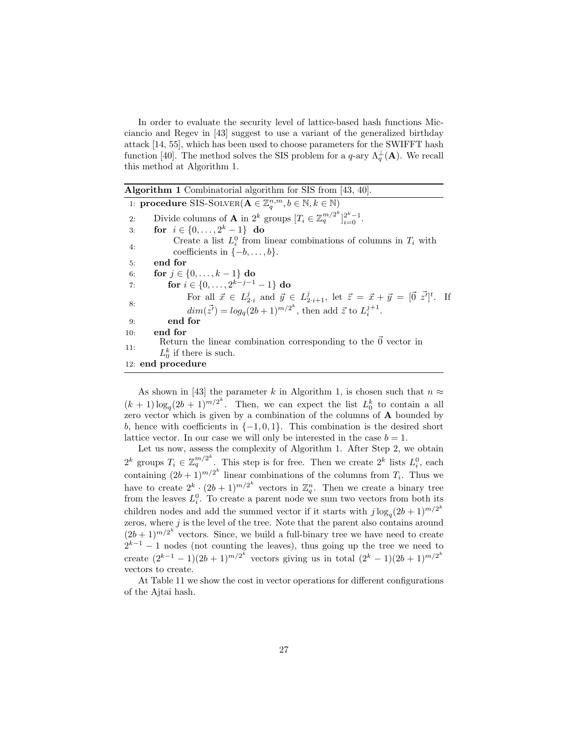In order to evaluate the security level of lattice-based hash functions Micciancio and Regev in [43] suggest to use a variant of the generalized birthday attack [14, 55], which has been used to choose parameters for the SWIFFT hash function [40]. The method solves the SIS problem for a $q$-ary $\Lambda_q^{\perp}(\mathbf{A})$. We recall this method at Algorithm 1.

**Algorithm 1** Combinatorial algorithm for SIS from [43, 40].

```
1:  procedure SIS-Solver(A ∈ Z_q^{n,m}, b ∈ N, k ∈ N)
2:      Divide columns of A in 2^k groups [T_i ∈ Z_q^{m/2^k}]_{i=0}^{2^k−1}.
3:      for i ∈ {0, ..., 2^k − 1} do
4:          Create a list L_i^0 from linear combinations of columns in T_i with
            coefficients in {−b, ..., b}.
5:      end for
6:      for j ∈ {0, ..., k − 1} do
7:          for i ∈ {0, ..., 2^{k−j−1} − 1} do
8:              For all x ∈ L_{2·i}^j and y ∈ L_{2·i+1}^j, let z = x + y = [0 z']^t. If
                dim(z') = log_q(2b + 1)^{m/2^k}, then add z to L_i^{j+1}.
9:          end for
10:     end for
11:     Return the linear combination corresponding to the 0 vector in
        L_0^k if there is such.
12: end procedure
```

As shown in [43] the parameter $k$ in Algorithm 1, is chosen such that $n \approx (k+1)\log_q(2b+1)^{m/2^k}$. Then, we can expect the list $L_0^k$ to contain a all zero vector which is given by a combination of the columns of $\mathbf{A}$ bounded by $b$, hence with coefficients in $\{-1, 0, 1\}$. This combination is the desired short lattice vector. In our case we will only be interested in the case $b = 1$.

Let us now, assess the complexity of Algorithm 1. After Step 2, we obtain $2^k$ groups $T_i \in \mathbb{Z}_q^{m/2^k}$. This step is for free. Then we create $2^k$ lists $L_i^0$, each containing $(2b+1)^{m/2^k}$ linear combinations of the columns from $T_i$. Thus we have to create $2^k \cdot (2b+1)^{m/2^k}$ vectors in $\mathbb{Z}_q^n$. Then we create a binary tree from the leaves $L_i^0$. To create a parent node we sum two vectors from both its children nodes and add the summed vector if it starts with $j \log_q(2b+1)^{m/2^k}$ zeros, where $j$ is the level of the tree. Note that the parent also contains around $(2b+1)^{m/2^k}$ vectors. Since, we build a full-binary tree we have need to create $2^{k-1} - 1$ nodes (not counting the leaves), thus going up the tree we need to create $(2^{k-1} - 1)(2b+1)^{m/2^k}$ vectors giving us in total $(2^k - 1)(2b+1)^{m/2^k}$ vectors to create.

At Table 11 we show the cost in vector operations for different configurations of the Ajtai hash.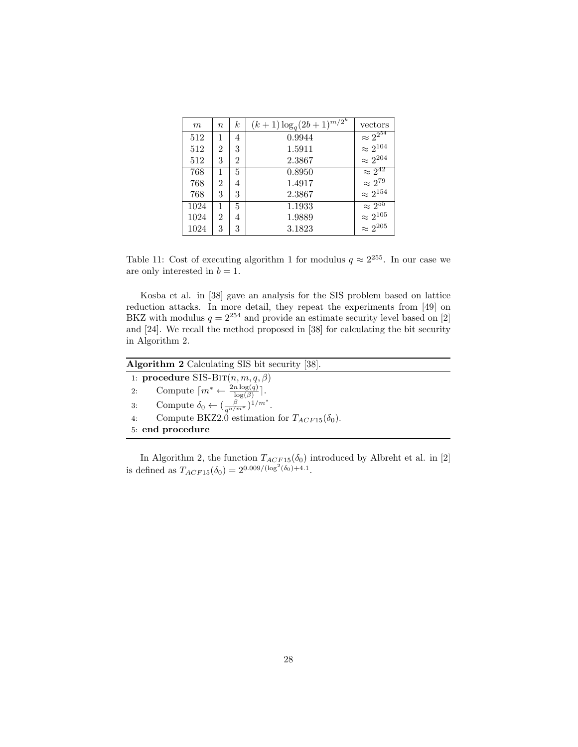| $m$ | $n$ | $k$ | $(k+1)\log_q(2b+1)^{m/2^k}$ | vectors |
|---|---|---|---|---|
| 512 | 1 | 4 | 0.9944 | $\approx 2^{2^{54}}$ |
| 512 | 2 | 3 | 1.5911 | $\approx 2^{104}$ |
| 512 | 3 | 2 | 2.3867 | $\approx 2^{204}$ |
| 768 | 1 | 5 | 0.8950 | $\approx 2^{42}$ |
| 768 | 2 | 4 | 1.4917 | $\approx 2^{79}$ |
| 768 | 3 | 3 | 2.3867 | $\approx 2^{154}$ |
| 1024 | 1 | 5 | 1.1933 | $\approx 2^{55}$ |
| 1024 | 2 | 4 | 1.9889 | $\approx 2^{105}$ |
| 1024 | 3 | 3 | 3.1823 | $\approx 2^{205}$ |

Table 11: Cost of executing algorithm 1 for modulus $q \approx 2^{255}$. In our case we are only interested in $b = 1$.

Kosba et al. in [38] gave an analysis for the SIS problem based on lattice reduction attacks. In more detail, they repeat the experiments from [49] on BKZ with modulus $q = 2^{254}$ and provide an estimate security level based on [2] and [24]. We recall the method proposed in [38] for calculating the bit security in Algorithm 2.

**Algorithm 2** Calculating SIS bit security [38].

1: **procedure** SIS-BIT$(n, m, q, \beta)$
2: Compute $\lceil m^* \leftarrow \frac{2n\log(q)}{\log(\beta)}\rceil$.
3: Compute $\delta_0 \leftarrow (\frac{\beta}{q^{n/m^*}})^{1/m^*}$.
4: Compute BKZ2.0 estimation for $T_{ACF15}(\delta_0)$.
5: **end procedure**

In Algorithm 2, the function $T_{ACF15}(\delta_0)$ introduced by Albreht et al. in [2] is defined as $T_{ACF15}(\delta_0) = 2^{0.009/(\log^2(\delta_0)+4.1}$.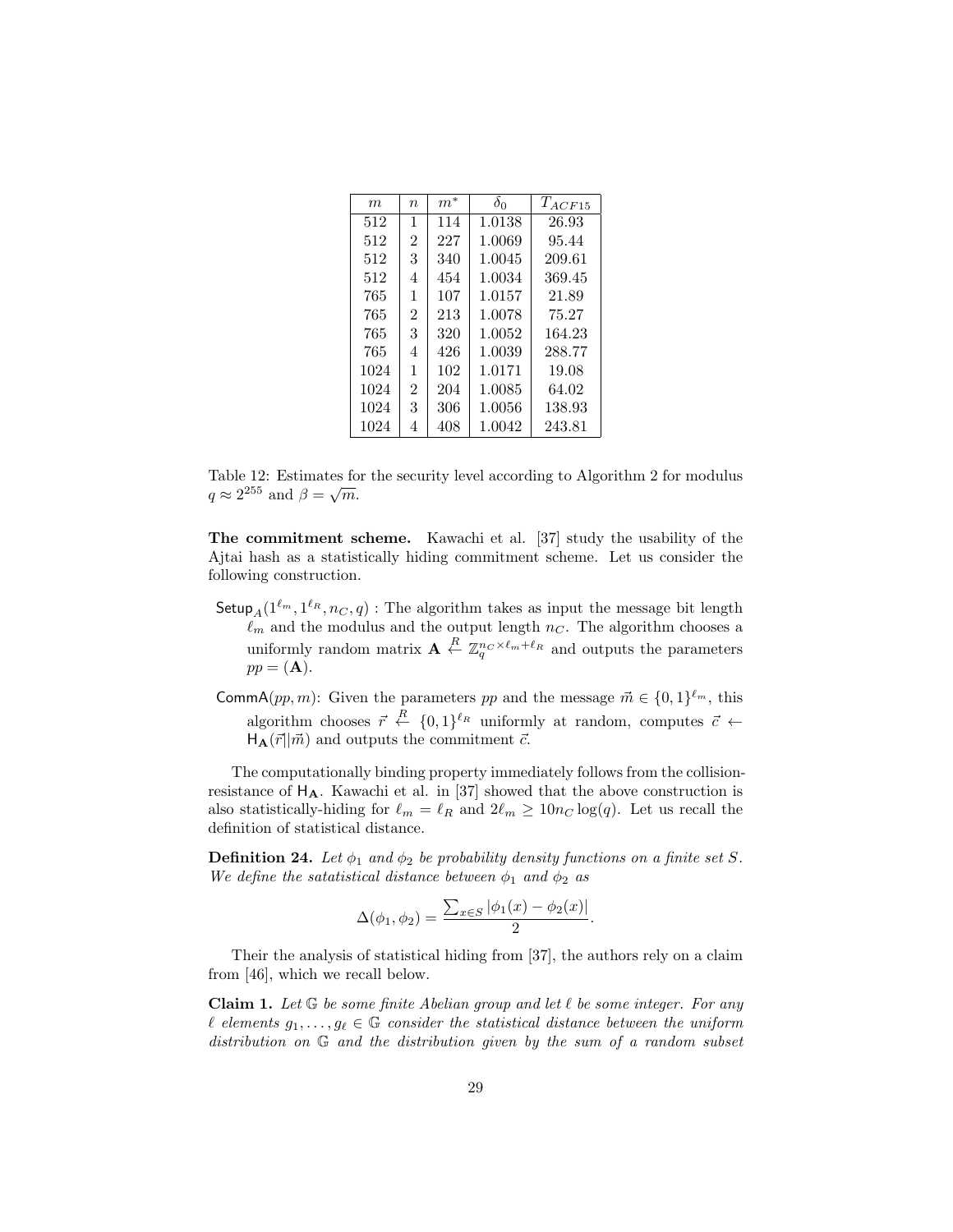| $m$ | $n$ | $m^*$ | $\delta_0$ | $T_{ACF15}$ |
|---|---|---|---|---|
| 512 | 1 | 114 | 1.0138 | 26.93 |
| 512 | 2 | 227 | 1.0069 | 95.44 |
| 512 | 3 | 340 | 1.0045 | 209.61 |
| 512 | 4 | 454 | 1.0034 | 369.45 |
| 765 | 1 | 107 | 1.0157 | 21.89 |
| 765 | 2 | 213 | 1.0078 | 75.27 |
| 765 | 3 | 320 | 1.0052 | 164.23 |
| 765 | 4 | 426 | 1.0039 | 288.77 |
| 1024 | 1 | 102 | 1.0171 | 19.08 |
| 1024 | 2 | 204 | 1.0085 | 64.02 |
| 1024 | 3 | 306 | 1.0056 | 138.93 |
| 1024 | 4 | 408 | 1.0042 | 243.81 |

Table 12: Estimates for the security level according to Algorithm 2 for modulus $q \approx 2^{255}$ and $\beta = \sqrt{m}$.

**The commitment scheme.** Kawachi et al. [37] study the usability of the Ajtai hash as a statistically hiding commitment scheme. Let us consider the following construction.

- $\mathsf{Setup}_A(1^{\ell_m}, 1^{\ell_R}, n_C, q)$ : The algorithm takes as input the message bit length $\ell_m$ and the modulus and the output length $n_C$. The algorithm chooses a uniformly random matrix $\mathbf{A} \xleftarrow{R} \mathbb{Z}_q^{n_C \times \ell_m + \ell_R}$ and outputs the parameters $pp = (\mathbf{A})$.
- $\mathsf{CommA}(pp, m)$: Given the parameters $pp$ and the message $\vec{m} \in \{0,1\}^{\ell_m}$, this algorithm chooses $\vec{r} \xleftarrow{R} \{0,1\}^{\ell_R}$ uniformly at random, computes $\vec{c} \leftarrow \mathsf{H}_{\mathbf{A}}(\vec{r}||\vec{m})$ and outputs the commitment $\vec{c}$.

The computationally binding property immediately follows from the collision-resistance of $\mathsf{H}_{\mathbf{A}}$. Kawachi et al. in [37] showed that the above construction is also statistically-hiding for $\ell_m = \ell_R$ and $2\ell_m \geq 10 n_C \log(q)$. Let us recall the definition of statistical distance.

**Definition 24.** *Let $\phi_1$ and $\phi_2$ be probability density functions on a finite set $S$. We define the satatistical distance between $\phi_1$ and $\phi_2$ as*

$$\Delta(\phi_1, \phi_2) = \frac{\sum_{x \in S} |\phi_1(x) - \phi_2(x)|}{2}.$$

Their the analysis of statistical hiding from [37], the authors rely on a claim from [46], which we recall below.

**Claim 1.** *Let $\mathbb{G}$ be some finite Abelian group and let $\ell$ be some integer. For any $\ell$ elements $g_1, \ldots, g_\ell \in \mathbb{G}$ consider the statistical distance between the uniform distribution on $\mathbb{G}$ and the distribution given by the sum of a random subset*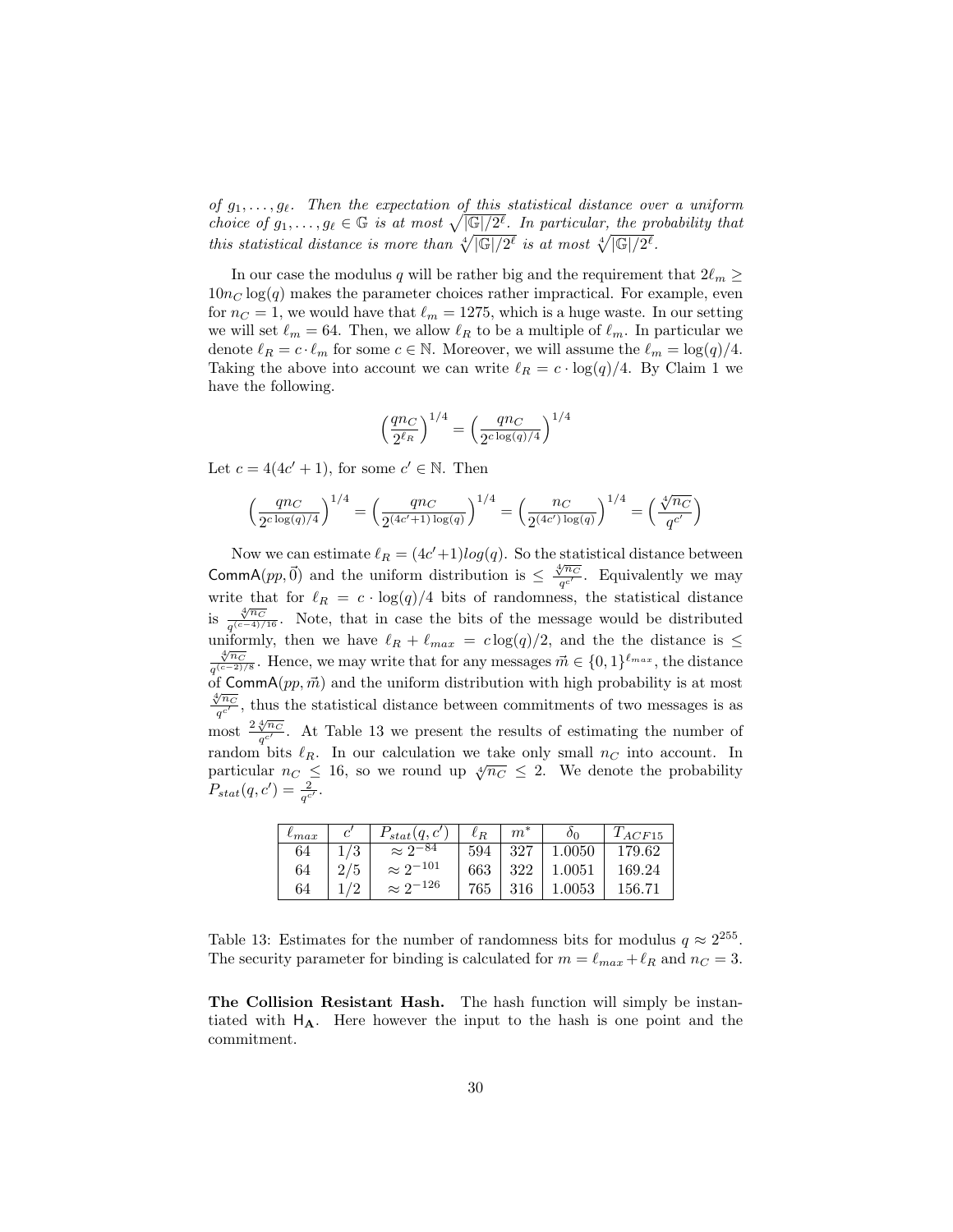*of $g_1, \ldots, g_\ell$. Then the expectation of this statistical distance over a uniform choice of $g_1, \ldots, g_\ell \in \mathbb{G}$ is at most $\sqrt{|\mathbb{G}|/2^\ell}$. In particular, the probability that this statistical distance is more than $\sqrt[4]{|\mathbb{G}|/2^\ell}$ is at most $\sqrt[4]{|\mathbb{G}|/2^\ell}$.*

In our case the modulus $q$ will be rather big and the requirement that $2\ell_m \geq 10 n_C \log(q)$ makes the parameter choices rather impractical. For example, even for $n_C = 1$, we would have that $\ell_m = 1275$, which is a huge waste. In our setting we will set $\ell_m = 64$. Then, we allow $\ell_R$ to be a multiple of $\ell_m$. In particular we denote $\ell_R = c \cdot \ell_m$ for some $c \in \mathbb{N}$. Moreover, we will assume the $\ell_m = \log(q)/4$. Taking the above into account we can write $\ell_R = c \cdot \log(q)/4$. By Claim 1 we have the following.

$$\left(\frac{q n_C}{2^{\ell_R}}\right)^{1/4} = \left(\frac{q n_C}{2^{c \log(q)/4}}\right)^{1/4}$$

Let $c = 4(4c' + 1)$, for some $c' \in \mathbb{N}$. Then

$$\left(\frac{q n_C}{2^{c \log(q)/4}}\right)^{1/4} = \left(\frac{q n_C}{2^{(4c'+1)\log(q)}}\right)^{1/4} = \left(\frac{n_C}{2^{(4c')\log(q)}}\right)^{1/4} = \left(\frac{\sqrt[4]{n_C}}{q^{c'}}\right)$$

Now we can estimate $\ell_R = (4c'+1)log(q)$. So the statistical distance between $\mathsf{CommA}(pp, \vec{0})$ and the uniform distribution is $\leq \frac{\sqrt[4]{n_C}}{q^{c'}}$. Equivalently we may write that for $\ell_R = c \cdot \log(q)/4$ bits of randomness, the statistical distance is $\frac{\sqrt[4]{n_C}}{q^{(c-4)/16}}$. Note, that in case the bits of the message would be distributed uniformly, then we have $\ell_R + \ell_{max} = c \log(q)/2$, and the the distance is $\leq \frac{\sqrt[4]{n_C}}{q^{(c-2)/8}}$. Hence, we may write that for any messages $\vec{m} \in \{0,1\}^{\ell_{max}}$, the distance of $\mathsf{CommA}(pp, \vec{m})$ and the uniform distribution with high probability is at most $\frac{\sqrt[4]{n_C}}{q^{c'}}$, thus the statistical distance between commitments of two messages is as most $\frac{2\sqrt[4]{n_C}}{q^{c'}}$. At Table 13 we present the results of estimating the number of random bits $\ell_R$. In our calculation we take only small $n_C$ into account. In particular $n_C \leq 16$, so we round up $\sqrt[4]{n_C} \leq 2$. We denote the probability $P_{stat}(q, c') = \frac{2}{q^{c'}}$.

| $\ell_{max}$ | $c'$ | $P_{stat}(q, c')$ | $\ell_R$ | $m^*$ | $\delta_0$ | $T_{ACF15}$ |
|---|---|---|---|---|---|---|
| 64 | 1/3 | $\approx 2^{-84}$ | 594 | 327 | 1.0050 | 179.62 |
| 64 | 2/5 | $\approx 2^{-101}$ | 663 | 322 | 1.0051 | 169.24 |
| 64 | 1/2 | $\approx 2^{-126}$ | 765 | 316 | 1.0053 | 156.71 |

Table 13: Estimates for the number of randomness bits for modulus $q \approx 2^{255}$. The security parameter for binding is calculated for $m = \ell_{max} + \ell_R$ and $n_C = 3$.

**The Collision Resistant Hash.** The hash function will simply be instantiated with $\mathsf{H}_{\mathbf{A}}$. Here however the input to the hash is one point and the commitment.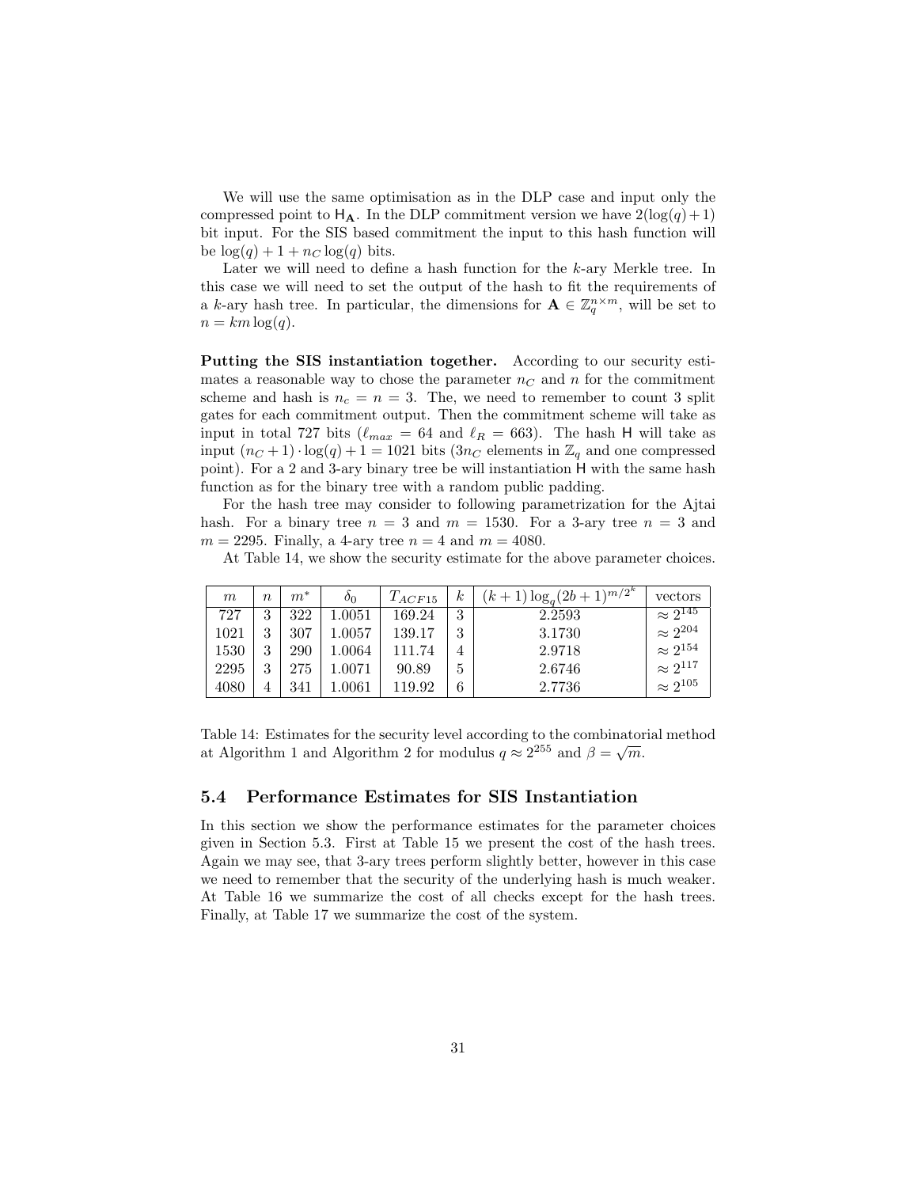We will use the same optimisation as in the DLP case and input only the compressed point to $\mathsf{H}_{\mathbf{A}}$. In the DLP commitment version we have $2(\log(q)+1)$ bit input. For the SIS based commitment the input to this hash function will be $\log(q) + 1 + n_C \log(q)$ bits.

Later we will need to define a hash function for the $k$-ary Merkle tree. In this case we will need to set the output of the hash to fit the requirements of a $k$-ary hash tree. In particular, the dimensions for $\mathbf{A} \in \mathbb{Z}_q^{n \times m}$, will be set to $n = km \log(q)$.

**Putting the SIS instantiation together.** According to our security estimates a reasonable way to chose the parameter $n_C$ and $n$ for the commitment scheme and hash is $n_c = n = 3$. The, we need to remember to count 3 split gates for each commitment output. Then the commitment scheme will take as input in total 727 bits ($\ell_{max} = 64$ and $\ell_R = 663$). The hash $\mathsf{H}$ will take as input $(n_C + 1) \cdot \log(q) + 1 = 1021$ bits ($3n_C$ elements in $\mathbb{Z}_q$ and one compressed point). For a 2 and 3-ary binary tree be will instantiation $\mathsf{H}$ with the same hash function as for the binary tree with a random public padding.

For the hash tree may consider to following parametrization for the Ajtai hash. For a binary tree $n = 3$ and $m = 1530$. For a 3-ary tree $n = 3$ and $m = 2295$. Finally, a 4-ary tree $n = 4$ and $m = 4080$.

At Table 14, we show the security estimate for the above parameter choices.

| $m$ | $n$ | $m^*$ | $\delta_0$ | $T_{ACF15}$ | $k$ | $(k+1)\log_q(2b+1)^{m/2^k}$ | vectors |
|---|---|---|---|---|---|---|---|
| 727 | 3 | 322 | 1.0051 | 169.24 | 3 | 2.2593 | $\approx 2^{145}$ |
| 1021 | 3 | 307 | 1.0057 | 139.17 | 3 | 3.1730 | $\approx 2^{204}$ |
| 1530 | 3 | 290 | 1.0064 | 111.74 | 4 | 2.9718 | $\approx 2^{154}$ |
| 2295 | 3 | 275 | 1.0071 | 90.89 | 5 | 2.6746 | $\approx 2^{117}$ |
| 4080 | 4 | 341 | 1.0061 | 119.92 | 6 | 2.7736 | $\approx 2^{105}$ |

Table 14: Estimates for the security level according to the combinatorial method at Algorithm 1 and Algorithm 2 for modulus $q \approx 2^{255}$ and $\beta = \sqrt{m}$.

## 5.4 Performance Estimates for SIS Instantiation

In this section we show the performance estimates for the parameter choices given in Section 5.3. First at Table 15 we present the cost of the hash trees. Again we may see, that 3-ary trees perform slightly better, however in this case we need to remember that the security of the underlying hash is much weaker. At Table 16 we summarize the cost of all checks except for the hash trees. Finally, at Table 17 we summarize the cost of the system.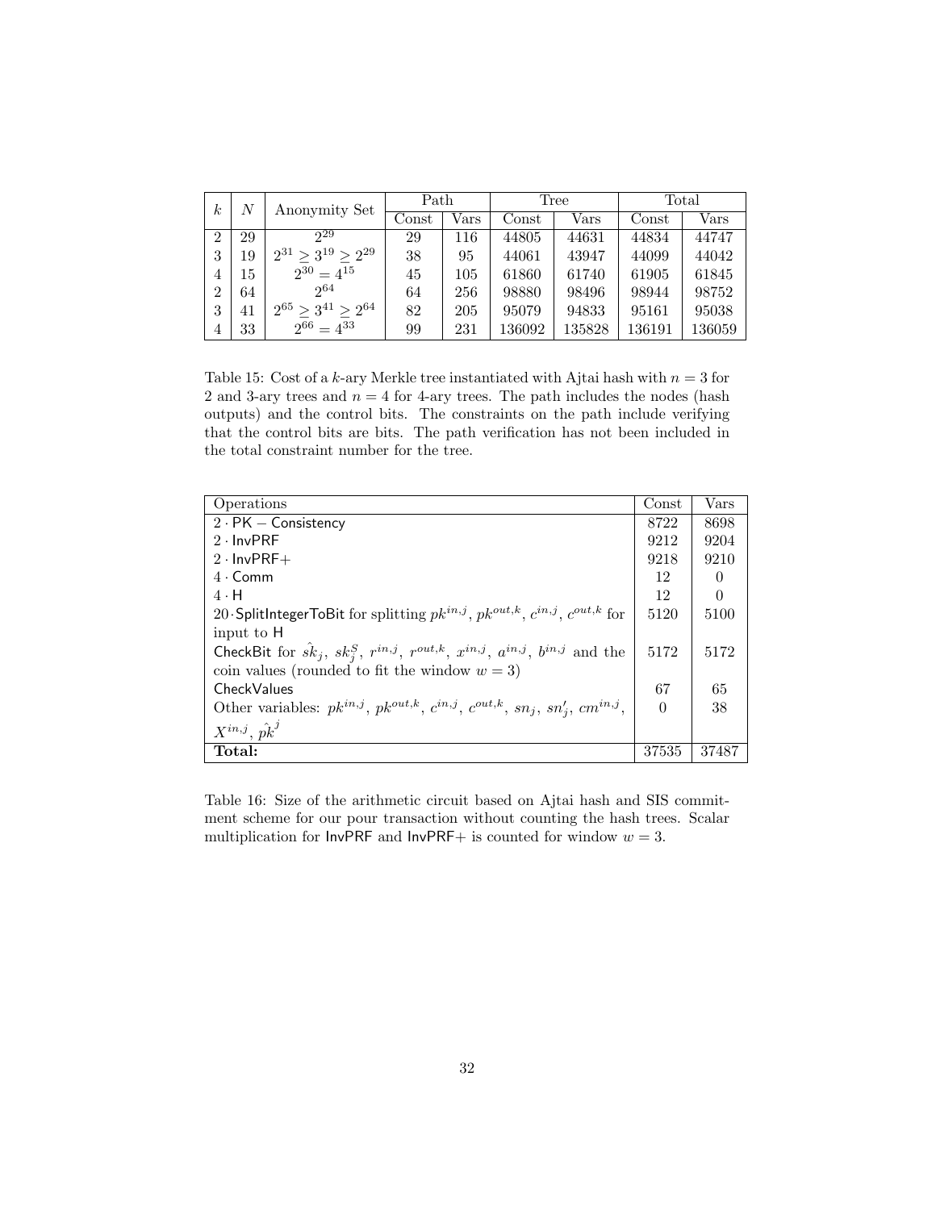| $k$ | $N$ | Anonymity Set | Path | | Tree | | Total | |
|---|---|---|---|---|---|---|---|---|
| | | | Const | Vars | Const | Vars | Const | Vars |
| 2 | 29 | $2^{29}$ | 29 | 116 | 44805 | 44631 | 44834 | 44747 |
| 3 | 19 | $2^{31} \geq 3^{19} \geq 2^{29}$ | 38 | 95 | 44061 | 43947 | 44099 | 44042 |
| 4 | 15 | $2^{30} = 4^{15}$ | 45 | 105 | 61860 | 61740 | 61905 | 61845 |
| 2 | 64 | $2^{64}$ | 64 | 256 | 98880 | 98496 | 98944 | 98752 |
| 3 | 41 | $2^{65} \geq 3^{41} \geq 2^{64}$ | 82 | 205 | 95079 | 94833 | 95161 | 95038 |
| 4 | 33 | $2^{66} = 4^{33}$ | 99 | 231 | 136092 | 135828 | 136191 | 136059 |

Table 15: Cost of a $k$-ary Merkle tree instantiated with Ajtai hash with $n = 3$ for 2 and 3-ary trees and $n = 4$ for 4-ary trees. The path includes the nodes (hash outputs) and the control bits. The constraints on the path include verifying that the control bits are bits. The path verification has not been included in the total constraint number for the tree.

| Operations | Const | Vars |
|---|---|---|
| $2 \cdot \mathsf{PK-Consistency}$ | 8722 | 8698 |
| $2 \cdot \mathsf{InvPRF}$ | 9212 | 9204 |
| $2 \cdot \mathsf{InvPRF+}$ | 9218 | 9210 |
| $4 \cdot \mathsf{Comm}$ | 12 | 0 |
| $4 \cdot \mathsf{H}$ | 12 | 0 |
| $20 \cdot \mathsf{SplitIntegerToBit}$ for splitting $pk^{in,j}$, $pk^{out,k}$, $c^{in,j}$, $c^{out,k}$ for input to $\mathsf{H}$ | 5120 | 5100 |
| $\mathsf{CheckBit}$ for $\hat{sk}_j$, $sk_j^S$, $r^{in,j}$, $r^{out,k}$, $x^{in,j}$, $a^{in,j}$, $b^{in,j}$ and the coin values (rounded to fit the window $w = 3$) | 5172 | 5172 |
| $\mathsf{CheckValues}$ | 67 | 65 |
| Other variables: $pk^{in,j}$, $pk^{out,k}$, $c^{in,j}$, $c^{out,k}$, $sn_j$, $sn'_j$, $cm^{in,j}$, $X^{in,j}$, $\hat{pk}^j$ | 0 | 38 |
| **Total:** | 37535 | 37487 |

Table 16: Size of the arithmetic circuit based on Ajtai hash and SIS commitment scheme for our pour transaction without counting the hash trees. Scalar multiplication for $\mathsf{InvPRF}$ and $\mathsf{InvPRF+}$ is counted for window $w = 3$.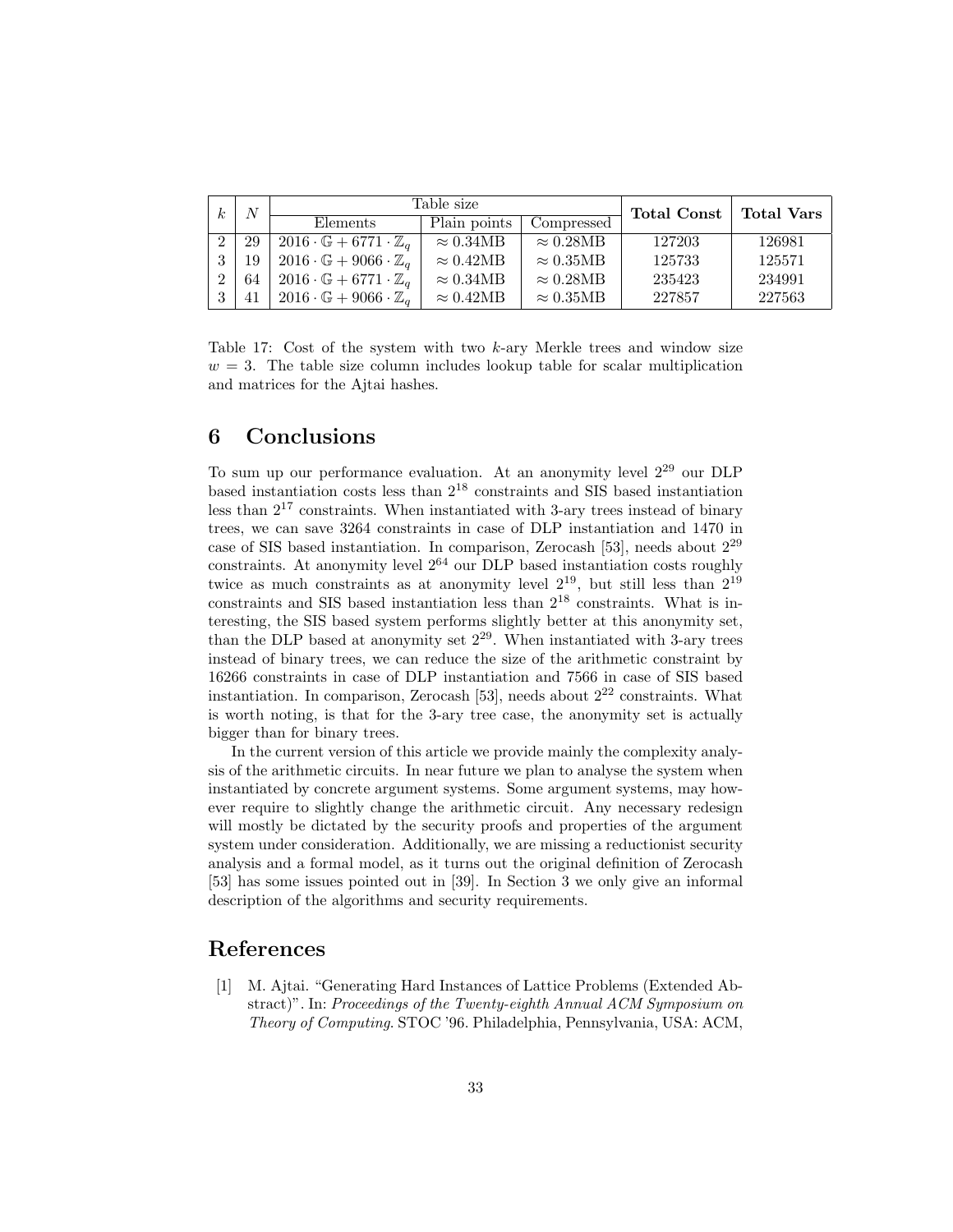| $k$ | $N$ | Table size | | | Total Const | Total Vars |
|---|---|---|---|---|---|---|
| | | Elements | Plain points | Compressed | | |
| 2 | 29 | $2016 \cdot \mathbb{G} + 6771 \cdot \mathbb{Z}_q$ | $\approx 0.34$MB | $\approx 0.28$MB | 127203 | 126981 |
| 3 | 19 | $2016 \cdot \mathbb{G} + 9066 \cdot \mathbb{Z}_q$ | $\approx 0.42$MB | $\approx 0.35$MB | 125733 | 125571 |
| 2 | 64 | $2016 \cdot \mathbb{G} + 6771 \cdot \mathbb{Z}_q$ | $\approx 0.34$MB | $\approx 0.28$MB | 235423 | 234991 |
| 3 | 41 | $2016 \cdot \mathbb{G} + 9066 \cdot \mathbb{Z}_q$ | $\approx 0.42$MB | $\approx 0.35$MB | 227857 | 227563 |

Table 17: Cost of the system with two $k$-ary Merkle trees and window size $w = 3$. The table size column includes lookup table for scalar multiplication and matrices for the Ajtai hashes.

## 6 Conclusions

To sum up our performance evaluation. At an anonymity level $2^{29}$ our DLP based instantiation costs less than $2^{18}$ constraints and SIS based instantiation less than $2^{17}$ constraints. When instantiated with 3-ary trees instead of binary trees, we can save 3264 constraints in case of DLP instantiation and 1470 in case of SIS based instantiation. In comparison, Zerocash [53], needs about $2^{29}$ constraints. At anonymity level $2^{64}$ our DLP based instantiation costs roughly twice as much constraints as at anonymity level $2^{19}$, but still less than $2^{19}$ constraints and SIS based instantiation less than $2^{18}$ constraints. What is interesting, the SIS based system performs slightly better at this anonymity set, than the DLP based at anonymity set $2^{29}$. When instantiated with 3-ary trees instead of binary trees, we can reduce the size of the arithmetic constraint by 16266 constraints in case of DLP instantiation and 7566 in case of SIS based instantiation. In comparison, Zerocash [53], needs about $2^{22}$ constraints. What is worth noting, is that for the 3-ary tree case, the anonymity set is actually bigger than for binary trees.

In the current version of this article we provide mainly the complexity analysis of the arithmetic circuits. In near future we plan to analyse the system when instantiated by concrete argument systems. Some argument systems, may however require to slightly change the arithmetic circuit. Any necessary redesign will mostly be dictated by the security proofs and properties of the argument system under consideration. Additionally, we are missing a reductionist security analysis and a formal model, as it turns out the original definition of Zerocash [53] has some issues pointed out in [39]. In Section 3 we only give an informal description of the algorithms and security requirements.

## References

[1] M. Ajtai. "Generating Hard Instances of Lattice Problems (Extended Abstract)". In: *Proceedings of the Twenty-eighth Annual ACM Symposium on Theory of Computing*. STOC '96. Philadelphia, Pennsylvania, USA: ACM,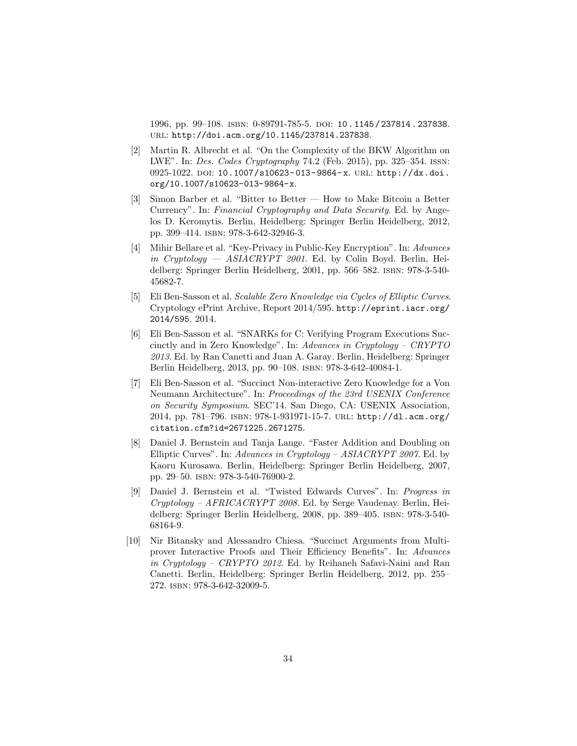1996, pp. 99–108. ISBN: 0-89791-785-5. DOI: 10.1145/237814.237838. URL: http://doi.acm.org/10.1145/237814.237838.

[2] Martin R. Albrecht et al. "On the Complexity of the BKW Algorithm on LWE". In: *Des. Codes Cryptography* 74.2 (Feb. 2015), pp. 325–354. ISSN: 0925-1022. DOI: 10.1007/s10623-013-9864-x. URL: http://dx.doi.org/10.1007/s10623-013-9864-x.

[3] Simon Barber et al. "Bitter to Better — How to Make Bitcoin a Better Currency". In: *Financial Cryptography and Data Security*. Ed. by Angelos D. Keromytis. Berlin, Heidelberg: Springer Berlin Heidelberg, 2012, pp. 399–414. ISBN: 978-3-642-32946-3.

[4] Mihir Bellare et al. "Key-Privacy in Public-Key Encryption". In: *Advances in Cryptology — ASIACRYPT 2001*. Ed. by Colin Boyd. Berlin, Heidelberg: Springer Berlin Heidelberg, 2001, pp. 566–582. ISBN: 978-3-540-45682-7.

[5] Eli Ben-Sasson et al. *Scalable Zero Knowledge via Cycles of Elliptic Curves*. Cryptology ePrint Archive, Report 2014/595. http://eprint.iacr.org/2014/595. 2014.

[6] Eli Ben-Sasson et al. "SNARKs for C: Verifying Program Executions Succinctly and in Zero Knowledge". In: *Advances in Cryptology – CRYPTO 2013*. Ed. by Ran Canetti and Juan A. Garay. Berlin, Heidelberg: Springer Berlin Heidelberg, 2013, pp. 90–108. ISBN: 978-3-642-40084-1.

[7] Eli Ben-Sasson et al. "Succinct Non-interactive Zero Knowledge for a Von Neumann Architecture". In: *Proceedings of the 23rd USENIX Conference on Security Symposium*. SEC'14. San Diego, CA: USENIX Association, 2014, pp. 781–796. ISBN: 978-1-931971-15-7. URL: http://dl.acm.org/citation.cfm?id=2671225.2671275.

[8] Daniel J. Bernstein and Tanja Lange. "Faster Addition and Doubling on Elliptic Curves". In: *Advances in Cryptology – ASIACRYPT 2007*. Ed. by Kaoru Kurosawa. Berlin, Heidelberg: Springer Berlin Heidelberg, 2007, pp. 29–50. ISBN: 978-3-540-76900-2.

[9] Daniel J. Bernstein et al. "Twisted Edwards Curves". In: *Progress in Cryptology – AFRICACRYPT 2008*. Ed. by Serge Vaudenay. Berlin, Heidelberg: Springer Berlin Heidelberg, 2008, pp. 389–405. ISBN: 978-3-540-68164-9.

[10] Nir Bitansky and Alessandro Chiesa. "Succinct Arguments from Multi-prover Interactive Proofs and Their Efficiency Benefits". In: *Advances in Cryptology – CRYPTO 2012*. Ed. by Reihaneh Safavi-Naini and Ran Canetti. Berlin, Heidelberg: Springer Berlin Heidelberg, 2012, pp. 255–272. ISBN: 978-3-642-32009-5.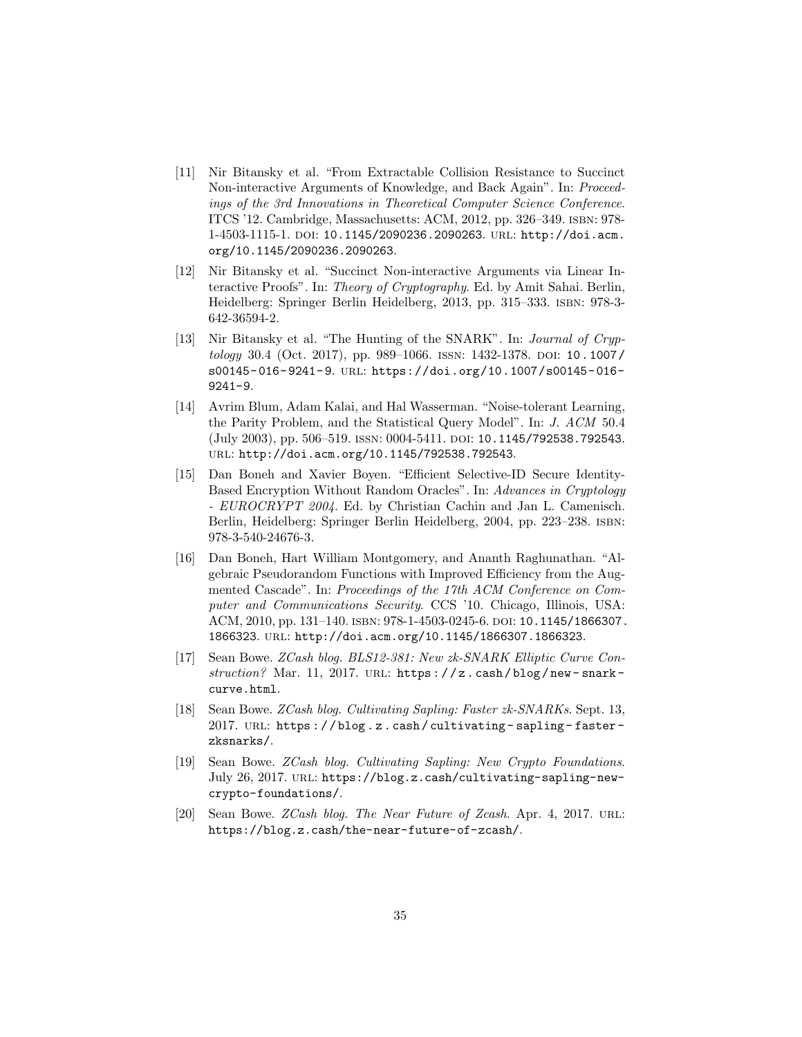[11] Nir Bitansky et al. "From Extractable Collision Resistance to Succinct Non-interactive Arguments of Knowledge, and Back Again". In: *Proceedings of the 3rd Innovations in Theoretical Computer Science Conference*. ITCS '12. Cambridge, Massachusetts: ACM, 2012, pp. 326–349. ISBN: 978-1-4503-1115-1. DOI: 10.1145/2090236.2090263. URL: http://doi.acm.org/10.1145/2090236.2090263.

[12] Nir Bitansky et al. "Succinct Non-interactive Arguments via Linear Interactive Proofs". In: *Theory of Cryptography*. Ed. by Amit Sahai. Berlin, Heidelberg: Springer Berlin Heidelberg, 2013, pp. 315–333. ISBN: 978-3-642-36594-2.

[13] Nir Bitansky et al. "The Hunting of the SNARK". In: *Journal of Cryptology* 30.4 (Oct. 2017), pp. 989–1066. ISSN: 1432-1378. DOI: 10.1007/s00145-016-9241-9. URL: https://doi.org/10.1007/s00145-016-9241-9.

[14] Avrim Blum, Adam Kalai, and Hal Wasserman. "Noise-tolerant Learning, the Parity Problem, and the Statistical Query Model". In: *J. ACM* 50.4 (July 2003), pp. 506–519. ISSN: 0004-5411. DOI: 10.1145/792538.792543. URL: http://doi.acm.org/10.1145/792538.792543.

[15] Dan Boneh and Xavier Boyen. "Efficient Selective-ID Secure Identity-Based Encryption Without Random Oracles". In: *Advances in Cryptology - EUROCRYPT 2004*. Ed. by Christian Cachin and Jan L. Camenisch. Berlin, Heidelberg: Springer Berlin Heidelberg, 2004, pp. 223–238. ISBN: 978-3-540-24676-3.

[16] Dan Boneh, Hart William Montgomery, and Ananth Raghunathan. "Algebraic Pseudorandom Functions with Improved Efficiency from the Augmented Cascade". In: *Proceedings of the 17th ACM Conference on Computer and Communications Security*. CCS '10. Chicago, Illinois, USA: ACM, 2010, pp. 131–140. ISBN: 978-1-4503-0245-6. DOI: 10.1145/1866307.1866323. URL: http://doi.acm.org/10.1145/1866307.1866323.

[17] Sean Bowe. *ZCash blog. BLS12-381: New zk-SNARK Elliptic Curve Construction?* Mar. 11, 2017. URL: https://z.cash/blog/new-snark-curve.html.

[18] Sean Bowe. *ZCash blog. Cultivating Sapling: Faster zk-SNARKs*. Sept. 13, 2017. URL: https://blog.z.cash/cultivating-sapling-faster-zksnarks/.

[19] Sean Bowe. *ZCash blog. Cultivating Sapling: New Crypto Foundations*. July 26, 2017. URL: https://blog.z.cash/cultivating-sapling-new-crypto-foundations/.

[20] Sean Bowe. *ZCash blog. The Near Future of Zcash*. Apr. 4, 2017. URL: https://blog.z.cash/the-near-future-of-zcash/.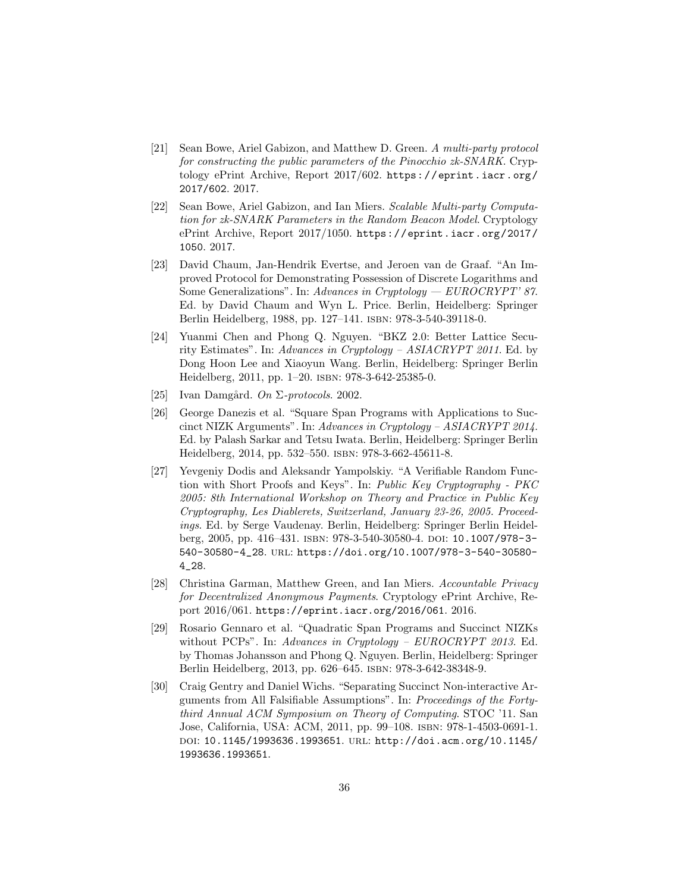[21] Sean Bowe, Ariel Gabizon, and Matthew D. Green. *A multi-party protocol for constructing the public parameters of the Pinocchio zk-SNARK*. Cryptology ePrint Archive, Report 2017/602. `https://eprint.iacr.org/2017/602`. 2017.

[22] Sean Bowe, Ariel Gabizon, and Ian Miers. *Scalable Multi-party Computation for zk-SNARK Parameters in the Random Beacon Model*. Cryptology ePrint Archive, Report 2017/1050. `https://eprint.iacr.org/2017/1050`. 2017.

[23] David Chaum, Jan-Hendrik Evertse, and Jeroen van de Graaf. "An Improved Protocol for Demonstrating Possession of Discrete Logarithms and Some Generalizations". In: *Advances in Cryptology — EUROCRYPT' 87*. Ed. by David Chaum and Wyn L. Price. Berlin, Heidelberg: Springer Berlin Heidelberg, 1988, pp. 127–141. ISBN: 978-3-540-39118-0.

[24] Yuanmi Chen and Phong Q. Nguyen. "BKZ 2.0: Better Lattice Security Estimates". In: *Advances in Cryptology – ASIACRYPT 2011*. Ed. by Dong Hoon Lee and Xiaoyun Wang. Berlin, Heidelberg: Springer Berlin Heidelberg, 2011, pp. 1–20. ISBN: 978-3-642-25385-0.

[25] Ivan Damgård. *On Σ-protocols*. 2002.

[26] George Danezis et al. "Square Span Programs with Applications to Succinct NIZK Arguments". In: *Advances in Cryptology – ASIACRYPT 2014*. Ed. by Palash Sarkar and Tetsu Iwata. Berlin, Heidelberg: Springer Berlin Heidelberg, 2014, pp. 532–550. ISBN: 978-3-662-45611-8.

[27] Yevgeniy Dodis and Aleksandr Yampolskiy. "A Verifiable Random Function with Short Proofs and Keys". In: *Public Key Cryptography - PKC 2005: 8th International Workshop on Theory and Practice in Public Key Cryptography, Les Diablerets, Switzerland, January 23-26, 2005. Proceedings*. Ed. by Serge Vaudenay. Berlin, Heidelberg: Springer Berlin Heidelberg, 2005, pp. 416–431. ISBN: 978-3-540-30580-4. DOI: `10.1007/978-3-540-30580-4_28`. URL: `https://doi.org/10.1007/978-3-540-30580-4_28`.

[28] Christina Garman, Matthew Green, and Ian Miers. *Accountable Privacy for Decentralized Anonymous Payments*. Cryptology ePrint Archive, Report 2016/061. `https://eprint.iacr.org/2016/061`. 2016.

[29] Rosario Gennaro et al. "Quadratic Span Programs and Succinct NIZKs without PCPs". In: *Advances in Cryptology – EUROCRYPT 2013*. Ed. by Thomas Johansson and Phong Q. Nguyen. Berlin, Heidelberg: Springer Berlin Heidelberg, 2013, pp. 626–645. ISBN: 978-3-642-38348-9.

[30] Craig Gentry and Daniel Wichs. "Separating Succinct Non-interactive Arguments from All Falsifiable Assumptions". In: *Proceedings of the Forty-third Annual ACM Symposium on Theory of Computing*. STOC '11. San Jose, California, USA: ACM, 2011, pp. 99–108. ISBN: 978-1-4503-0691-1. DOI: `10.1145/1993636.1993651`. URL: `http://doi.acm.org/10.1145/1993636.1993651`.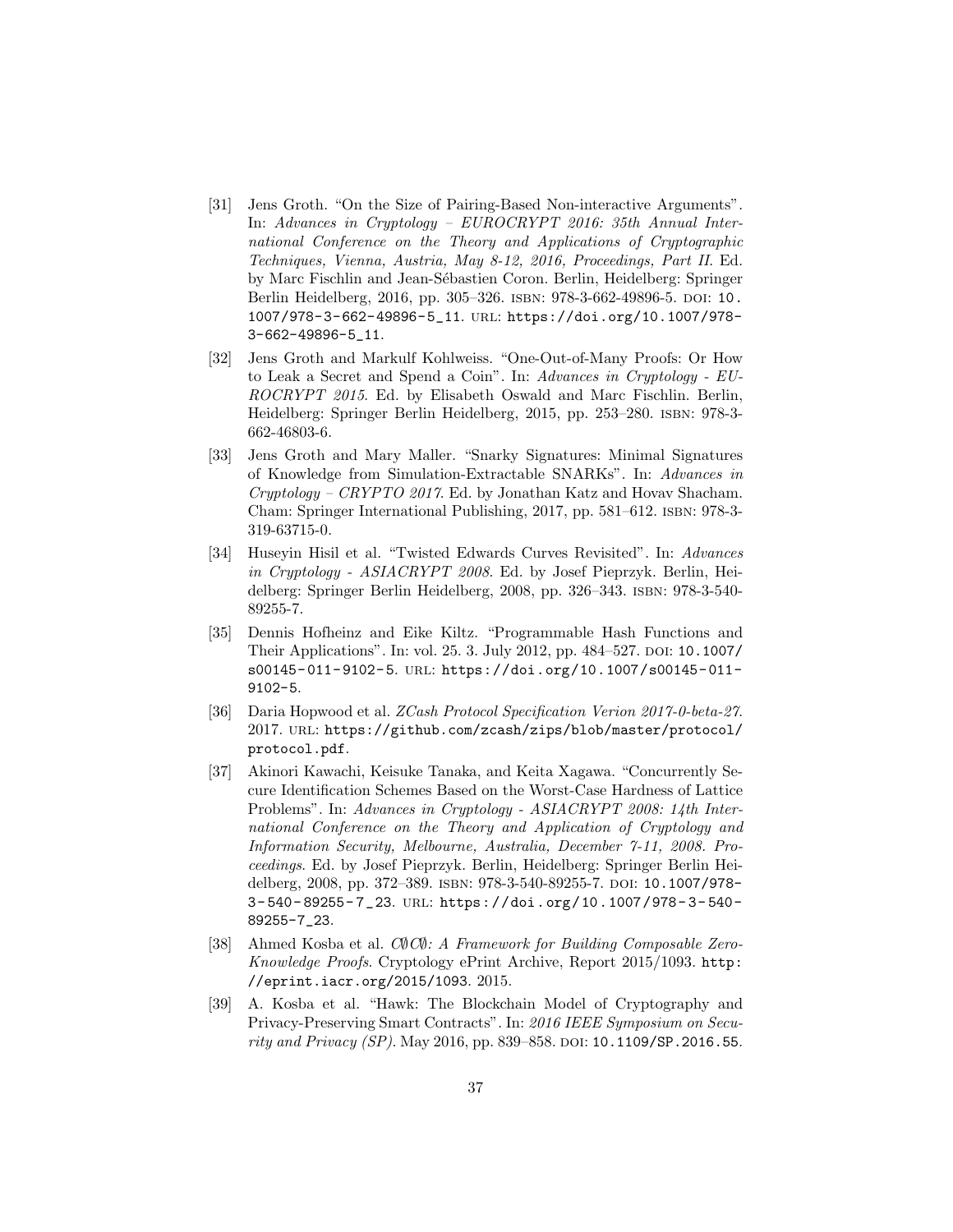[31] Jens Groth. "On the Size of Pairing-Based Non-interactive Arguments". In: *Advances in Cryptology – EUROCRYPT 2016: 35th Annual International Conference on the Theory and Applications of Cryptographic Techniques, Vienna, Austria, May 8-12, 2016, Proceedings, Part II*. Ed. by Marc Fischlin and Jean-Sébastien Coron. Berlin, Heidelberg: Springer Berlin Heidelberg, 2016, pp. 305–326. ISBN: 978-3-662-49896-5. DOI: 10.1007/978-3-662-49896-5_11. URL: https://doi.org/10.1007/978-3-662-49896-5_11.

[32] Jens Groth and Markulf Kohlweiss. "One-Out-of-Many Proofs: Or How to Leak a Secret and Spend a Coin". In: *Advances in Cryptology - EUROCRYPT 2015*. Ed. by Elisabeth Oswald and Marc Fischlin. Berlin, Heidelberg: Springer Berlin Heidelberg, 2015, pp. 253–280. ISBN: 978-3-662-46803-6.

[33] Jens Groth and Mary Maller. "Snarky Signatures: Minimal Signatures of Knowledge from Simulation-Extractable SNARKs". In: *Advances in Cryptology – CRYPTO 2017*. Ed. by Jonathan Katz and Hovav Shacham. Cham: Springer International Publishing, 2017, pp. 581–612. ISBN: 978-3-319-63715-0.

[34] Huseyin Hisil et al. "Twisted Edwards Curves Revisited". In: *Advances in Cryptology - ASIACRYPT 2008*. Ed. by Josef Pieprzyk. Berlin, Heidelberg: Springer Berlin Heidelberg, 2008, pp. 326–343. ISBN: 978-3-540-89255-7.

[35] Dennis Hofheinz and Eike Kiltz. "Programmable Hash Functions and Their Applications". In: vol. 25. 3. July 2012, pp. 484–527. DOI: 10.1007/s00145-011-9102-5. URL: https://doi.org/10.1007/s00145-011-9102-5.

[36] Daria Hopwood et al. *ZCash Protocol Specification Verion 2017-0-beta-27*. 2017. URL: https://github.com/zcash/zips/blob/master/protocol/protocol.pdf.

[37] Akinori Kawachi, Keisuke Tanaka, and Keita Xagawa. "Concurrently Secure Identification Schemes Based on the Worst-Case Hardness of Lattice Problems". In: *Advances in Cryptology - ASIACRYPT 2008: 14th International Conference on the Theory and Application of Cryptology and Information Security, Melbourne, Australia, December 7-11, 2008. Proceedings*. Ed. by Josef Pieprzyk. Berlin, Heidelberg: Springer Berlin Heidelberg, 2008, pp. 372–389. ISBN: 978-3-540-89255-7. DOI: 10.1007/978-3-540-89255-7_23. URL: https://doi.org/10.1007/978-3-540-89255-7_23.

[38] Ahmed Kosba et al. *C∅C∅: A Framework for Building Composable Zero-Knowledge Proofs*. Cryptology ePrint Archive, Report 2015/1093. http://eprint.iacr.org/2015/1093. 2015.

[39] A. Kosba et al. "Hawk: The Blockchain Model of Cryptography and Privacy-Preserving Smart Contracts". In: *2016 IEEE Symposium on Security and Privacy (SP)*. May 2016, pp. 839–858. DOI: 10.1109/SP.2016.55.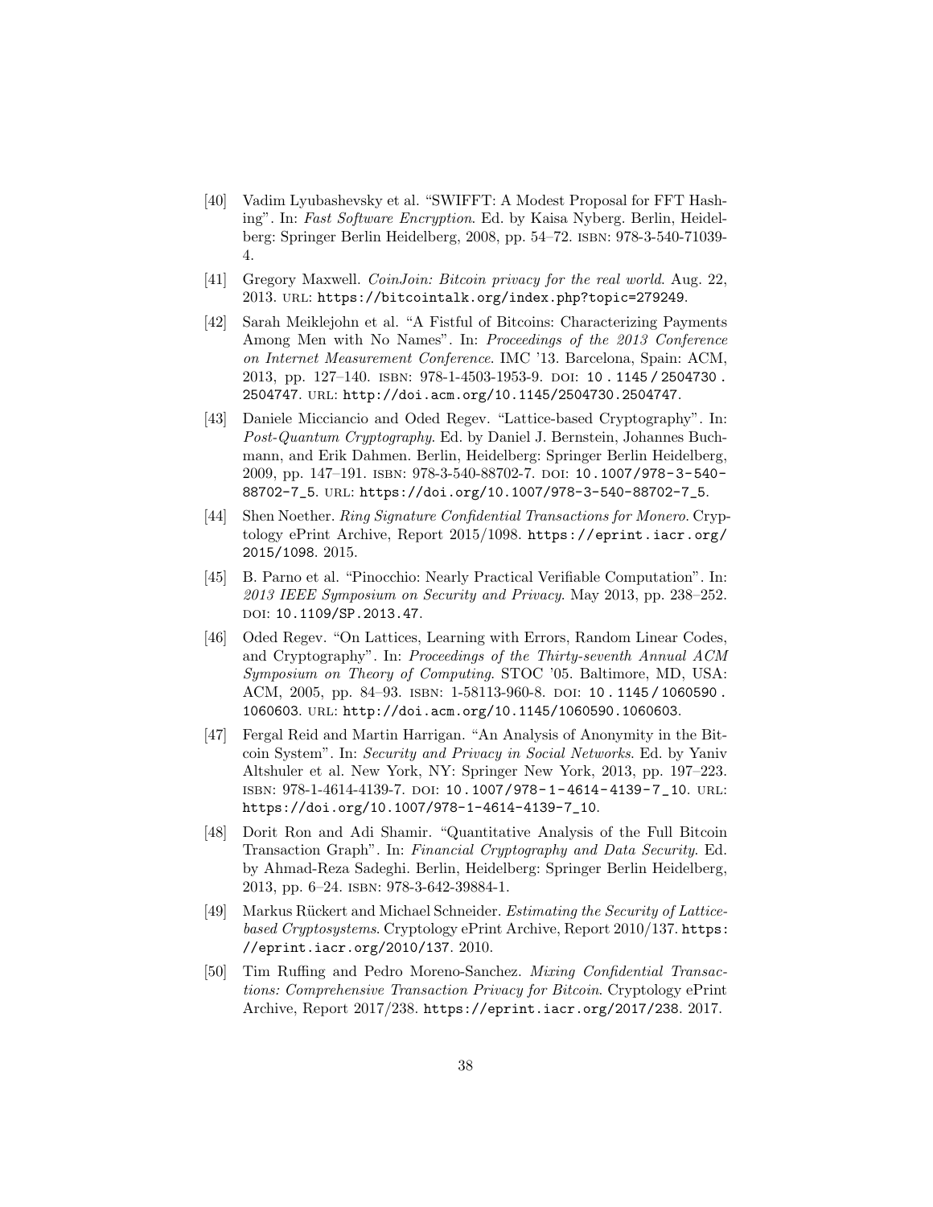[40] Vadim Lyubashevsky et al. "SWIFFT: A Modest Proposal for FFT Hashing". In: *Fast Software Encryption*. Ed. by Kaisa Nyberg. Berlin, Heidelberg: Springer Berlin Heidelberg, 2008, pp. 54–72. ISBN: 978-3-540-71039-4.

[41] Gregory Maxwell. *CoinJoin: Bitcoin privacy for the real world*. Aug. 22, 2013. URL: https://bitcointalk.org/index.php?topic=279249.

[42] Sarah Meiklejohn et al. "A Fistful of Bitcoins: Characterizing Payments Among Men with No Names". In: *Proceedings of the 2013 Conference on Internet Measurement Conference*. IMC '13. Barcelona, Spain: ACM, 2013, pp. 127–140. ISBN: 978-1-4503-1953-9. DOI: 10.1145/2504730.2504747. URL: http://doi.acm.org/10.1145/2504730.2504747.

[43] Daniele Micciancio and Oded Regev. "Lattice-based Cryptography". In: *Post-Quantum Cryptography*. Ed. by Daniel J. Bernstein, Johannes Buchmann, and Erik Dahmen. Berlin, Heidelberg: Springer Berlin Heidelberg, 2009, pp. 147–191. ISBN: 978-3-540-88702-7. DOI: 10.1007/978-3-540-88702-7_5. URL: https://doi.org/10.1007/978-3-540-88702-7_5.

[44] Shen Noether. *Ring Signature Confidential Transactions for Monero*. Cryptology ePrint Archive, Report 2015/1098. https://eprint.iacr.org/2015/1098. 2015.

[45] B. Parno et al. "Pinocchio: Nearly Practical Verifiable Computation". In: *2013 IEEE Symposium on Security and Privacy*. May 2013, pp. 238–252. DOI: 10.1109/SP.2013.47.

[46] Oded Regev. "On Lattices, Learning with Errors, Random Linear Codes, and Cryptography". In: *Proceedings of the Thirty-seventh Annual ACM Symposium on Theory of Computing*. STOC '05. Baltimore, MD, USA: ACM, 2005, pp. 84–93. ISBN: 1-58113-960-8. DOI: 10.1145/1060590.1060603. URL: http://doi.acm.org/10.1145/1060590.1060603.

[47] Fergal Reid and Martin Harrigan. "An Analysis of Anonymity in the Bitcoin System". In: *Security and Privacy in Social Networks*. Ed. by Yaniv Altshuler et al. New York, NY: Springer New York, 2013, pp. 197–223. ISBN: 978-1-4614-4139-7. DOI: 10.1007/978-1-4614-4139-7_10. URL: https://doi.org/10.1007/978-1-4614-4139-7_10.

[48] Dorit Ron and Adi Shamir. "Quantitative Analysis of the Full Bitcoin Transaction Graph". In: *Financial Cryptography and Data Security*. Ed. by Ahmad-Reza Sadeghi. Berlin, Heidelberg: Springer Berlin Heidelberg, 2013, pp. 6–24. ISBN: 978-3-642-39884-1.

[49] Markus Rückert and Michael Schneider. *Estimating the Security of Lattice-based Cryptosystems*. Cryptology ePrint Archive, Report 2010/137. https://eprint.iacr.org/2010/137. 2010.

[50] Tim Ruffing and Pedro Moreno-Sanchez. *Mixing Confidential Transactions: Comprehensive Transaction Privacy for Bitcoin*. Cryptology ePrint Archive, Report 2017/238. https://eprint.iacr.org/2017/238. 2017.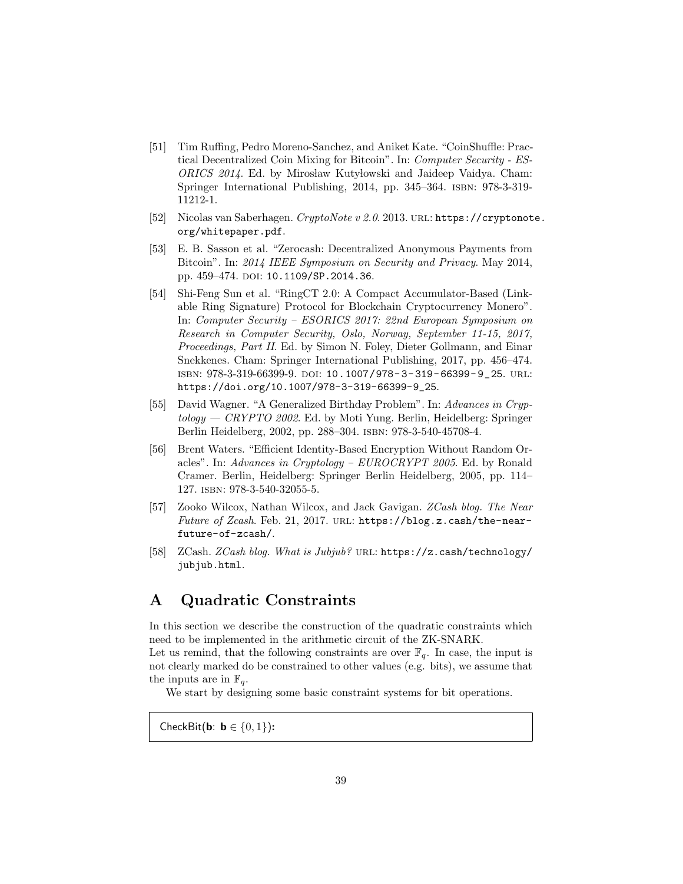[51] Tim Ruffing, Pedro Moreno-Sanchez, and Aniket Kate. "CoinShuffle: Practical Decentralized Coin Mixing for Bitcoin". In: *Computer Security - ESORICS 2014*. Ed. by Mirosław Kutyłowski and Jaideep Vaidya. Cham: Springer International Publishing, 2014, pp. 345–364. ISBN: 978-3-319-11212-1.

[52] Nicolas van Saberhagen. *CryptoNote v 2.0*. 2013. URL: `https://cryptonote.org/whitepaper.pdf`.

[53] E. B. Sasson et al. "Zerocash: Decentralized Anonymous Payments from Bitcoin". In: *2014 IEEE Symposium on Security and Privacy*. May 2014, pp. 459–474. DOI: `10.1109/SP.2014.36`.

[54] Shi-Feng Sun et al. "RingCT 2.0: A Compact Accumulator-Based (Linkable Ring Signature) Protocol for Blockchain Cryptocurrency Monero". In: *Computer Security – ESORICS 2017: 22nd European Symposium on Research in Computer Security, Oslo, Norway, September 11-15, 2017, Proceedings, Part II*. Ed. by Simon N. Foley, Dieter Gollmann, and Einar Snekkenes. Cham: Springer International Publishing, 2017, pp. 456–474. ISBN: 978-3-319-66399-9. DOI: `10.1007/978-3-319-66399-9_25`. URL: `https://doi.org/10.1007/978-3-319-66399-9_25`.

[55] David Wagner. "A Generalized Birthday Problem". In: *Advances in Cryptology — CRYPTO 2002*. Ed. by Moti Yung. Berlin, Heidelberg: Springer Berlin Heidelberg, 2002, pp. 288–304. ISBN: 978-3-540-45708-4.

[56] Brent Waters. "Efficient Identity-Based Encryption Without Random Oracles". In: *Advances in Cryptology – EUROCRYPT 2005*. Ed. by Ronald Cramer. Berlin, Heidelberg: Springer Berlin Heidelberg, 2005, pp. 114–127. ISBN: 978-3-540-32055-5.

[57] Zooko Wilcox, Nathan Wilcox, and Jack Gavigan. *ZCash blog. The Near Future of Zcash*. Feb. 21, 2017. URL: `https://blog.z.cash/the-near-future-of-zcash/`.

[58] ZCash. *ZCash blog. What is Jubjub?* URL: `https://z.cash/technology/jubjub.html`.

# A Quadratic Constraints

In this section we describe the construction of the quadratic constraints which need to be implemented in the arithmetic circuit of the ZK-SNARK.
Let us remind, that the following constraints are over $\mathbb{F}_q$. In case, the input is not clearly marked do be constrained to other values (e.g. bits), we assume that the inputs are in $\mathbb{F}_q$.

We start by designing some basic constraint systems for bit operations.

CheckBit($\mathbf{b}$: $\mathbf{b} \in \{0, 1\}$):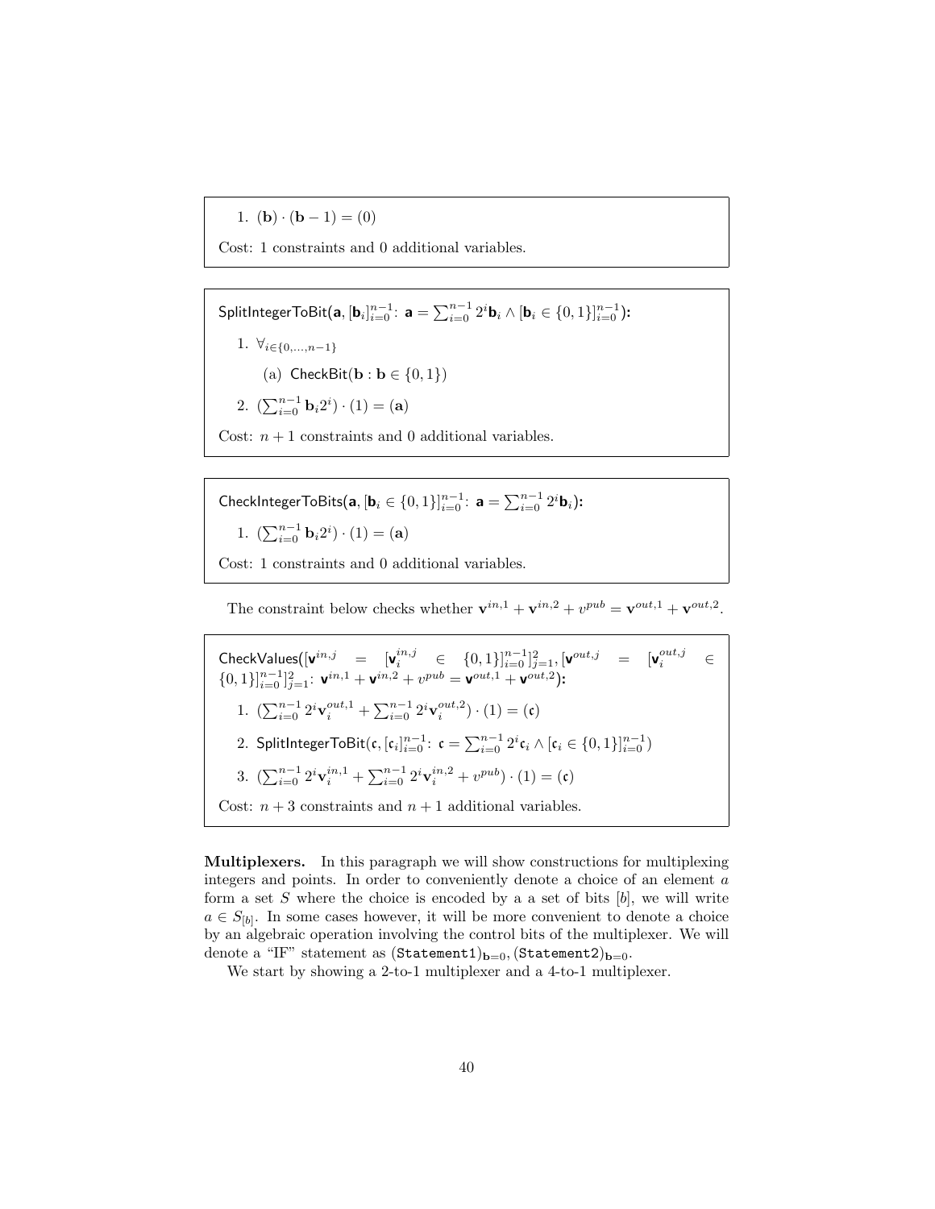1. $(\mathbf{b}) \cdot (\mathbf{b} - 1) = (0)$

Cost: 1 constraints and 0 additional variables.

---

SplitIntegerToBit($\mathbf{a}, [\mathbf{b}_i]_{i=0}^{n-1}$: $\mathbf{a} = \sum_{i=0}^{n-1} 2^i \mathbf{b}_i \wedge [\mathbf{b}_i \in \{0,1\}]_{i=0}^{n-1}$):

1. $\forall_{i \in \{0,\ldots,n-1\}}$
   (a) CheckBit($\mathbf{b} : \mathbf{b} \in \{0,1\}$)
2. $(\sum_{i=0}^{n-1} \mathbf{b}_i 2^i) \cdot (1) = (\mathbf{a})$

Cost: $n+1$ constraints and 0 additional variables.

---

CheckIntegerToBits($\mathbf{a}, [\mathbf{b}_i \in \{0,1\}]_{i=0}^{n-1}$: $\mathbf{a} = \sum_{i=0}^{n-1} 2^i \mathbf{b}_i$):

1. $(\sum_{i=0}^{n-1} \mathbf{b}_i 2^i) \cdot (1) = (\mathbf{a})$

Cost: 1 constraints and 0 additional variables.

---

The constraint below checks whether $\mathbf{v}^{in,1} + \mathbf{v}^{in,2} + v^{pub} = \mathbf{v}^{out,1} + \mathbf{v}^{out,2}$.

CheckValues($[\mathbf{v}^{in,j} = [\mathbf{v}_i^{in,j} \in \{0,1\}]_{i=0}^{n-1}]_{j=1}^{2}, [\mathbf{v}^{out,j} = [\mathbf{v}_i^{out,j} \in \{0,1\}]_{i=0}^{n-1}]_{j=1}^{2}$: $\mathbf{v}^{in,1} + \mathbf{v}^{in,2} + v^{pub} = \mathbf{v}^{out,1} + \mathbf{v}^{out,2}$):

1. $(\sum_{i=0}^{n-1} 2^i \mathbf{v}_i^{out,1} + \sum_{i=0}^{n-1} 2^i \mathbf{v}_i^{out,2}) \cdot (1) = (\mathfrak{c})$
2. SplitIntegerToBit($\mathfrak{c}, [\mathfrak{c}_i]_{i=0}^{n-1}$: $\mathfrak{c} = \sum_{i=0}^{n-1} 2^i \mathfrak{c}_i \wedge [\mathfrak{c}_i \in \{0,1\}]_{i=0}^{n-1}$)
3. $(\sum_{i=0}^{n-1} 2^i \mathbf{v}_i^{in,1} + \sum_{i=0}^{n-1} 2^i \mathbf{v}_i^{in,2} + v^{pub}) \cdot (1) = (\mathfrak{c})$

Cost: $n+3$ constraints and $n+1$ additional variables.

---

**Multiplexers.** In this paragraph we will show constructions for multiplexing integers and points. In order to conveniently denote a choice of an element $a$ form a set $S$ where the choice is encoded by a a set of bits $[b]$, we will write $a \in S_{[b]}$. In some cases however, it will be more convenient to denote a choice by an algebraic operation involving the control bits of the multiplexer. We will denote a "IF" statement as $(\texttt{Statement1})_{\mathbf{b}=0}, (\texttt{Statement2})_{\mathbf{b}=0}$.

We start by showing a 2-to-1 multiplexer and a 4-to-1 multiplexer.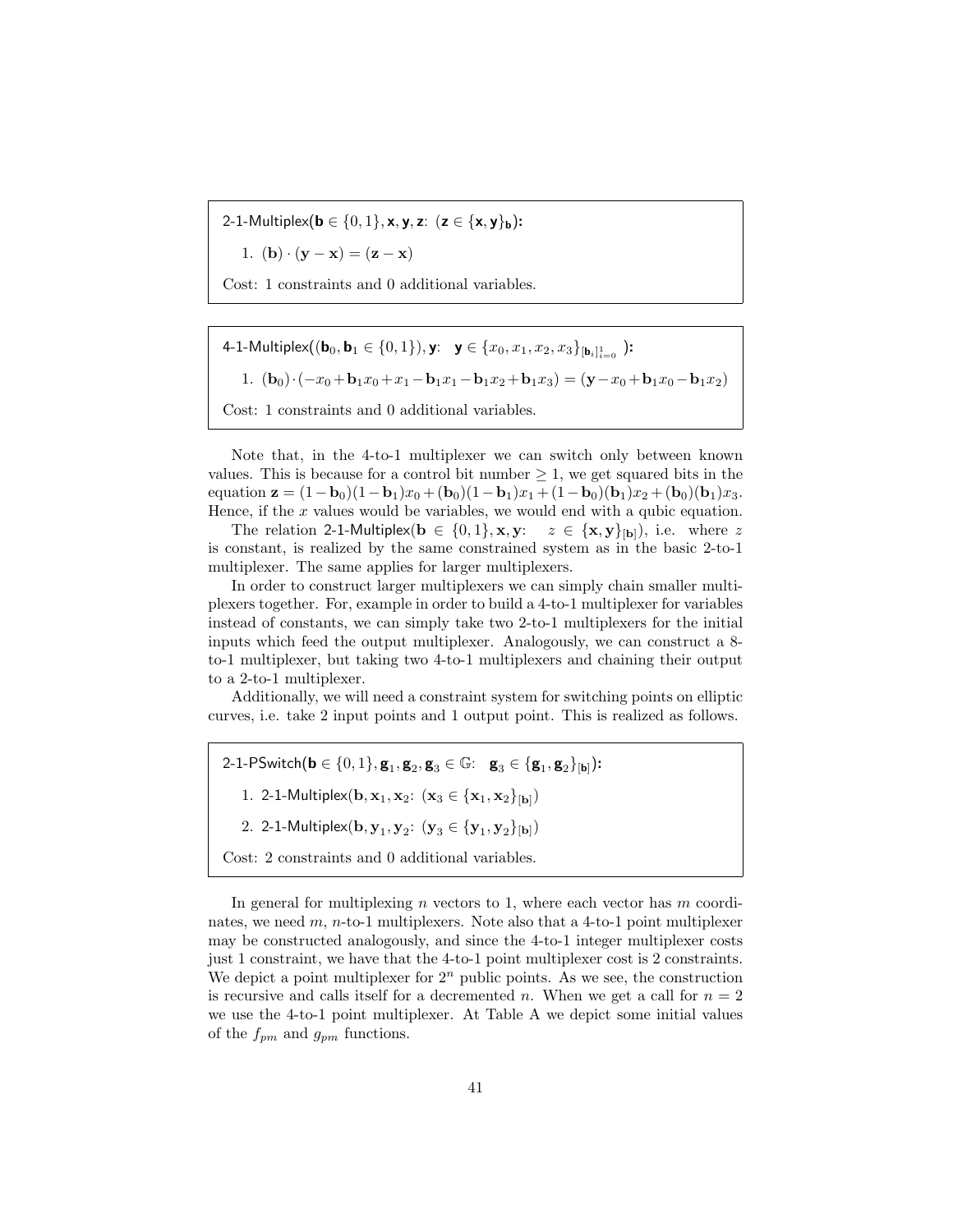2-1-Multiplex($\mathbf{b} \in \{0,1\}, \mathbf{x}, \mathbf{y}, \mathbf{z}$: $(\mathbf{z} \in \{\mathbf{x}, \mathbf{y}\}_{\mathbf{b}})$):

1. $(\mathbf{b}) \cdot (\mathbf{y} - \mathbf{x}) = (\mathbf{z} - \mathbf{x})$

Cost: 1 constraints and 0 additional variables.

---

4-1-Multiplex($(\mathbf{b}_0, \mathbf{b}_1 \in \{0,1\}), \mathbf{y}$: $\mathbf{y} \in \{x_0, x_1, x_2, x_3\}_{[\mathbf{b}_i]_{i=0}^{1}}$):

1. $(\mathbf{b}_0) \cdot (-x_0 + \mathbf{b}_1 x_0 + x_1 - \mathbf{b}_1 x_1 - \mathbf{b}_1 x_2 + \mathbf{b}_1 x_3) = (\mathbf{y} - x_0 + \mathbf{b}_1 x_0 - \mathbf{b}_1 x_2)$

Cost: 1 constraints and 0 additional variables.

---

Note that, in the 4-to-1 multiplexer we can switch only between known values. This is because for a control bit number $\geq 1$, we get squared bits in the equation $\mathbf{z} = (1-\mathbf{b}_0)(1-\mathbf{b}_1)x_0 + (\mathbf{b}_0)(1-\mathbf{b}_1)x_1 + (1-\mathbf{b}_0)(\mathbf{b}_1)x_2 + (\mathbf{b}_0)(\mathbf{b}_1)x_3$. Hence, if the $x$ values would be variables, we would end with a qubic equation.

The relation 2-1-Multiplex($\mathbf{b} \in \{0,1\}, \mathbf{x}, \mathbf{y}$: $z \in \{\mathbf{x}, \mathbf{y}\}_{[\mathbf{b}]}$), i.e. where $z$ is constant, is realized by the same constrained system as in the basic 2-to-1 multiplexer. The same applies for larger multiplexers.

In order to construct larger multiplexers we can simply chain smaller multiplexers together. For, example in order to build a 4-to-1 multiplexer for variables instead of constants, we can simply take two 2-to-1 multiplexers for the initial inputs which feed the output multiplexer. Analogously, we can construct a 8-to-1 multiplexer, but taking two 4-to-1 multiplexers and chaining their output to a 2-to-1 multiplexer.

Additionally, we will need a constraint system for switching points on elliptic curves, i.e. take 2 input points and 1 output point. This is realized as follows.

---

2-1-PSwitch($\mathbf{b} \in \{0,1\}, \mathbf{g}_1, \mathbf{g}_2, \mathbf{g}_3 \in \mathbb{G}$: $\mathbf{g}_3 \in \{\mathbf{g}_1, \mathbf{g}_2\}_{[\mathbf{b}]}$):

1. 2-1-Multiplex($\mathbf{b}, \mathbf{x}_1, \mathbf{x}_2$: $(\mathbf{x}_3 \in \{\mathbf{x}_1, \mathbf{x}_2\}_{[\mathbf{b}]})$)
2. 2-1-Multiplex($\mathbf{b}, \mathbf{y}_1, \mathbf{y}_2$: $(\mathbf{y}_3 \in \{\mathbf{y}_1, \mathbf{y}_2\}_{[\mathbf{b}]})$)

Cost: 2 constraints and 0 additional variables.

---

In general for multiplexing $n$ vectors to 1, where each vector has $m$ coordinates, we need $m$, $n$-to-1 multiplexers. Note also that a 4-to-1 point multiplexer may be constructed analogously, and since the 4-to-1 integer multiplexer costs just 1 constraint, we have that the 4-to-1 point multiplexer cost is 2 constraints. We depict a point multiplexer for $2^n$ public points. As we see, the construction is recursive and calls itself for a decremented $n$. When we get a call for $n = 2$ we use the 4-to-1 point multiplexer. At Table A we depict some initial values of the $f_{pm}$ and $g_{pm}$ functions.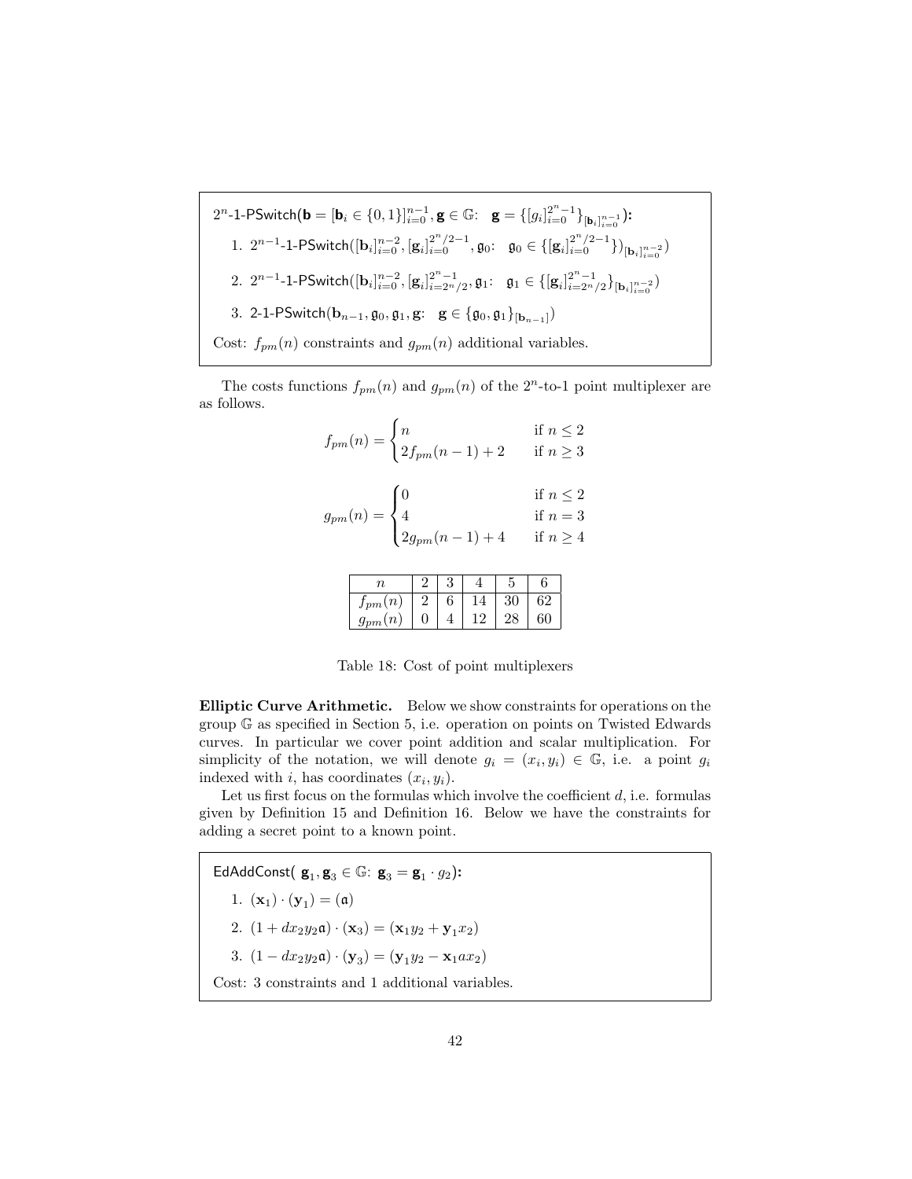> $2^n$-1-PSwitch($\mathbf{b} = [\mathbf{b}_i \in \{0,1\}]_{i=0}^{n-1}, \mathbf{g} \in \mathbb{G}$: $\mathbf{g} = \{[g_i]_{i=0}^{2^n-1}\}_{[\mathbf{b}_i]_{i=0}^{n-1}}$):
>
> 1. $2^{n-1}$-1-PSwitch($[\mathbf{b}_i]_{i=0}^{n-2}, [\mathbf{g}_i]_{i=0}^{2^n/2-1}, \mathfrak{g}_0$: $\mathfrak{g}_0 \in \{[\mathbf{g}_i]_{i=0}^{2^n/2-1}\})_{[\mathbf{b}_i]_{i=0}^{n-2}}$)
> 2. $2^{n-1}$-1-PSwitch($[\mathbf{b}_i]_{i=0}^{n-2}, [\mathbf{g}_i]_{i=2^n/2}^{2^n-1}, \mathfrak{g}_1$: $\mathfrak{g}_1 \in \{[\mathbf{g}_i]_{i=2^n/2}^{2^n-1}\}_{[\mathbf{b}_i]_{i=0}^{n-2}}$)
> 3. 2-1-PSwitch($\mathbf{b}_{n-1}, \mathfrak{g}_0, \mathfrak{g}_1, \mathbf{g}$: $\mathbf{g} \in \{\mathfrak{g}_0, \mathfrak{g}_1\}_{[\mathbf{b}_{n-1}]}$)
>
> Cost: $f_{pm}(n)$ constraints and $g_{pm}(n)$ additional variables.

The costs functions $f_{pm}(n)$ and $g_{pm}(n)$ of the $2^n$-to-1 point multiplexer are as follows.

$$f_{pm}(n) = \begin{cases} n & \text{if } n \leq 2 \\ 2f_{pm}(n-1) + 2 & \text{if } n \geq 3 \end{cases}$$

$$g_{pm}(n) = \begin{cases} 0 & \text{if } n \leq 2 \\ 4 & \text{if } n = 3 \\ 2g_{pm}(n-1) + 4 & \text{if } n \geq 4 \end{cases}$$

| $n$ | 2 | 3 | 4 | 5 | 6 |
|---|---|---|---|---|---|
| $f_{pm}(n)$ | 2 | 6 | 14 | 30 | 62 |
| $g_{pm}(n)$ | 0 | 4 | 12 | 28 | 60 |

Table 18: Cost of point multiplexers

**Elliptic Curve Arithmetic.** Below we show constraints for operations on the group $\mathbb{G}$ as specified in Section 5, i.e. operation on points on Twisted Edwards curves. In particular we cover point addition and scalar multiplication. For simplicity of the notation, we will denote $g_i = (x_i, y_i) \in \mathbb{G}$, i.e. a point $g_i$ indexed with $i$, has coordinates $(x_i, y_i)$.

Let us first focus on the formulas which involve the coefficient $d$, i.e. formulas given by Definition 15 and Definition 16. Below we have the constraints for adding a secret point to a known point.

> EdAddConst( $\mathbf{g}_1, \mathbf{g}_3 \in \mathbb{G}$: $\mathbf{g}_3 = \mathbf{g}_1 \cdot g_2$):
>
> 1. $(\mathbf{x}_1) \cdot (\mathbf{y}_1) = (\mathfrak{a})$
> 2. $(1 + dx_2y_2\mathfrak{a}) \cdot (\mathbf{x}_3) = (\mathbf{x}_1 y_2 + \mathbf{y}_1 x_2)$
> 3. $(1 - dx_2y_2\mathfrak{a}) \cdot (\mathbf{y}_3) = (\mathbf{y}_1 y_2 - \mathbf{x}_1 a x_2)$
>
> Cost: 3 constraints and 1 additional variables.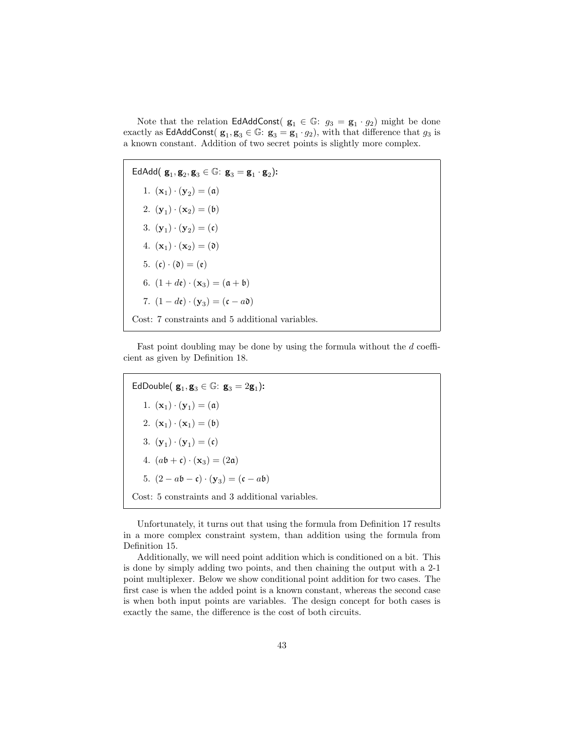Note that the relation $\mathsf{EdAddConst}(\ \mathbf{g}_1 \in \mathbb{G}\colon\ g_3 = \mathbf{g}_1 \cdot g_2)$ might be done exactly as $\mathsf{EdAddConst}(\ \mathbf{g}_1, \mathbf{g}_3 \in \mathbb{G}\colon\ \mathbf{g}_3 = \mathbf{g}_1 \cdot g_2)$, with that difference that $g_3$ is a known constant. Addition of two secret points is slightly more complex.

**$\mathsf{EdAdd}(\ \mathbf{g}_1, \mathbf{g}_2, \mathbf{g}_3 \in \mathbb{G}\colon\ \mathbf{g}_3 = \mathbf{g}_1 \cdot \mathbf{g}_2)$:**

1. $(\mathbf{x}_1) \cdot (\mathbf{y}_2) = (\mathfrak{a})$
2. $(\mathbf{y}_1) \cdot (\mathbf{x}_2) = (\mathfrak{b})$
3. $(\mathbf{y}_1) \cdot (\mathbf{y}_2) = (\mathfrak{c})$
4. $(\mathbf{x}_1) \cdot (\mathbf{x}_2) = (\mathfrak{d})$
5. $(\mathfrak{c}) \cdot (\mathfrak{d}) = (\mathfrak{e})$
6. $(1 + d\mathfrak{e}) \cdot (\mathbf{x}_3) = (\mathfrak{a} + \mathfrak{b})$
7. $(1 - d\mathfrak{e}) \cdot (\mathbf{y}_3) = (\mathfrak{c} - a\mathfrak{d})$

Cost: 7 constraints and 5 additional variables.

Fast point doubling may be done by using the formula without the $d$ coefficient as given by Definition 18.

**$\mathsf{EdDouble}(\ \mathbf{g}_1, \mathbf{g}_3 \in \mathbb{G}\colon\ \mathbf{g}_3 = 2\mathbf{g}_1)$:**

1. $(\mathbf{x}_1) \cdot (\mathbf{y}_1) = (\mathfrak{a})$
2. $(\mathbf{x}_1) \cdot (\mathbf{x}_1) = (\mathfrak{b})$
3. $(\mathbf{y}_1) \cdot (\mathbf{y}_1) = (\mathfrak{c})$
4. $(a\mathfrak{b} + \mathfrak{c}) \cdot (\mathbf{x}_3) = (2\mathfrak{a})$
5. $(2 - a\mathfrak{b} - \mathfrak{c}) \cdot (\mathbf{y}_3) = (\mathfrak{c} - a\mathfrak{b})$

Cost: 5 constraints and 3 additional variables.

Unfortunately, it turns out that using the formula from Definition 17 results in a more complex constraint system, than addition using the formula from Definition 15.

Additionally, we will need point addition which is conditioned on a bit. This is done by simply adding two points, and then chaining the output with a 2-1 point multiplexer. Below we show conditional point addition for two cases. The first case is when the added point is a known constant, whereas the second case is when both input points are variables. The design concept for both cases is exactly the same, the difference is the cost of both circuits.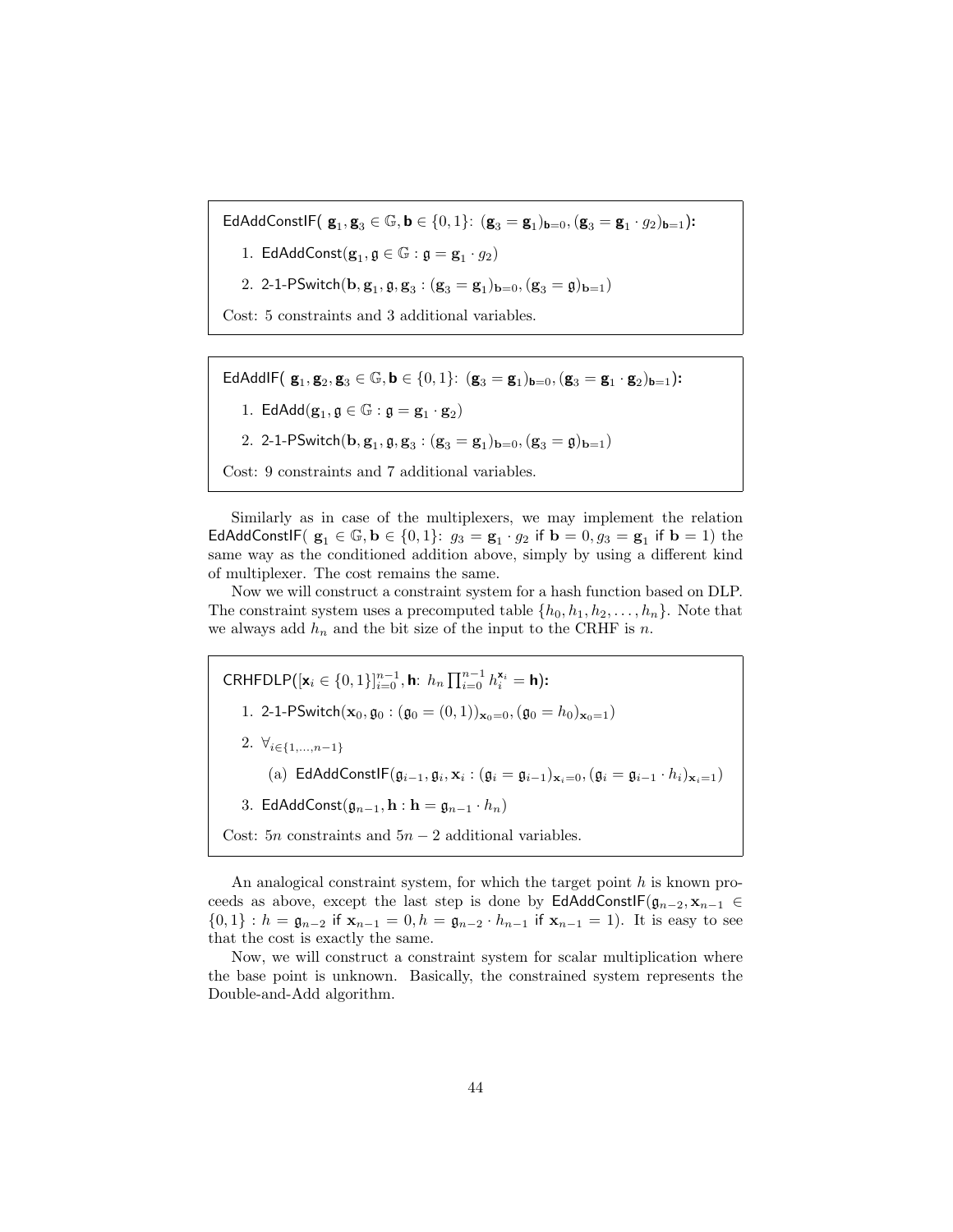EdAddConstIF( $\mathbf{g}_1, \mathbf{g}_3 \in \mathbb{G}, \mathbf{b} \in \{0,1\}$: $(\mathbf{g}_3 = \mathbf{g}_1)_{\mathbf{b}=0}, (\mathbf{g}_3 = \mathbf{g}_1 \cdot g_2)_{\mathbf{b}=1}$):

1. EdAddConst($\mathbf{g}_1, \mathfrak{g} \in \mathbb{G} : \mathfrak{g} = \mathbf{g}_1 \cdot g_2$)
2. 2-1-PSwitch($\mathbf{b}, \mathbf{g}_1, \mathfrak{g}, \mathbf{g}_3 : (\mathbf{g}_3 = \mathbf{g}_1)_{\mathbf{b}=0}, (\mathbf{g}_3 = \mathfrak{g})_{\mathbf{b}=1}$)

Cost: 5 constraints and 3 additional variables.

EdAddIF( $\mathbf{g}_1, \mathbf{g}_2, \mathbf{g}_3 \in \mathbb{G}, \mathbf{b} \in \{0,1\}$: $(\mathbf{g}_3 = \mathbf{g}_1)_{\mathbf{b}=0}, (\mathbf{g}_3 = \mathbf{g}_1 \cdot \mathbf{g}_2)_{\mathbf{b}=1}$):

1. EdAdd($\mathbf{g}_1, \mathfrak{g} \in \mathbb{G} : \mathfrak{g} = \mathbf{g}_1 \cdot \mathbf{g}_2$)
2. 2-1-PSwitch($\mathbf{b}, \mathbf{g}_1, \mathfrak{g}, \mathbf{g}_3 : (\mathbf{g}_3 = \mathbf{g}_1)_{\mathbf{b}=0}, (\mathbf{g}_3 = \mathfrak{g})_{\mathbf{b}=1}$)

Cost: 9 constraints and 7 additional variables.

Similarly as in case of the multiplexers, we may implement the relation EdAddConstIF( $\mathbf{g}_1 \in \mathbb{G}, \mathbf{b} \in \{0,1\}$: $g_3 = \mathbf{g}_1 \cdot g_2$ if $\mathbf{b} = 0, g_3 = \mathbf{g}_1$ if $\mathbf{b} = 1$) the same way as the conditioned addition above, simply by using a different kind of multiplexer. The cost remains the same.

Now we will construct a constraint system for a hash function based on DLP. The constraint system uses a precomputed table $\{h_0, h_1, h_2, \ldots, h_n\}$. Note that we always add $h_n$ and the bit size of the input to the CRHF is $n$.

CRHFDLP($[\mathbf{x}_i \in \{0,1\}]_{i=0}^{n-1}, \mathbf{h}$: $h_n \prod_{i=0}^{n-1} h_i^{\mathbf{x}_i} = \mathbf{h}$):

1. 2-1-PSwitch($\mathbf{x}_0, \mathfrak{g}_0 : (\mathfrak{g}_0 = (0,1))_{\mathbf{x}_0=0}, (\mathfrak{g}_0 = h_0)_{\mathbf{x}_0=1}$)
2. $\forall_{i \in \{1,\ldots,n-1\}}$
   (a) EdAddConstIF($\mathfrak{g}_{i-1}, \mathfrak{g}_i, \mathbf{x}_i : (\mathfrak{g}_i = \mathfrak{g}_{i-1})_{\mathbf{x}_i=0}, (\mathfrak{g}_i = \mathfrak{g}_{i-1} \cdot h_i)_{\mathbf{x}_i=1}$)
3. EdAddConst($\mathfrak{g}_{n-1}, \mathbf{h} : \mathbf{h} = \mathfrak{g}_{n-1} \cdot h_n$)

Cost: $5n$ constraints and $5n - 2$ additional variables.

An analogical constraint system, for which the target point $h$ is known proceeds as above, except the last step is done by EdAddConstIF($\mathfrak{g}_{n-2}, \mathbf{x}_{n-1} \in \{0,1\} : h = \mathfrak{g}_{n-2}$ if $\mathbf{x}_{n-1} = 0, h = \mathfrak{g}_{n-2} \cdot h_{n-1}$ if $\mathbf{x}_{n-1} = 1$). It is easy to see that the cost is exactly the same.

Now, we will construct a constraint system for scalar multiplication where the base point is unknown. Basically, the constrained system represents the Double-and-Add algorithm.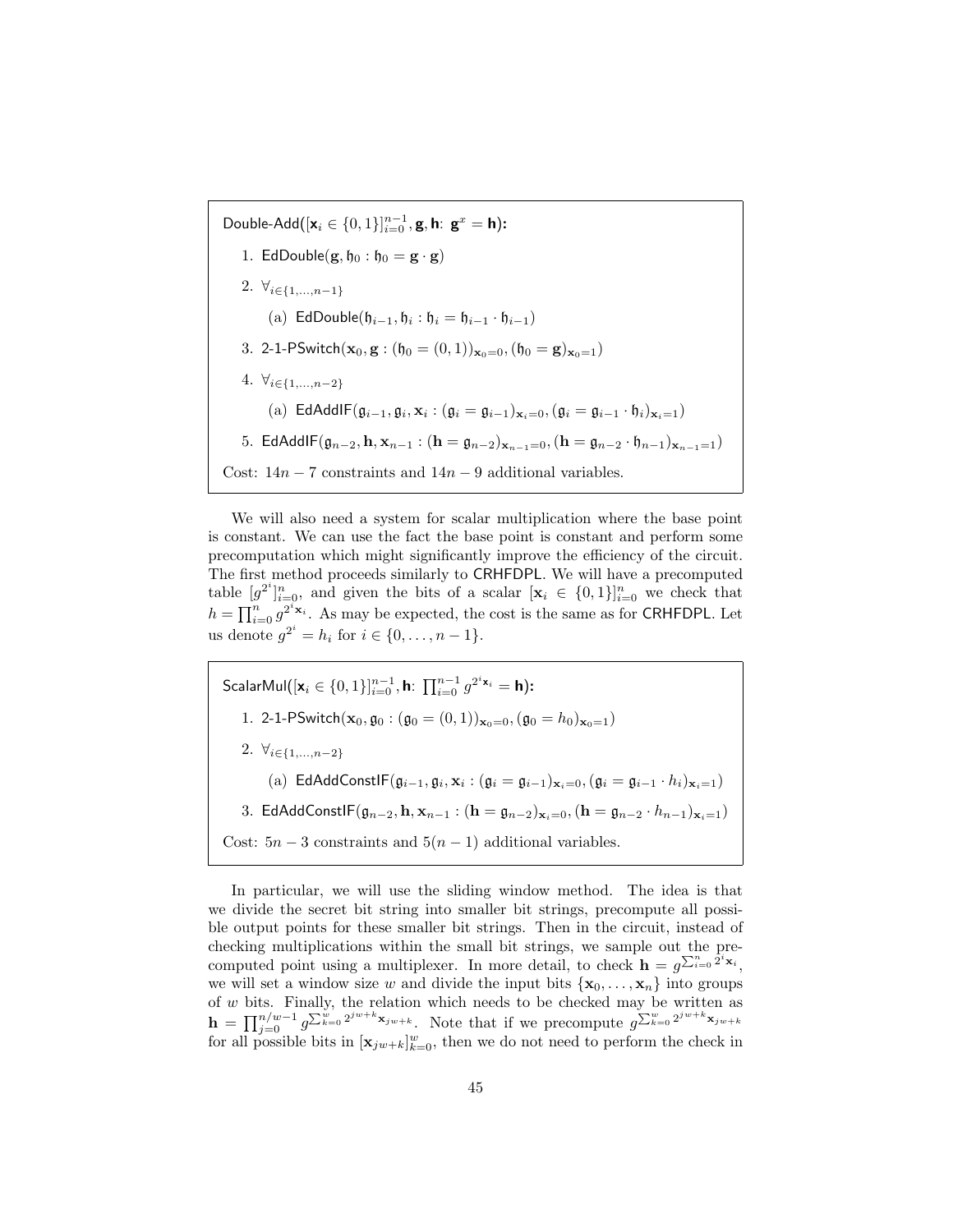**Double-Add($[\mathbf{x}_i \in \{0,1\}]_{i=0}^{n-1}, \mathbf{g}, \mathbf{h}$: $\mathbf{g}^x = \mathbf{h}$):**

1. EdDouble($\mathbf{g}, \mathfrak{h}_0 : \mathfrak{h}_0 = \mathbf{g} \cdot \mathbf{g}$)
2. $\forall_{i \in \{1,\ldots,n-1\}}$
   (a) EdDouble($\mathfrak{h}_{i-1}, \mathfrak{h}_i : \mathfrak{h}_i = \mathfrak{h}_{i-1} \cdot \mathfrak{h}_{i-1}$)
3. 2-1-PSwitch($\mathbf{x}_0, \mathbf{g} : (\mathfrak{h}_0 = (0,1))_{\mathbf{x}_0=0}, (\mathfrak{h}_0 = \mathbf{g})_{\mathbf{x}_0=1}$)
4. $\forall_{i \in \{1,\ldots,n-2\}}$
   (a) EdAddIF($\mathfrak{g}_{i-1}, \mathfrak{g}_i, \mathbf{x}_i : (\mathfrak{g}_i = \mathfrak{g}_{i-1})_{\mathbf{x}_i=0}, (\mathfrak{g}_i = \mathfrak{g}_{i-1} \cdot \mathfrak{h}_i)_{\mathbf{x}_i=1}$)
5. EdAddIF($\mathfrak{g}_{n-2}, \mathbf{h}, \mathbf{x}_{n-1} : (\mathbf{h} = \mathfrak{g}_{n-2})_{\mathbf{x}_{n-1}=0}, (\mathbf{h} = \mathfrak{g}_{n-2} \cdot \mathfrak{h}_{n-1})_{\mathbf{x}_{n-1}=1}$)

Cost: $14n - 7$ constraints and $14n - 9$ additional variables.

We will also need a system for scalar multiplication where the base point is constant. We can use the fact the base point is constant and perform some precomputation which might significantly improve the efficiency of the circuit. The first method proceeds similarly to CRHFDPL. We will have a precomputed table $[g^{2^i}]_{i=0}^n$, and given the bits of a scalar $[\mathbf{x}_i \in \{0,1\}]_{i=0}^n$ we check that $h = \prod_{i=0}^n g^{2^i \mathbf{x}_i}$. As may be expected, the cost is the same as for CRHFDPL. Let us denote $g^{2^i} = h_i$ for $i \in \{0, \ldots, n-1\}$.

**ScalarMul($[\mathbf{x}_i \in \{0,1\}]_{i=0}^{n-1}, \mathbf{h}$: $\prod_{i=0}^{n-1} g^{2^i \mathbf{x}_i} = \mathbf{h}$):**

1. 2-1-PSwitch($\mathbf{x}_0, \mathfrak{g}_0 : (\mathfrak{g}_0 = (0,1))_{\mathbf{x}_0=0}, (\mathfrak{g}_0 = h_0)_{\mathbf{x}_0=1}$)
2. $\forall_{i \in \{1,\ldots,n-2\}}$
   (a) EdAddConstIF($\mathfrak{g}_{i-1}, \mathfrak{g}_i, \mathbf{x}_i : (\mathfrak{g}_i = \mathfrak{g}_{i-1})_{\mathbf{x}_i=0}, (\mathfrak{g}_i = \mathfrak{g}_{i-1} \cdot h_i)_{\mathbf{x}_i=1}$)
3. EdAddConstIF($\mathfrak{g}_{n-2}, \mathbf{h}, \mathbf{x}_{n-1} : (\mathbf{h} = \mathfrak{g}_{n-2})_{\mathbf{x}_i=0}, (\mathbf{h} = \mathfrak{g}_{n-2} \cdot h_{n-1})_{\mathbf{x}_i=1}$)

Cost: $5n - 3$ constraints and $5(n-1)$ additional variables.

In particular, we will use the sliding window method. The idea is that we divide the secret bit string into smaller bit strings, precompute all possible output points for these smaller bit strings. Then in the circuit, instead of checking multiplications within the small bit strings, we sample out the precomputed point using a multiplexer. In more detail, to check $\mathbf{h} = g^{\sum_{i=0}^n 2^i \mathbf{x}_i}$, we will set a window size $w$ and divide the input bits $\{\mathbf{x}_0, \ldots, \mathbf{x}_n\}$ into groups of $w$ bits. Finally, the relation which needs to be checked may be written as $\mathbf{h} = \prod_{j=0}^{n/w-1} g^{\sum_{k=0}^w 2^{jw+k} \mathbf{x}_{jw+k}}$. Note that if we precompute $g^{\sum_{k=0}^w 2^{jw+k} \mathbf{x}_{jw+k}}$ for all possible bits in $[\mathbf{x}_{jw+k}]_{k=0}^w$, then we do not need to perform the check in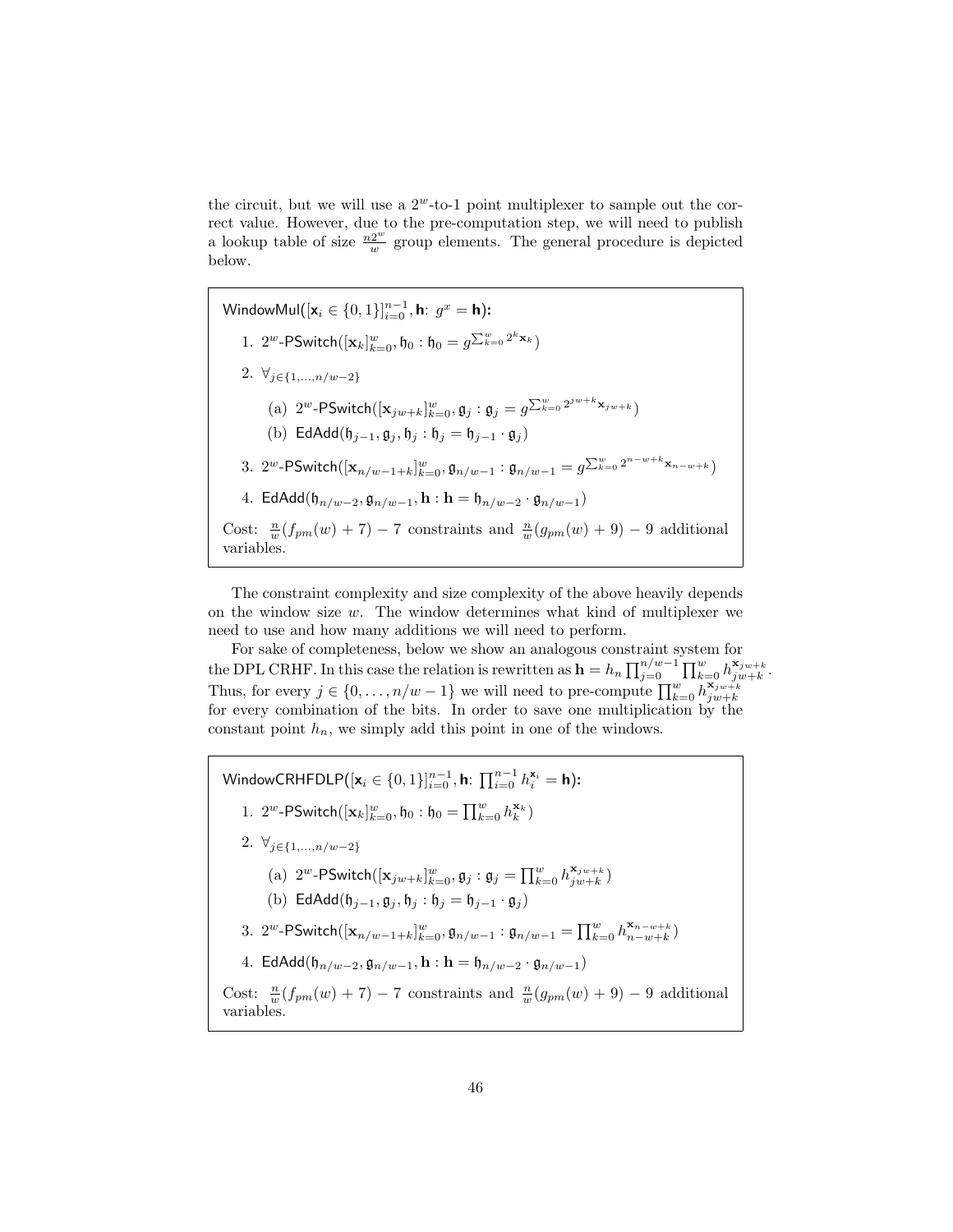the circuit, but we will use a $2^w$-to-1 point multiplexer to sample out the correct value. However, due to the pre-computation step, we will need to publish a lookup table of size $\frac{n2^w}{w}$ group elements. The general procedure is depicted below.

---

$\mathsf{WindowMul}([\mathbf{x}_i \in \{0,1\}]_{i=0}^{n-1}, \mathbf{h}\colon g^x = \mathbf{h})$:

1. $2^w\text{-}\mathsf{PSwitch}([\mathbf{x}_k]_{k=0}^{w}, \mathfrak{h}_0 : \mathfrak{h}_0 = g^{\sum_{k=0}^{w} 2^k \mathbf{x}_k})$
2. $\forall_{j \in \{1,\ldots,n/w-2\}}$
   - (a) $2^w\text{-}\mathsf{PSwitch}([\mathbf{x}_{jw+k}]_{k=0}^{w}, \mathfrak{g}_j : \mathfrak{g}_j = g^{\sum_{k=0}^{w} 2^{jw+k} \mathbf{x}_{jw+k}})$
   - (b) $\mathsf{EdAdd}(\mathfrak{h}_{j-1}, \mathfrak{g}_j, \mathfrak{h}_j : \mathfrak{h}_j = \mathfrak{h}_{j-1} \cdot \mathfrak{g}_j)$
3. $2^w\text{-}\mathsf{PSwitch}([\mathbf{x}_{n/w-1+k}]_{k=0}^{w}, \mathfrak{g}_{n/w-1} : \mathfrak{g}_{n/w-1} = g^{\sum_{k=0}^{w} 2^{n-w+k} \mathbf{x}_{n-w+k}})$
4. $\mathsf{EdAdd}(\mathfrak{h}_{n/w-2}, \mathfrak{g}_{n/w-1}, \mathbf{h} : \mathbf{h} = \mathfrak{h}_{n/w-2} \cdot \mathfrak{g}_{n/w-1})$

Cost: $\frac{n}{w}(f_{pm}(w) + 7) - 7$ constraints and $\frac{n}{w}(g_{pm}(w) + 9) - 9$ additional variables.

---

The constraint complexity and size complexity of the above heavily depends on the window size $w$. The window determines what kind of multiplexer we need to use and how many additions we will need to perform.

For sake of completeness, below we show an analogous constraint system for the DPL CRHF. In this case the relation is rewritten as $\mathbf{h} = h_n \prod_{j=0}^{n/w-1} \prod_{k=0}^{w} h_{jw+k}^{\mathbf{x}_{jw+k}}$. Thus, for every $j \in \{0,\ldots,n/w-1\}$ we will need to pre-compute $\prod_{k=0}^{w} h_{jw+k}^{\mathbf{x}_{jw+k}}$ for every combination of the bits. In order to save one multiplication by the constant point $h_n$, we simply add this point in one of the windows.

---

$\mathsf{WindowCRHFDLP}([\mathbf{x}_i \in \{0,1\}]_{i=0}^{n-1}, \mathbf{h}\colon \prod_{i=0}^{n-1} h_i^{\mathbf{x}_i} = \mathbf{h})$:

1. $2^w\text{-}\mathsf{PSwitch}([\mathbf{x}_k]_{k=0}^{w}, \mathfrak{h}_0 : \mathfrak{h}_0 = \prod_{k=0}^{w} h_k^{\mathbf{x}_k})$
2. $\forall_{j \in \{1,\ldots,n/w-2\}}$
   - (a) $2^w\text{-}\mathsf{PSwitch}([\mathbf{x}_{jw+k}]_{k=0}^{w}, \mathfrak{g}_j : \mathfrak{g}_j = \prod_{k=0}^{w} h_{jw+k}^{\mathbf{x}_{jw+k}})$
   - (b) $\mathsf{EdAdd}(\mathfrak{h}_{j-1}, \mathfrak{g}_j, \mathfrak{h}_j : \mathfrak{h}_j = \mathfrak{h}_{j-1} \cdot \mathfrak{g}_j)$
3. $2^w\text{-}\mathsf{PSwitch}([\mathbf{x}_{n/w-1+k}]_{k=0}^{w}, \mathfrak{g}_{n/w-1} : \mathfrak{g}_{n/w-1} = \prod_{k=0}^{w} h_{n-w+k}^{\mathbf{x}_{n-w+k}})$
4. $\mathsf{EdAdd}(\mathfrak{h}_{n/w-2}, \mathfrak{g}_{n/w-1}, \mathbf{h} : \mathbf{h} = \mathfrak{h}_{n/w-2} \cdot \mathfrak{g}_{n/w-1})$

Cost: $\frac{n}{w}(f_{pm}(w) + 7) - 7$ constraints and $\frac{n}{w}(g_{pm}(w) + 9) - 9$ additional variables.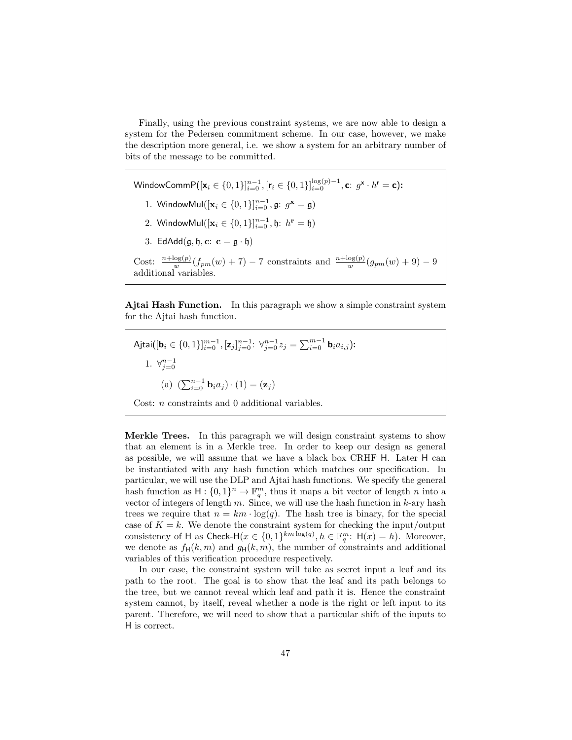Finally, using the previous constraint systems, we are now able to design a system for the Pedersen commitment scheme. In our case, however, we make the description more general, i.e. we show a system for an arbitrary number of bits of the message to be committed.

> **WindowCommP**($[\mathbf{x}_i \in \{0,1\}]_{i=0}^{n-1}, [\mathbf{r}_i \in \{0,1\}]_{i=0}^{\log(p)-1}, \mathbf{c}\colon\ g^{\mathbf{x}} \cdot h^{\mathbf{r}} = \mathbf{c}$)**:**
>
> 1. WindowMul($[\mathbf{x}_i \in \{0,1\}]_{i=0}^{n-1}, \mathfrak{g}\colon\ g^{\mathbf{x}} = \mathfrak{g}$)
> 2. WindowMul($[\mathbf{x}_i \in \{0,1\}]_{i=0}^{n-1}, \mathfrak{h}\colon\ h^{\mathbf{r}} = \mathfrak{h}$)
> 3. EdAdd($\mathfrak{g}, \mathfrak{h}, \mathbf{c}\colon\ \mathbf{c} = \mathfrak{g} \cdot \mathfrak{h}$)
>
> Cost: $\frac{n+\log(p)}{w}(f_{pm}(w)+7) - 7$ constraints and $\frac{n+\log(p)}{w}(g_{pm}(w)+9) - 9$ additional variables.

**Ajtai Hash Function.** In this paragraph we show a simple constraint system for the Ajtai hash function.

> **Ajtai**($[\mathbf{b}_i \in \{0,1\}]_{i=0}^{m-1}, [\mathbf{z}_j]_{j=0}^{n-1}\colon\ \forall_{j=0}^{n-1} z_j = \sum_{i=0}^{m-1} \mathbf{b}_i a_{i,j}$)**:**
>
> 1. $\forall_{j=0}^{n-1}$
>    (a) $(\sum_{i=0}^{n-1} \mathbf{b}_i a_j) \cdot (1) = (\mathbf{z}_j)$
>
> Cost: $n$ constraints and 0 additional variables.

**Merkle Trees.** In this paragraph we will design constraint systems to show that an element is in a Merkle tree. In order to keep our design as general as possible, we will assume that we have a black box CRHF H. Later H can be instantiated with any hash function which matches our specification. In particular, we will use the DLP and Ajtai hash functions. We specify the general hash function as $\mathsf{H} : \{0,1\}^n \to \mathbb{F}_q^m$, thus it maps a bit vector of length $n$ into a vector of integers of length $m$. Since, we will use the hash function in $k$-ary hash trees we require that $n = km \cdot \log(q)$. The hash tree is binary, for the special case of $K = k$. We denote the constraint system for checking the input/output consistency of H as Check-H($x \in \{0,1\}^{km\log(q)}, h \in \mathbb{F}_q^m\colon\ \mathsf{H}(x) = h$). Moreover, we denote as $f_{\mathsf{H}}(k,m)$ and $g_{\mathsf{H}}(k,m)$, the number of constraints and additional variables of this verification procedure respectively.

In our case, the constraint system will take as secret input a leaf and its path to the root. The goal is to show that the leaf and its path belongs to the tree, but we cannot reveal which leaf and path it is. Hence the constraint system cannot, by itself, reveal whether a node is the right or left input to its parent. Therefore, we will need to show that a particular shift of the inputs to H is correct.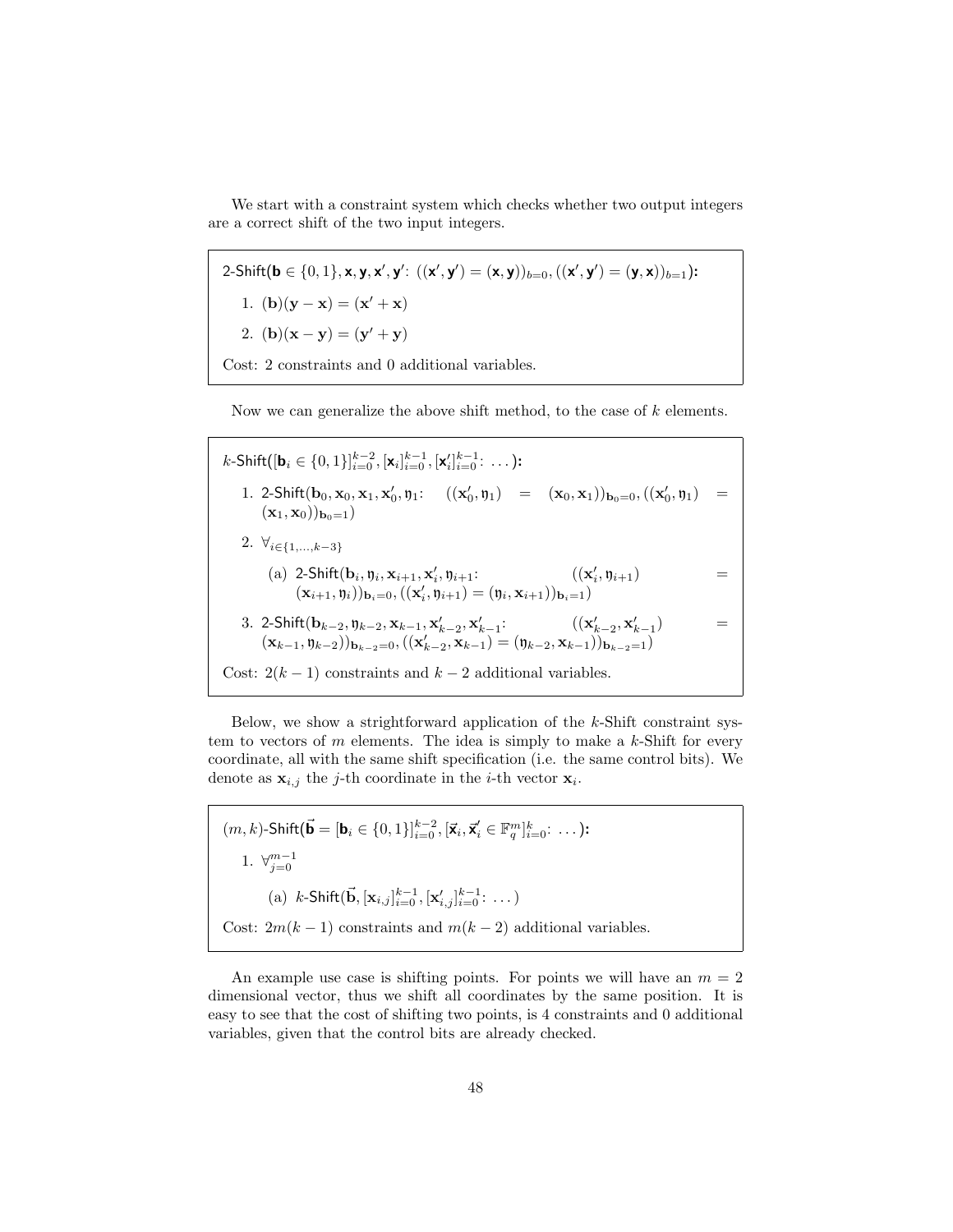We start with a constraint system which checks whether two output integers are a correct shift of the two input integers.

> 2-Shift($\mathbf{b} \in \{0,1\}, \mathbf{x}, \mathbf{y}, \mathbf{x}', \mathbf{y}'$: $((\mathbf{x}', \mathbf{y}') = (\mathbf{x}, \mathbf{y}))_{b=0}, ((\mathbf{x}', \mathbf{y}') = (\mathbf{y}, \mathbf{x}))_{b=1}$):
>
> 1. $(\mathbf{b})(\mathbf{y} - \mathbf{x}) = (\mathbf{x}' + \mathbf{x})$
> 2. $(\mathbf{b})(\mathbf{x} - \mathbf{y}) = (\mathbf{y}' + \mathbf{y})$
>
> Cost: 2 constraints and 0 additional variables.

Now we can generalize the above shift method, to the case of $k$ elements.

> $k$-Shift($[\mathbf{b}_i \in \{0,1\}]_{i=0}^{k-2}, [\mathbf{x}_i]_{i=0}^{k-1}, [\mathbf{x}'_i]_{i=0}^{k-1}$: $\dots$):
>
> 1. 2-Shift($\mathbf{b}_0, \mathbf{x}_0, \mathbf{x}_1, \mathbf{x}'_0, \mathfrak{y}_1$: $((\mathbf{x}'_0, \mathfrak{y}_1) = (\mathbf{x}_0, \mathbf{x}_1))_{\mathbf{b}_0=0}, ((\mathbf{x}'_0, \mathfrak{y}_1) = (\mathbf{x}_1, \mathbf{x}_0))_{\mathbf{b}_0=1}$)
> 2. $\forall_{i \in \{1,\dots,k-3\}}$
>    (a) 2-Shift($\mathbf{b}_i, \mathfrak{y}_i, \mathbf{x}_{i+1}, \mathbf{x}'_i, \mathfrak{y}_{i+1}$: $((\mathbf{x}'_i, \mathfrak{y}_{i+1}) = (\mathbf{x}_{i+1}, \mathfrak{y}_i))_{\mathbf{b}_i=0}, ((\mathbf{x}'_i, \mathfrak{y}_{i+1}) = (\mathfrak{y}_i, \mathbf{x}_{i+1}))_{\mathbf{b}_i=1}$)
> 3. 2-Shift($\mathbf{b}_{k-2}, \mathfrak{y}_{k-2}, \mathbf{x}_{k-1}, \mathbf{x}'_{k-2}, \mathbf{x}'_{k-1}$: $((\mathbf{x}'_{k-2}, \mathbf{x}'_{k-1}) = (\mathbf{x}_{k-1}, \mathfrak{y}_{k-2}))_{\mathbf{b}_{k-2}=0}, ((\mathbf{x}'_{k-2}, \mathbf{x}_{k-1}) = (\mathfrak{y}_{k-2}, \mathbf{x}_{k-1}))_{\mathbf{b}_{k-2}=1}$)
>
> Cost: $2(k-1)$ constraints and $k-2$ additional variables.

Below, we show a strightforward application of the $k$-Shift constraint system to vectors of $m$ elements. The idea is simply to make a $k$-Shift for every coordinate, all with the same shift specification (i.e. the same control bits). We denote as $\mathbf{x}_{i,j}$ the $j$-th coordinate in the $i$-th vector $\mathbf{x}_i$.

> $(m,k)$-Shift($\vec{\mathbf{b}} = [\mathbf{b}_i \in \{0,1\}]_{i=0}^{k-2}, [\vec{\mathbf{x}}_i, \vec{\mathbf{x}}'_i \in \mathbb{F}_q^m]_{i=0}^{k}$: $\dots$):
>
> 1. $\forall_{j=0}^{m-1}$
>    (a) $k$-Shift($\vec{\mathbf{b}}, [\mathbf{x}_{i,j}]_{i=0}^{k-1}, [\mathbf{x}'_{i,j}]_{i=0}^{k-1}$: $\dots$)
>
> Cost: $2m(k-1)$ constraints and $m(k-2)$ additional variables.

An example use case is shifting points. For points we will have an $m = 2$ dimensional vector, thus we shift all coordinates by the same position. It is easy to see that the cost of shifting two points, is 4 constraints and 0 additional variables, given that the control bits are already checked.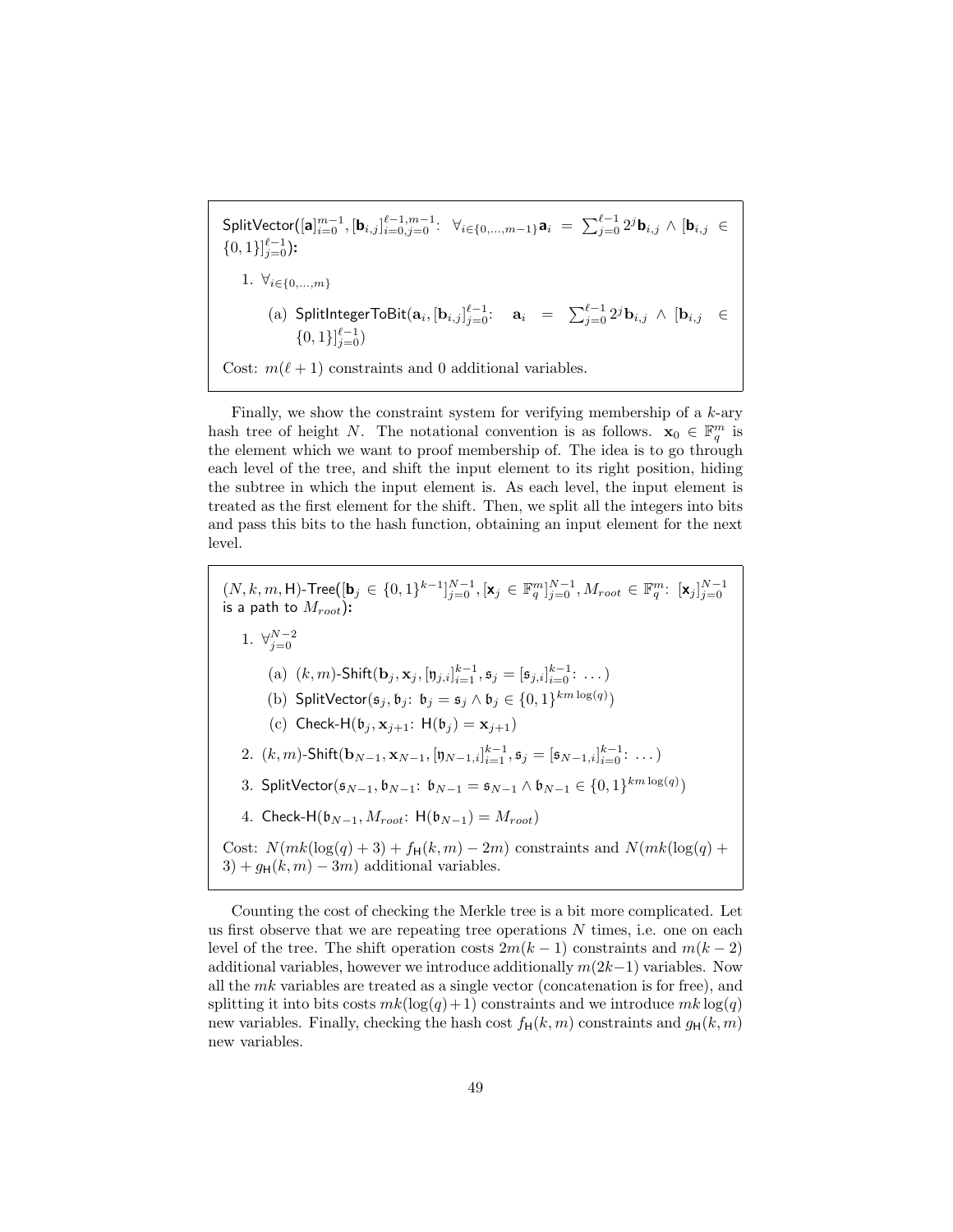---

$\mathsf{SplitVector}([\mathbf{a}]_{i=0}^{m-1}, [\mathbf{b}_{i,j}]_{i=0,j=0}^{\ell-1,m-1}\colon\ \forall_{i\in\{0,\dots,m-1\}}\mathbf{a}_i = \sum_{j=0}^{\ell-1} 2^j \mathbf{b}_{i,j} \wedge [\mathbf{b}_{i,j} \in \{0,1\}]_{j=0}^{\ell-1})$**:**

1. $\forall_{i\in\{0,\dots,m\}}$
   (a) $\mathsf{SplitIntegerToBit}(\mathbf{a}_i, [\mathbf{b}_{i,j}]_{j=0}^{\ell-1}\colon\quad \mathbf{a}_i = \sum_{j=0}^{\ell-1} 2^j \mathbf{b}_{i,j} \wedge [\mathbf{b}_{i,j} \in \{0,1\}]_{j=0}^{\ell-1})$

Cost: $m(\ell+1)$ constraints and 0 additional variables.

---

Finally, we show the constraint system for verifying membership of a $k$-ary hash tree of height $N$. The notational convention is as follows. $\mathbf{x}_0 \in \mathbb{F}_q^m$ is the element which we want to proof membership of. The idea is to go through each level of the tree, and shift the input element to its right position, hiding the subtree in which the input element is. As each level, the input element is treated as the first element for the shift. Then, we split all the integers into bits and pass this bits to the hash function, obtaining an input element for the next level.

---

$(N,k,m,\mathsf{H})\text{-}\mathsf{Tree}([\mathbf{b}_j \in \{0,1\}^{k-1}]_{j=0}^{N-1}, [\mathbf{x}_j \in \mathbb{F}_q^m]_{j=0}^{N-1}, M_{root} \in \mathbb{F}_q^m\colon\ [\mathbf{x}_j]_{j=0}^{N-1}$ **is a path to** $M_{root}$**):**

1. $\forall_{j=0}^{N-2}$
   (a) $(k,m)\text{-}\mathsf{Shift}(\mathbf{b}_j, \mathbf{x}_j, [\mathfrak{y}_{j,i}]_{i=1}^{k-1}, \mathfrak{s}_j = [\mathfrak{s}_{j,i}]_{i=0}^{k-1}\colon\ \dots)$
   (b) $\mathsf{SplitVector}(\mathfrak{s}_j, \mathfrak{b}_j\colon\ \mathfrak{b}_j = \mathfrak{s}_j \wedge \mathfrak{b}_j \in \{0,1\}^{km\log(q)})$
   (c) $\mathsf{Check\text{-}H}(\mathfrak{b}_j, \mathbf{x}_{j+1}\colon\ \mathsf{H}(\mathfrak{b}_j) = \mathbf{x}_{j+1})$
2. $(k,m)\text{-}\mathsf{Shift}(\mathbf{b}_{N-1}, \mathbf{x}_{N-1}, [\mathfrak{y}_{N-1,i}]_{i=1}^{k-1}, \mathfrak{s}_j = [\mathfrak{s}_{N-1,i}]_{i=0}^{k-1}\colon\ \dots)$
3. $\mathsf{SplitVector}(\mathfrak{s}_{N-1}, \mathfrak{b}_{N-1}\colon\ \mathfrak{b}_{N-1} = \mathfrak{s}_{N-1} \wedge \mathfrak{b}_{N-1} \in \{0,1\}^{km\log(q)})$
4. $\mathsf{Check\text{-}H}(\mathfrak{b}_{N-1}, M_{root}\colon\ \mathsf{H}(\mathfrak{b}_{N-1}) = M_{root})$

Cost: $N(mk(\log(q)+3) + f_{\mathsf{H}}(k,m) - 2m)$ constraints and $N(mk(\log(q)+3) + g_{\mathsf{H}}(k,m) - 3m)$ additional variables.

---

Counting the cost of checking the Merkle tree is a bit more complicated. Let us first observe that we are repeating tree operations $N$ times, i.e. one on each level of the tree. The shift operation costs $2m(k-1)$ constraints and $m(k-2)$ additional variables, however we introduce additionally $m(2k-1)$ variables. Now all the $mk$ variables are treated as a single vector (concatenation is for free), and splitting it into bits costs $mk(\log(q)+1)$ constraints and we introduce $mk\log(q)$ new variables. Finally, checking the hash cost $f_{\mathsf{H}}(k,m)$ constraints and $g_{\mathsf{H}}(k,m)$ new variables.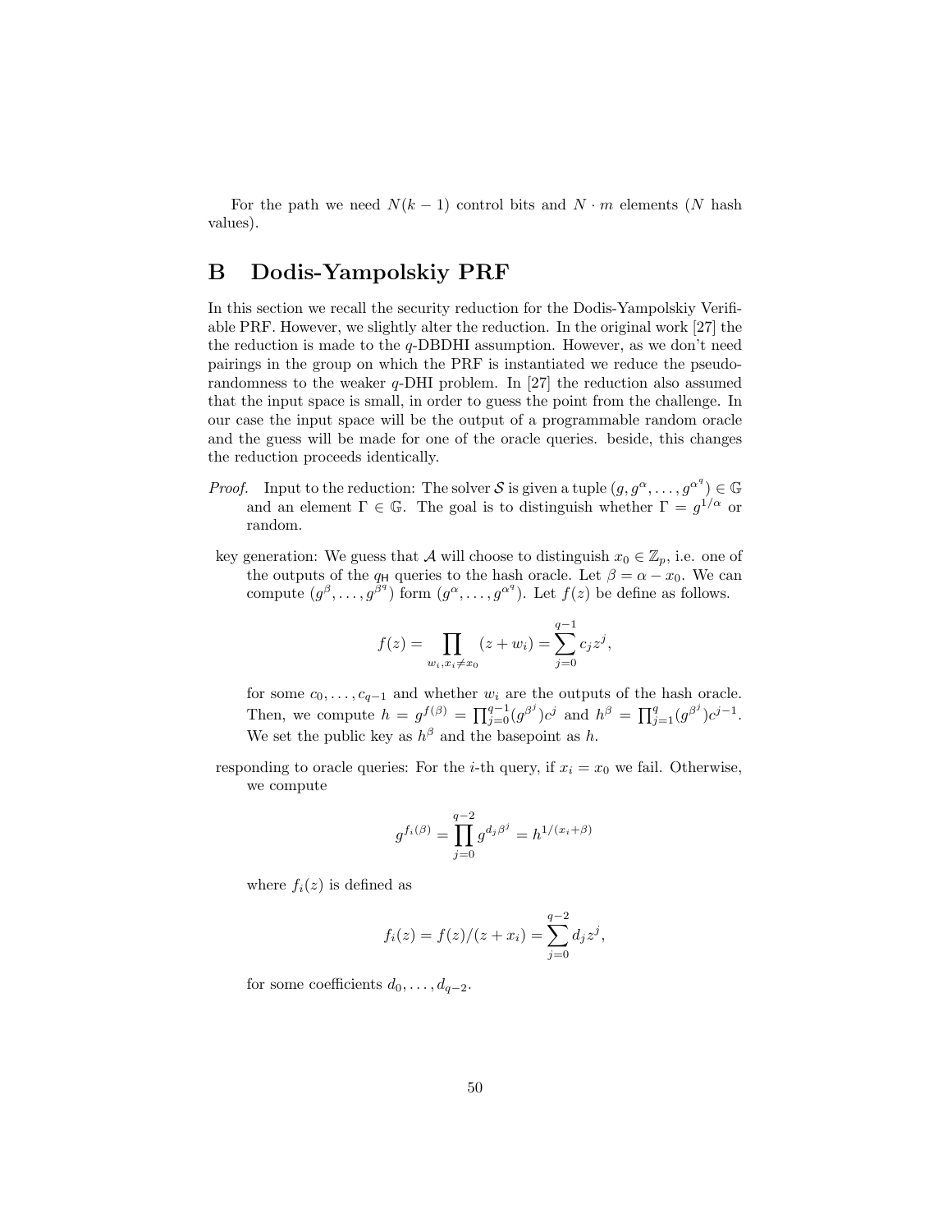For the path we need $N(k-1)$ control bits and $N \cdot m$ elements ($N$ hash values).

# B Dodis-Yampolskiy PRF

In this section we recall the security reduction for the Dodis-Yampolskiy Verifiable PRF. However, we slightly alter the reduction. In the original work [27] the the reduction is made to the $q$-DBDHI assumption. However, as we don't need pairings in the group on which the PRF is instantiated we reduce the pseudorandomness to the weaker $q$-DHI problem. In [27] the reduction also assumed that the input space is small, in order to guess the point from the challenge. In our case the input space will be the output of a programmable random oracle and the guess will be made for one of the oracle queries. beside, this changes the reduction proceeds identically.

*Proof.* Input to the reduction: The solver $\mathcal{S}$ is given a tuple $(g, g^{\alpha}, \ldots, g^{\alpha^q}) \in \mathbb{G}$ and an element $\Gamma \in \mathbb{G}$. The goal is to distinguish whether $\Gamma = g^{1/\alpha}$ or random.

key generation: We guess that $\mathcal{A}$ will choose to distinguish $x_0 \in \mathbb{Z}_p$, i.e. one of the outputs of the $q_{\mathsf{H}}$ queries to the hash oracle. Let $\beta = \alpha - x_0$. We can compute $(g^{\beta}, \ldots, g^{\beta^q})$ form $(g^{\alpha}, \ldots, g^{\alpha^q})$. Let $f(z)$ be define as follows.

$$f(z) = \prod_{w_i, x_i \neq x_0} (z + w_i) = \sum_{j=0}^{q-1} c_j z^j,$$

for some $c_0, \ldots, c_{q-1}$ and whether $w_i$ are the outputs of the hash oracle. Then, we compute $h = g^{f(\beta)} = \prod_{j=0}^{q-1} (g^{\beta^j}) c^j$ and $h^{\beta} = \prod_{j=1}^{q} (g^{\beta^j}) c^{j-1}$. We set the public key as $h^{\beta}$ and the basepoint as $h$.

responding to oracle queries: For the $i$-th query, if $x_i = x_0$ we fail. Otherwise, we compute

$$g^{f_i(\beta)} = \prod_{j=0}^{q-2} g^{d_j \beta^j} = h^{1/(x_i + \beta)}$$

where $f_i(z)$ is defined as

$$f_i(z) = f(z)/(z + x_i) = \sum_{j=0}^{q-2} d_j z^j,$$

for some coefficients $d_0, \ldots, d_{q-2}$.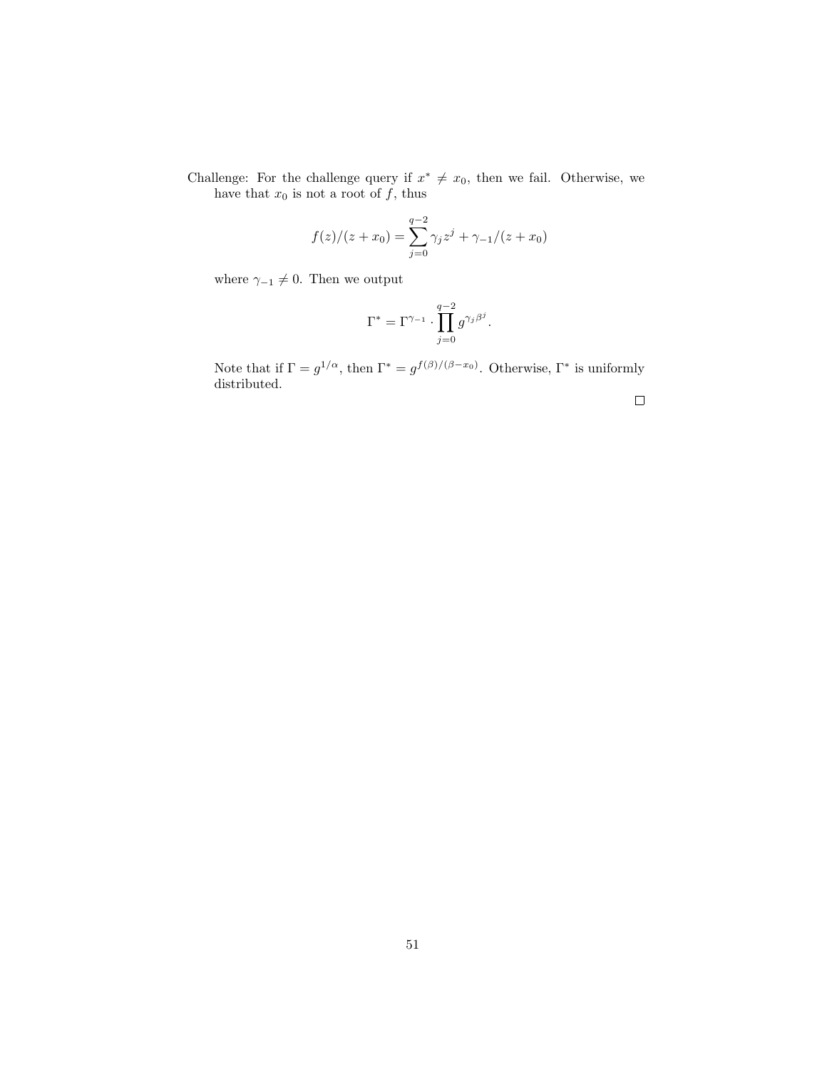Challenge: For the challenge query if $x^* \neq x_0$, then we fail. Otherwise, we have that $x_0$ is not a root of $f$, thus

$$f(z)/(z + x_0) = \sum_{j=0}^{q-2} \gamma_j z^j + \gamma_{-1}/(z + x_0)$$

where $\gamma_{-1} \neq 0$. Then we output

$$\Gamma^* = \Gamma^{\gamma_{-1}} \cdot \prod_{j=0}^{q-2} g^{\gamma_j \beta^j}.$$

Note that if $\Gamma = g^{1/\alpha}$, then $\Gamma^* = g^{f(\beta)/(\beta - x_0)}$. Otherwise, $\Gamma^*$ is uniformly distributed.

□